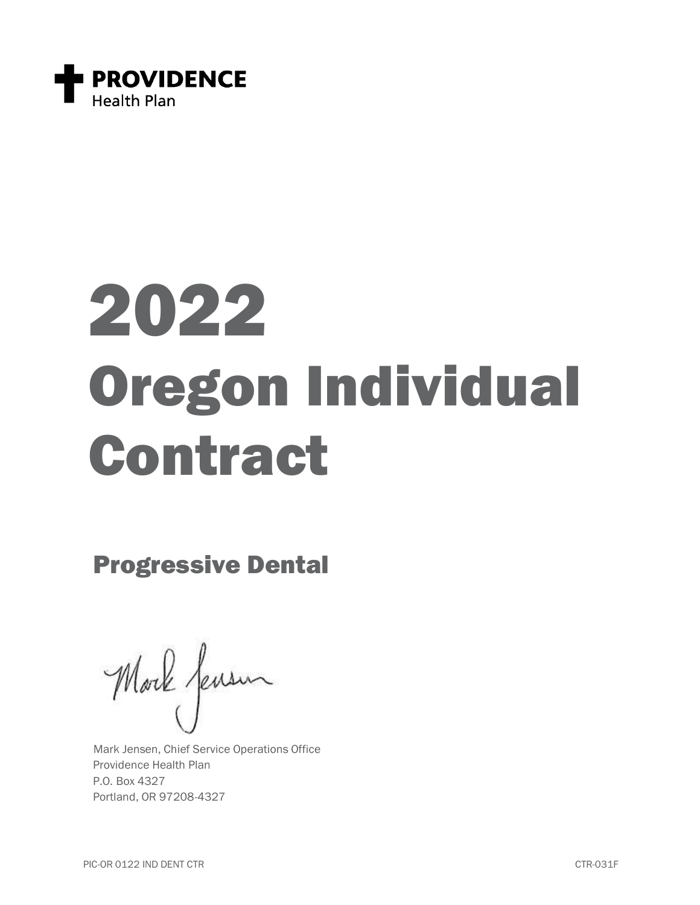**PROVIDENCE**
Health Plan

# 2022 Oregon Individual Contract

## Progressive Dental

Mark Jensen, Chief Service Operations Office
Providence Health Plan
P.O. Box 4327
Portland, OR 97208-4327

PIC-OR 0122 IND DENT CTR

CTR-031F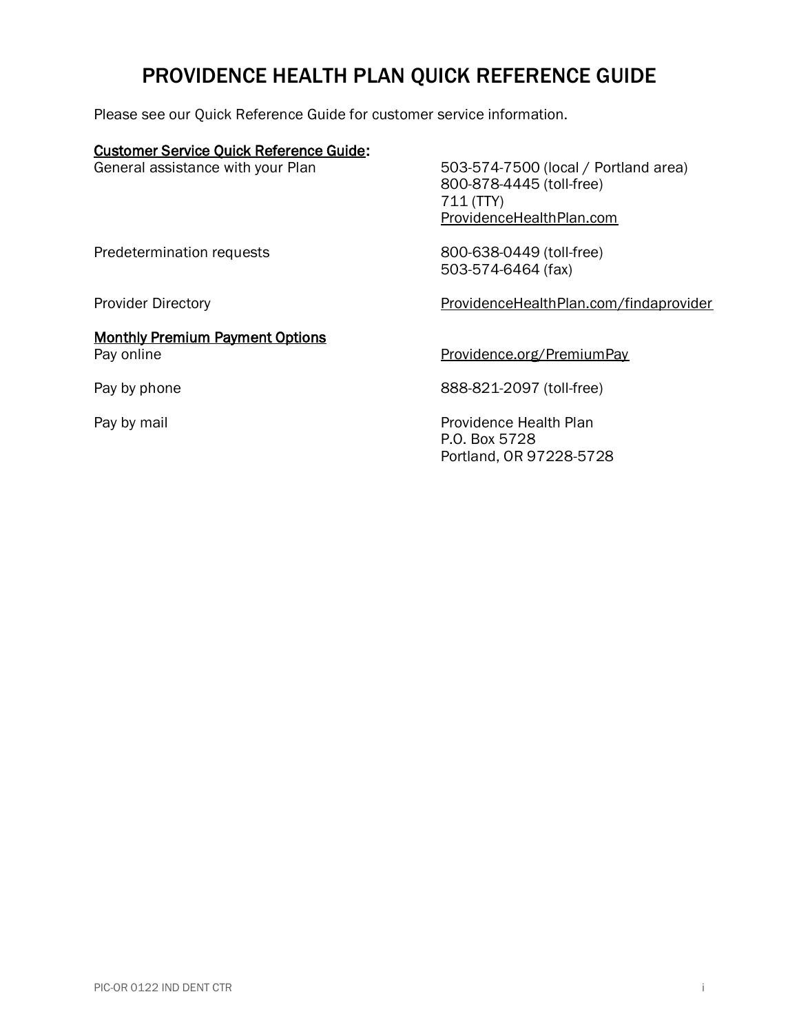# PROVIDENCE HEALTH PLAN QUICK REFERENCE GUIDE

Please see our Quick Reference Guide for customer service information.

**Customer Service Quick Reference Guide:**

| | |
|---|---|
| General assistance with your Plan | 503-574-7500 (local / Portland area)<br>800-878-4445 (toll-free)<br>711 (TTY)<br>ProvidenceHealthPlan.com |
| Predetermination requests | 800-638-0449 (toll-free)<br>503-574-6464 (fax) |
| Provider Directory | ProvidenceHealthPlan.com/findaprovider |

**Monthly Premium Payment Options**

| | |
|---|---|
| Pay online | Providence.org/PremiumPay |
| Pay by phone | 888-821-2097 (toll-free) |
| Pay by mail | Providence Health Plan<br>P.O. Box 5728<br>Portland, OR 97228-5728 |

PIC-OR 0122 IND DENT CTR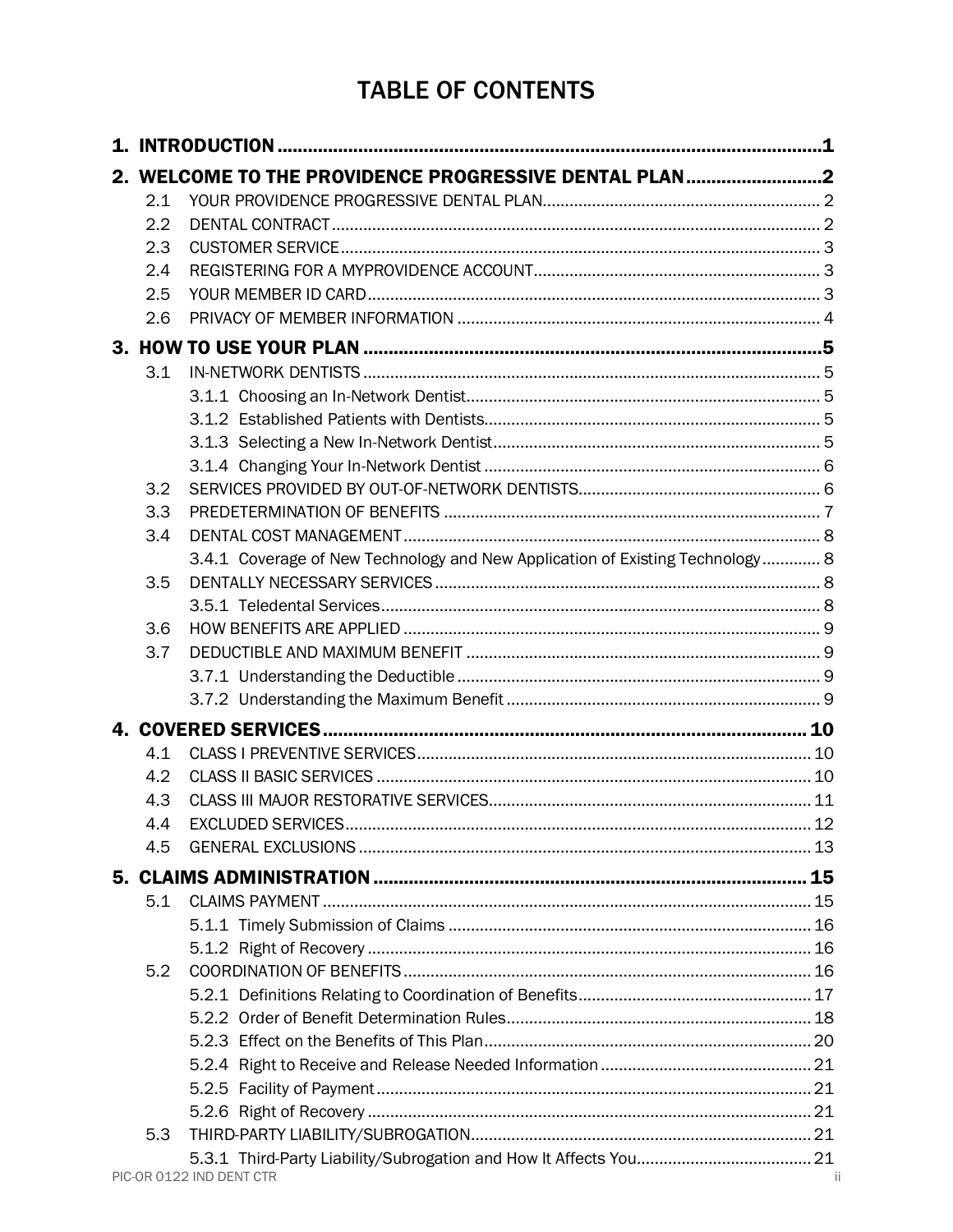# TABLE OF CONTENTS

**1. INTRODUCTION** ............................................................ 1

**2. WELCOME TO THE PROVIDENCE PROGRESSIVE DENTAL PLAN** ............................................................ 2

- 2.1 YOUR PROVIDENCE PROGRESSIVE DENTAL PLAN ............................................................ 2
- 2.2 DENTAL CONTRACT ............................................................ 2
- 2.3 CUSTOMER SERVICE ............................................................ 3
- 2.4 REGISTERING FOR A MYPROVIDENCE ACCOUNT ............................................................ 3
- 2.5 YOUR MEMBER ID CARD ............................................................ 3
- 2.6 PRIVACY OF MEMBER INFORMATION ............................................................ 4

**3. HOW TO USE YOUR PLAN** ............................................................ 5

- 3.1 IN-NETWORK DENTISTS ............................................................ 5
  - 3.1.1 Choosing an In-Network Dentist ............................................................ 5
  - 3.1.2 Established Patients with Dentists ............................................................ 5
  - 3.1.3 Selecting a New In-Network Dentist ............................................................ 5
  - 3.1.4 Changing Your In-Network Dentist ............................................................ 6
- 3.2 SERVICES PROVIDED BY OUT-OF-NETWORK DENTISTS ............................................................ 6
- 3.3 PREDETERMINATION OF BENEFITS ............................................................ 7
- 3.4 DENTAL COST MANAGEMENT ............................................................ 8
  - 3.4.1 Coverage of New Technology and New Application of Existing Technology ............................................................ 8
- 3.5 DENTALLY NECESSARY SERVICES ............................................................ 8
  - 3.5.1 Teledental Services ............................................................ 8
- 3.6 HOW BENEFITS ARE APPLIED ............................................................ 9
- 3.7 DEDUCTIBLE AND MAXIMUM BENEFIT ............................................................ 9
  - 3.7.1 Understanding the Deductible ............................................................ 9
  - 3.7.2 Understanding the Maximum Benefit ............................................................ 9

**4. COVERED SERVICES** ............................................................ 10

- 4.1 CLASS I PREVENTIVE SERVICES ............................................................ 10
- 4.2 CLASS II BASIC SERVICES ............................................................ 10
- 4.3 CLASS III MAJOR RESTORATIVE SERVICES ............................................................ 11
- 4.4 EXCLUDED SERVICES ............................................................ 12
- 4.5 GENERAL EXCLUSIONS ............................................................ 13

**5. CLAIMS ADMINISTRATION** ............................................................ 15

- 5.1 CLAIMS PAYMENT ............................................................ 15
  - 5.1.1 Timely Submission of Claims ............................................................ 16
  - 5.1.2 Right of Recovery ............................................................ 16
- 5.2 COORDINATION OF BENEFITS ............................................................ 16
  - 5.2.1 Definitions Relating to Coordination of Benefits ............................................................ 17
  - 5.2.2 Order of Benefit Determination Rules ............................................................ 18
  - 5.2.3 Effect on the Benefits of This Plan ............................................................ 20
  - 5.2.4 Right to Receive and Release Needed Information ............................................................ 21
  - 5.2.5 Facility of Payment ............................................................ 21
  - 5.2.6 Right of Recovery ............................................................ 21
- 5.3 THIRD-PARTY LIABILITY/SUBROGATION ............................................................ 21
  - 5.3.1 Third-Party Liability/Subrogation and How It Affects You ............................................................ 21

PIC-OR 0122 IND DENT CTR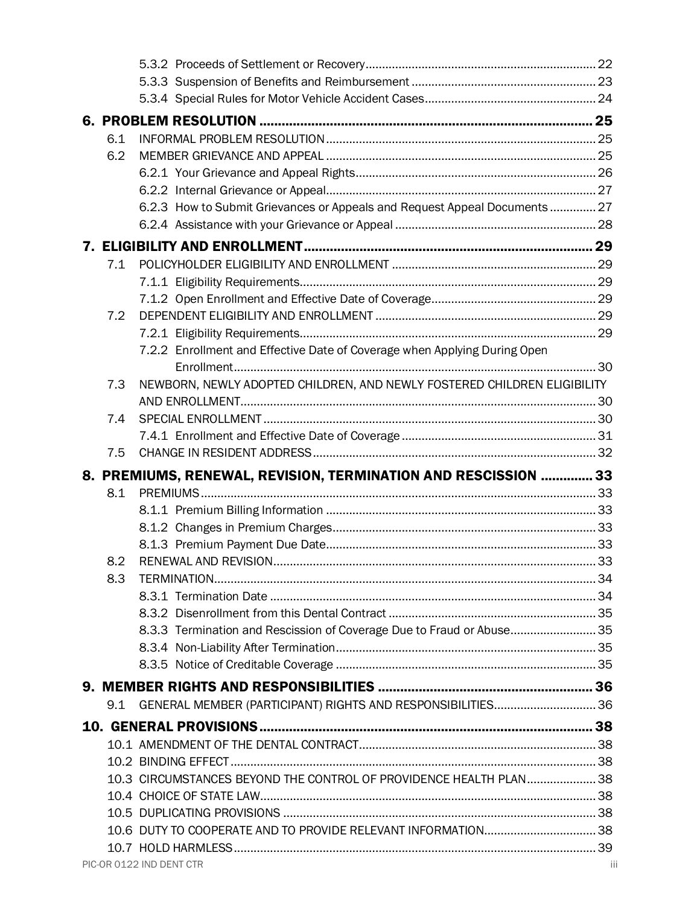5.3.2 Proceeds of Settlement or Recovery ..... 22
5.3.3 Suspension of Benefits and Reimbursement ..... 23
5.3.4 Special Rules for Motor Vehicle Accident Cases ..... 24

**6. PROBLEM RESOLUTION ..... 25**

6.1 INFORMAL PROBLEM RESOLUTION ..... 25
6.2 MEMBER GRIEVANCE AND APPEAL ..... 25
6.2.1 Your Grievance and Appeal Rights ..... 26
6.2.2 Internal Grievance or Appeal ..... 27
6.2.3 How to Submit Grievances or Appeals and Request Appeal Documents ..... 27
6.2.4 Assistance with your Grievance or Appeal ..... 28

**7. ELIGIBILITY AND ENROLLMENT ..... 29**

7.1 POLICYHOLDER ELIGIBILITY AND ENROLLMENT ..... 29
7.1.1 Eligibility Requirements ..... 29
7.1.2 Open Enrollment and Effective Date of Coverage ..... 29
7.2 DEPENDENT ELIGIBILITY AND ENROLLMENT ..... 29
7.2.1 Eligibility Requirements ..... 29
7.2.2 Enrollment and Effective Date of Coverage when Applying During Open Enrollment ..... 30
7.3 NEWBORN, NEWLY ADOPTED CHILDREN, AND NEWLY FOSTERED CHILDREN ELIGIBILITY AND ENROLLMENT ..... 30
7.4 SPECIAL ENROLLMENT ..... 30
7.4.1 Enrollment and Effective Date of Coverage ..... 31
7.5 CHANGE IN RESIDENT ADDRESS ..... 32

**8. PREMIUMS, RENEWAL, REVISION, TERMINATION AND RESCISSION ..... 33**

8.1 PREMIUMS ..... 33
8.1.1 Premium Billing Information ..... 33
8.1.2 Changes in Premium Charges ..... 33
8.1.3 Premium Payment Due Date ..... 33
8.2 RENEWAL AND REVISION ..... 33
8.3 TERMINATION ..... 34
8.3.1 Termination Date ..... 34
8.3.2 Disenrollment from this Dental Contract ..... 35
8.3.3 Termination and Rescission of Coverage Due to Fraud or Abuse ..... 35
8.3.4 Non-Liability After Termination ..... 35
8.3.5 Notice of Creditable Coverage ..... 35

**9. MEMBER RIGHTS AND RESPONSIBILITIES ..... 36**

9.1 GENERAL MEMBER (PARTICIPANT) RIGHTS AND RESPONSIBILITIES ..... 36

**10. GENERAL PROVISIONS ..... 38**

10.1 AMENDMENT OF THE DENTAL CONTRACT ..... 38
10.2 BINDING EFFECT ..... 38
10.3 CIRCUMSTANCES BEYOND THE CONTROL OF PROVIDENCE HEALTH PLAN ..... 38
10.4 CHOICE OF STATE LAW ..... 38
10.5 DUPLICATING PROVISIONS ..... 38
10.6 DUTY TO COOPERATE AND TO PROVIDE RELEVANT INFORMATION ..... 38
10.7 HOLD HARMLESS ..... 39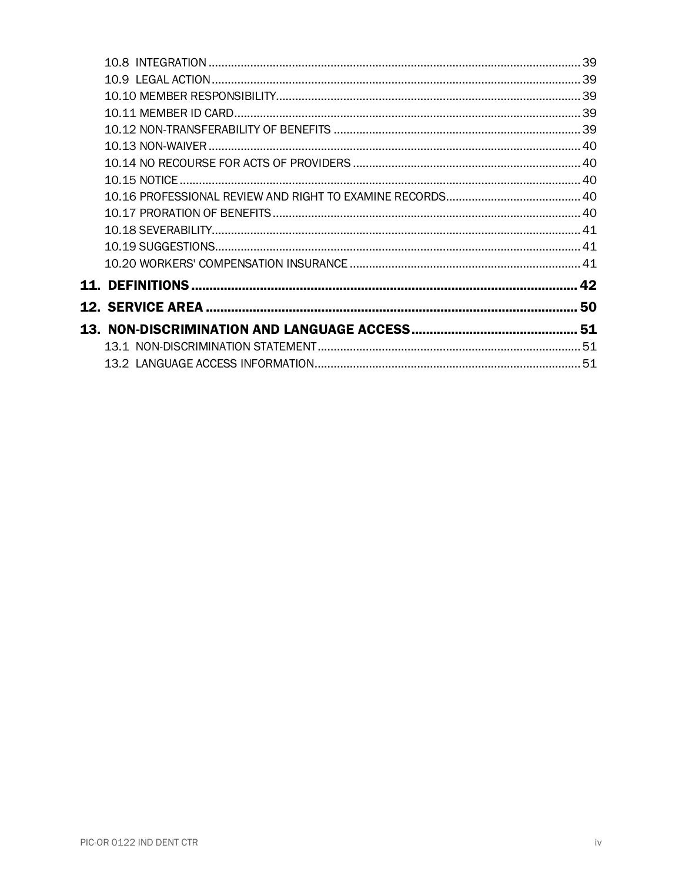10.8 INTEGRATION ........................................................................................................................ 39
10.9 LEGAL ACTION ..................................................................................................................... 39
10.10 MEMBER RESPONSIBILITY................................................................................................. 39
10.11 MEMBER ID CARD............................................................................................................. 39
10.12 NON-TRANSFERABILITY OF BENEFITS ............................................................................... 39
10.13 NON-WAIVER ..................................................................................................................... 40
10.14 NO RECOURSE FOR ACTS OF PROVIDERS ......................................................................... 40
10.15 NOTICE .............................................................................................................................. 40
10.16 PROFESSIONAL REVIEW AND RIGHT TO EXAMINE RECORDS.......................................... 40
10.17 PRORATION OF BENEFITS ................................................................................................. 40
10.18 SEVERABILITY.................................................................................................................... 41
10.19 SUGGESTIONS................................................................................................................... 41
10.20 WORKERS' COMPENSATION INSURANCE .......................................................................... 41

**11. DEFINITIONS ........................................................................................................ 42**

**12. SERVICE AREA ..................................................................................................... 50**

**13. NON-DISCRIMINATION AND LANGUAGE ACCESS ............................................. 51**

13.1 NON-DISCRIMINATION STATEMENT .................................................................................... 51
13.2 LANGUAGE ACCESS INFORMATION..................................................................................... 51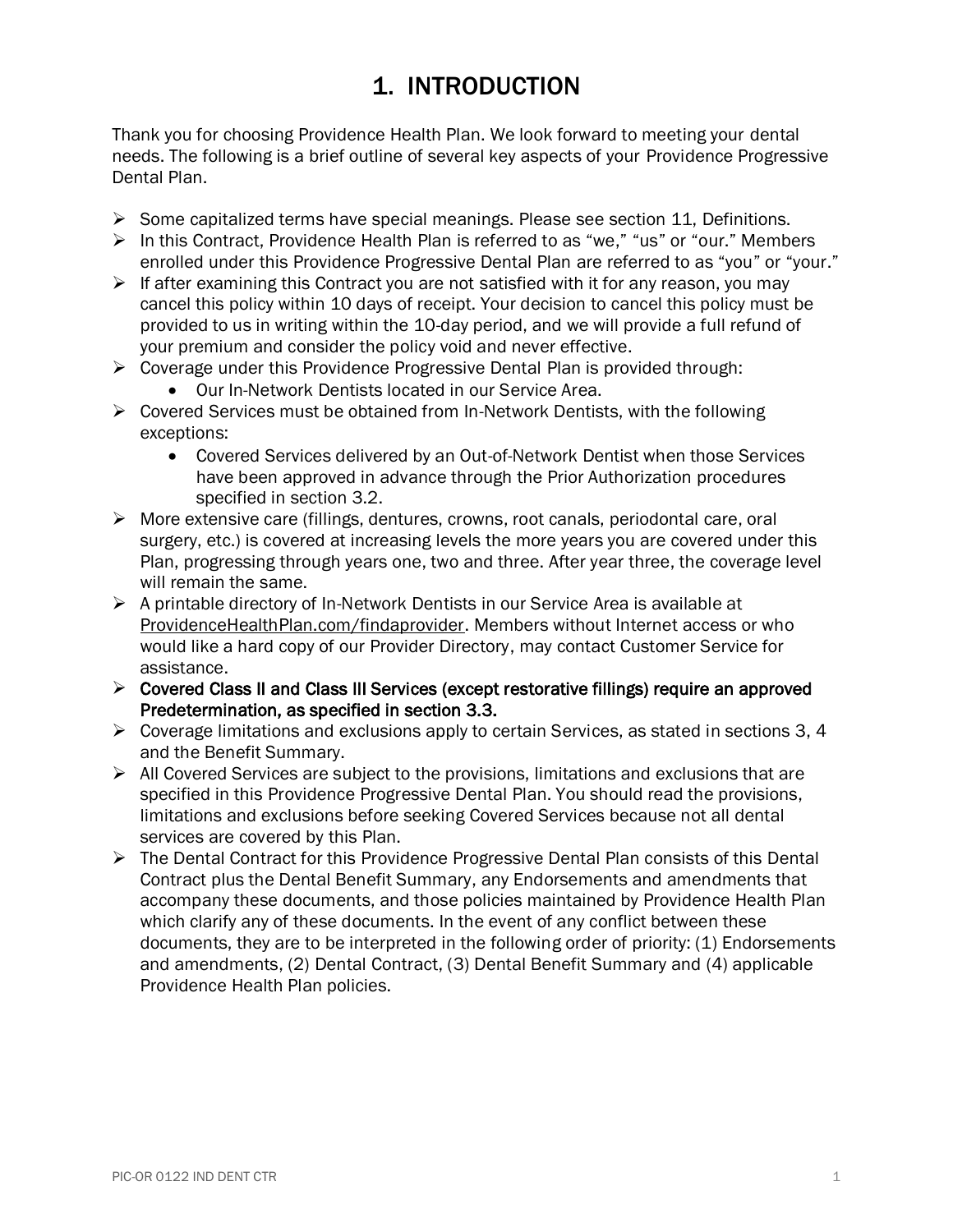# 1. INTRODUCTION

Thank you for choosing Providence Health Plan. We look forward to meeting your dental needs. The following is a brief outline of several key aspects of your Providence Progressive Dental Plan.

- Some capitalized terms have special meanings. Please see section 11, Definitions.
- In this Contract, Providence Health Plan is referred to as "we," "us" or "our." Members enrolled under this Providence Progressive Dental Plan are referred to as "you" or "your."
- If after examining this Contract you are not satisfied with it for any reason, you may cancel this policy within 10 days of receipt. Your decision to cancel this policy must be provided to us in writing within the 10-day period, and we will provide a full refund of your premium and consider the policy void and never effective.
- Coverage under this Providence Progressive Dental Plan is provided through:
  - Our In-Network Dentists located in our Service Area.
- Covered Services must be obtained from In-Network Dentists, with the following exceptions:
  - Covered Services delivered by an Out-of-Network Dentist when those Services have been approved in advance through the Prior Authorization procedures specified in section 3.2.
- More extensive care (fillings, dentures, crowns, root canals, periodontal care, oral surgery, etc.) is covered at increasing levels the more years you are covered under this Plan, progressing through years one, two and three. After year three, the coverage level will remain the same.
- A printable directory of In-Network Dentists in our Service Area is available at ProvidenceHealthPlan.com/findaprovider. Members without Internet access or who would like a hard copy of our Provider Directory, may contact Customer Service for assistance.
- Covered Class II and Class III Services (except restorative fillings) require an approved Predetermination, as specified in section 3.3.
- Coverage limitations and exclusions apply to certain Services, as stated in sections 3, 4 and the Benefit Summary.
- All Covered Services are subject to the provisions, limitations and exclusions that are specified in this Providence Progressive Dental Plan. You should read the provisions, limitations and exclusions before seeking Covered Services because not all dental services are covered by this Plan.
- The Dental Contract for this Providence Progressive Dental Plan consists of this Dental Contract plus the Dental Benefit Summary, any Endorsements and amendments that accompany these documents, and those policies maintained by Providence Health Plan which clarify any of these documents. In the event of any conflict between these documents, they are to be interpreted in the following order of priority: (1) Endorsements and amendments, (2) Dental Contract, (3) Dental Benefit Summary and (4) applicable Providence Health Plan policies.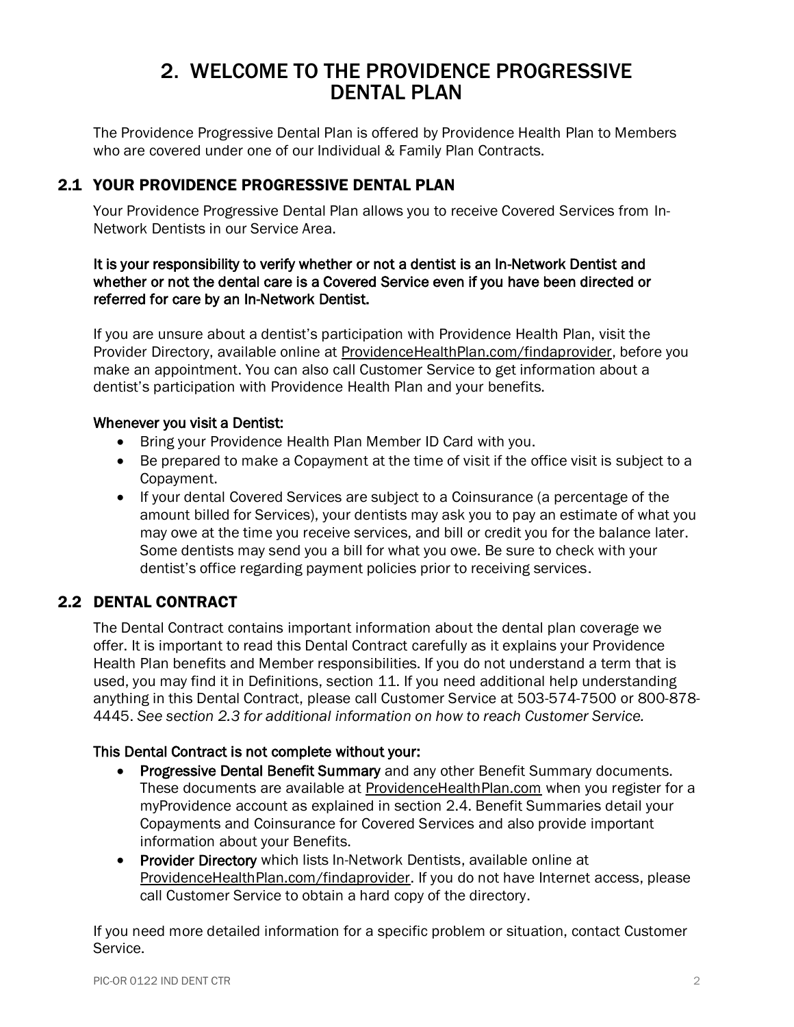# 2. WELCOME TO THE PROVIDENCE PROGRESSIVE DENTAL PLAN

The Providence Progressive Dental Plan is offered by Providence Health Plan to Members who are covered under one of our Individual & Family Plan Contracts.

## 2.1 YOUR PROVIDENCE PROGRESSIVE DENTAL PLAN

Your Providence Progressive Dental Plan allows you to receive Covered Services from In-Network Dentists in our Service Area.

**It is your responsibility to verify whether or not a dentist is an In-Network Dentist and whether or not the dental care is a Covered Service even if you have been directed or referred for care by an In-Network Dentist.**

If you are unsure about a dentist's participation with Providence Health Plan, visit the Provider Directory, available online at ProvidenceHealthPlan.com/findaprovider, before you make an appointment. You can also call Customer Service to get information about a dentist's participation with Providence Health Plan and your benefits.

**Whenever you visit a Dentist:**

- Bring your Providence Health Plan Member ID Card with you.
- Be prepared to make a Copayment at the time of visit if the office visit is subject to a Copayment.
- If your dental Covered Services are subject to a Coinsurance (a percentage of the amount billed for Services), your dentists may ask you to pay an estimate of what you may owe at the time you receive services, and bill or credit you for the balance later. Some dentists may send you a bill for what you owe. Be sure to check with your dentist's office regarding payment policies prior to receiving services.

## 2.2 DENTAL CONTRACT

The Dental Contract contains important information about the dental plan coverage we offer. It is important to read this Dental Contract carefully as it explains your Providence Health Plan benefits and Member responsibilities. If you do not understand a term that is used, you may find it in Definitions, section 11. If you need additional help understanding anything in this Dental Contract, please call Customer Service at 503-574-7500 or 800-878-4445. *See section 2.3 for additional information on how to reach Customer Service.*

**This Dental Contract is not complete without your:**

- **Progressive Dental Benefit Summary** and any other Benefit Summary documents. These documents are available at ProvidenceHealthPlan.com when you register for a myProvidence account as explained in section 2.4. Benefit Summaries detail your Copayments and Coinsurance for Covered Services and also provide important information about your Benefits.
- **Provider Directory** which lists In-Network Dentists, available online at ProvidenceHealthPlan.com/findaprovider. If you do not have Internet access, please call Customer Service to obtain a hard copy of the directory.

If you need more detailed information for a specific problem or situation, contact Customer Service.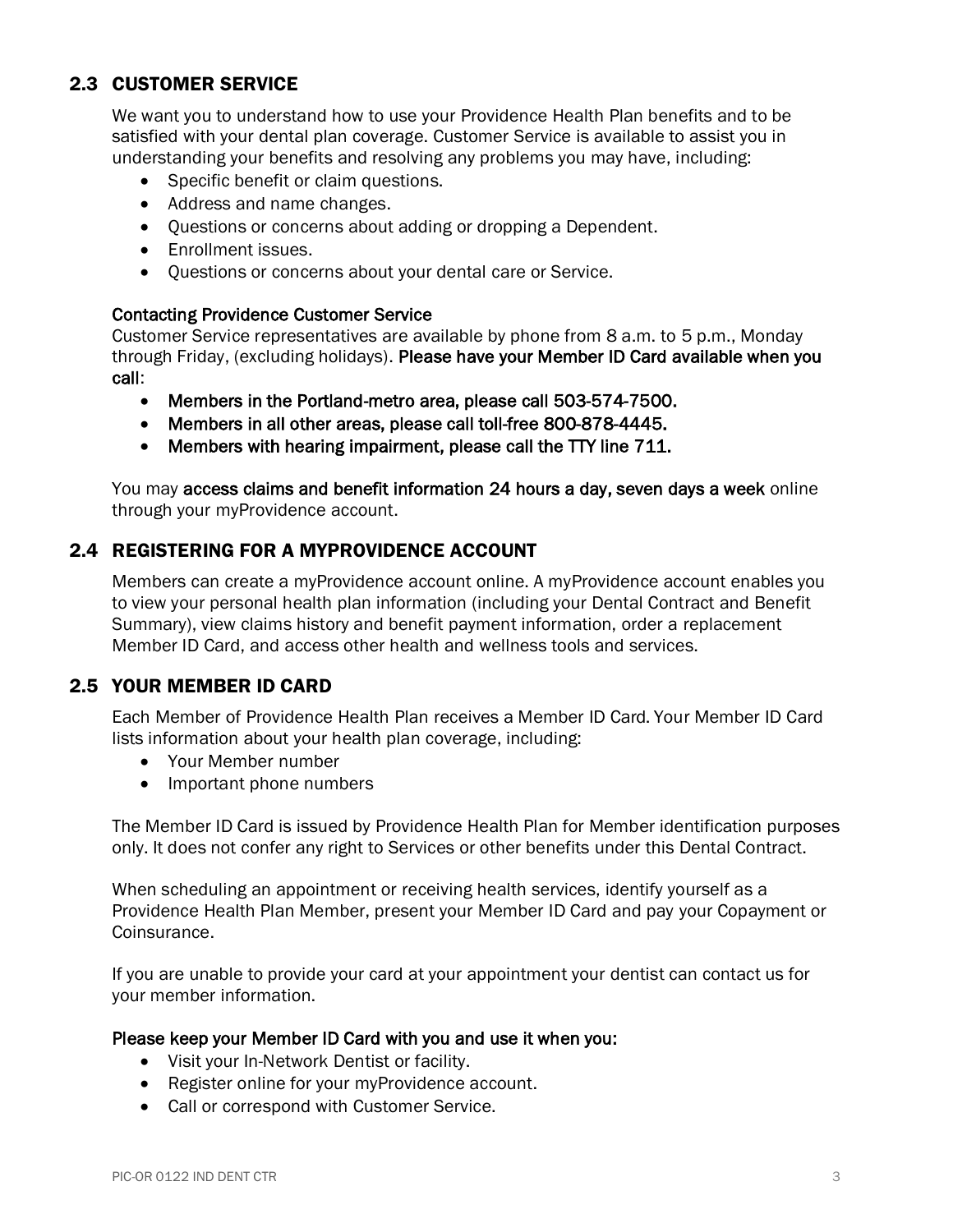## 2.3 CUSTOMER SERVICE

We want you to understand how to use your Providence Health Plan benefits and to be satisfied with your dental plan coverage. Customer Service is available to assist you in understanding your benefits and resolving any problems you may have, including:

- Specific benefit or claim questions.
- Address and name changes.
- Questions or concerns about adding or dropping a Dependent.
- Enrollment issues.
- Questions or concerns about your dental care or Service.

### Contacting Providence Customer Service

Customer Service representatives are available by phone from 8 a.m. to 5 p.m., Monday through Friday, (excluding holidays). **Please have your Member ID Card available when you call**:

- **Members in the Portland-metro area, please call 503-574-7500.**
- **Members in all other areas, please call toll-free 800-878-4445.**
- **Members with hearing impairment, please call the TTY line 711.**

You may **access claims and benefit information 24 hours a day, seven days a week** online through your myProvidence account.

## 2.4 REGISTERING FOR A MYPROVIDENCE ACCOUNT

Members can create a myProvidence account online. A myProvidence account enables you to view your personal health plan information (including your Dental Contract and Benefit Summary), view claims history and benefit payment information, order a replacement Member ID Card, and access other health and wellness tools and services.

## 2.5 YOUR MEMBER ID CARD

Each Member of Providence Health Plan receives a Member ID Card. Your Member ID Card lists information about your health plan coverage, including:

- Your Member number
- Important phone numbers

The Member ID Card is issued by Providence Health Plan for Member identification purposes only. It does not confer any right to Services or other benefits under this Dental Contract.

When scheduling an appointment or receiving health services, identify yourself as a Providence Health Plan Member, present your Member ID Card and pay your Copayment or Coinsurance.

If you are unable to provide your card at your appointment your dentist can contact us for your member information.

### Please keep your Member ID Card with you and use it when you:

- Visit your In-Network Dentist or facility.
- Register online for your myProvidence account.
- Call or correspond with Customer Service.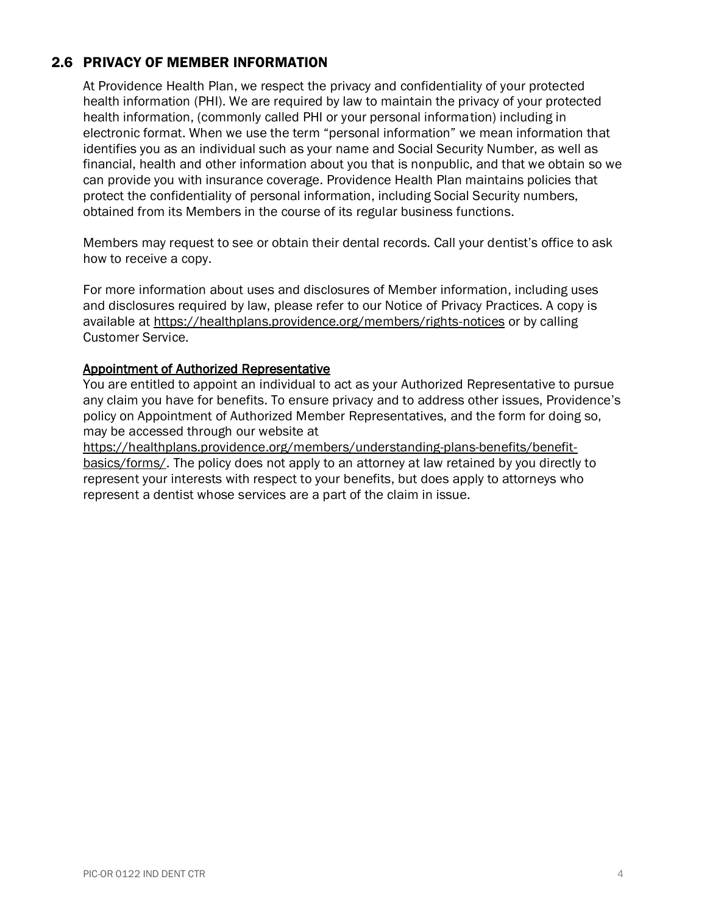## 2.6 PRIVACY OF MEMBER INFORMATION

At Providence Health Plan, we respect the privacy and confidentiality of your protected health information (PHI). We are required by law to maintain the privacy of your protected health information, (commonly called PHI or your personal information) including in electronic format. When we use the term "personal information" we mean information that identifies you as an individual such as your name and Social Security Number, as well as financial, health and other information about you that is nonpublic, and that we obtain so we can provide you with insurance coverage. Providence Health Plan maintains policies that protect the confidentiality of personal information, including Social Security numbers, obtained from its Members in the course of its regular business functions.

Members may request to see or obtain their dental records. Call your dentist's office to ask how to receive a copy.

For more information about uses and disclosures of Member information, including uses and disclosures required by law, please refer to our Notice of Privacy Practices. A copy is available at https://healthplans.providence.org/members/rights-notices or by calling Customer Service.

<u>Appointment of Authorized Representative</u>

You are entitled to appoint an individual to act as your Authorized Representative to pursue any claim you have for benefits. To ensure privacy and to address other issues, Providence's policy on Appointment of Authorized Member Representatives, and the form for doing so, may be accessed through our website at https://healthplans.providence.org/members/understanding-plans-benefits/benefit-basics/forms/. The policy does not apply to an attorney at law retained by you directly to represent your interests with respect to your benefits, but does apply to attorneys who represent a dentist whose services are a part of the claim in issue.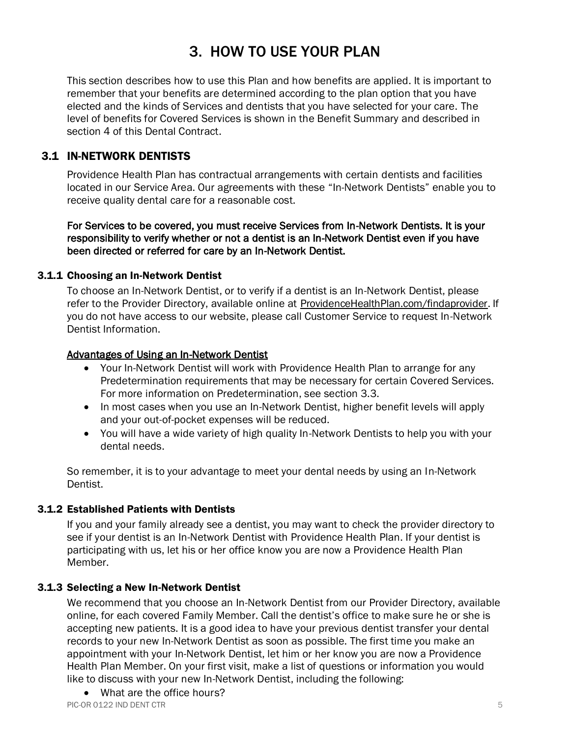# 3. HOW TO USE YOUR PLAN

This section describes how to use this Plan and how benefits are applied. It is important to remember that your benefits are determined according to the plan option that you have elected and the kinds of Services and dentists that you have selected for your care. The level of benefits for Covered Services is shown in the Benefit Summary and described in section 4 of this Dental Contract.

## 3.1 IN-NETWORK DENTISTS

Providence Health Plan has contractual arrangements with certain dentists and facilities located in our Service Area. Our agreements with these "In-Network Dentists" enable you to receive quality dental care for a reasonable cost.

**For Services to be covered, you must receive Services from In-Network Dentists. It is your responsibility to verify whether or not a dentist is an In-Network Dentist even if you have been directed or referred for care by an In-Network Dentist.**

### 3.1.1 Choosing an In-Network Dentist

To choose an In-Network Dentist, or to verify if a dentist is an In-Network Dentist, please refer to the Provider Directory, available online at ProvidenceHealthPlan.com/findaprovider. If you do not have access to our website, please call Customer Service to request In-Network Dentist Information.

**Advantages of Using an In-Network Dentist**

- Your In-Network Dentist will work with Providence Health Plan to arrange for any Predetermination requirements that may be necessary for certain Covered Services. For more information on Predetermination, see section 3.3.
- In most cases when you use an In-Network Dentist, higher benefit levels will apply and your out-of-pocket expenses will be reduced.
- You will have a wide variety of high quality In-Network Dentists to help you with your dental needs.

So remember, it is to your advantage to meet your dental needs by using an In-Network Dentist.

### 3.1.2 Established Patients with Dentists

If you and your family already see a dentist, you may want to check the provider directory to see if your dentist is an In-Network Dentist with Providence Health Plan. If your dentist is participating with us, let his or her office know you are now a Providence Health Plan Member.

### 3.1.3 Selecting a New In-Network Dentist

We recommend that you choose an In-Network Dentist from our Provider Directory, available online, for each covered Family Member. Call the dentist's office to make sure he or she is accepting new patients. It is a good idea to have your previous dentist transfer your dental records to your new In-Network Dentist as soon as possible. The first time you make an appointment with your In-Network Dentist, let him or her know you are now a Providence Health Plan Member. On your first visit, make a list of questions or information you would like to discuss with your new In-Network Dentist, including the following:

- What are the office hours?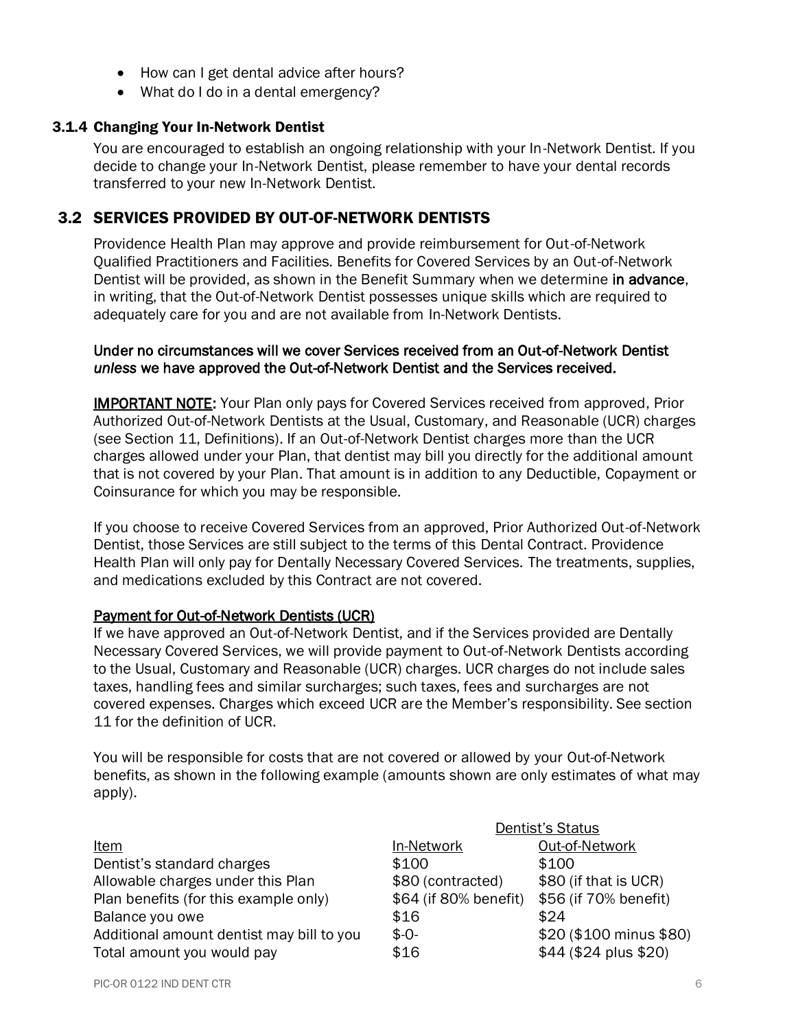- How can I get dental advice after hours?
- What do I do in a dental emergency?

### 3.1.4 Changing Your In-Network Dentist

You are encouraged to establish an ongoing relationship with your In-Network Dentist. If you decide to change your In-Network Dentist, please remember to have your dental records transferred to your new In-Network Dentist.

## 3.2 SERVICES PROVIDED BY OUT-OF-NETWORK DENTISTS

Providence Health Plan may approve and provide reimbursement for Out-of-Network Qualified Practitioners and Facilities. Benefits for Covered Services by an Out-of-Network Dentist will be provided, as shown in the Benefit Summary when we determine **in advance**, in writing, that the Out-of-Network Dentist possesses unique skills which are required to adequately care for you and are not available from In-Network Dentists.

**Under no circumstances will we cover Services received from an Out-of-Network Dentist *unless* we have approved the Out-of-Network Dentist and the Services received.**

**IMPORTANT NOTE:** Your Plan only pays for Covered Services received from approved, Prior Authorized Out-of-Network Dentists at the Usual, Customary, and Reasonable (UCR) charges (see Section 11, Definitions). If an Out-of-Network Dentist charges more than the UCR charges allowed under your Plan, that dentist may bill you directly for the additional amount that is not covered by your Plan. That amount is in addition to any Deductible, Copayment or Coinsurance for which you may be responsible.

If you choose to receive Covered Services from an approved, Prior Authorized Out-of-Network Dentist, those Services are still subject to the terms of this Dental Contract. Providence Health Plan will only pay for Dentally Necessary Covered Services. The treatments, supplies, and medications excluded by this Contract are not covered.

**Payment for Out-of-Network Dentists (UCR)**
If we have approved an Out-of-Network Dentist, and if the Services provided are Dentally Necessary Covered Services, we will provide payment to Out-of-Network Dentists according to the Usual, Customary and Reasonable (UCR) charges. UCR charges do not include sales taxes, handling fees and similar surcharges; such taxes, fees and surcharges are not covered expenses. Charges which exceed UCR are the Member's responsibility. See section 11 for the definition of UCR.

You will be responsible for costs that are not covered or allowed by your Out-of-Network benefits, as shown in the following example (amounts shown are only estimates of what may apply).

| | Dentist's Status | |
|---|---|---|
| Item | In-Network | Out-of-Network |
| Dentist's standard charges | $100 | $100 |
| Allowable charges under this Plan | $80 (contracted) | $80 (if that is UCR) |
| Plan benefits (for this example only) | $64 (if 80% benefit) | $56 (if 70% benefit) |
| Balance you owe | $16 | $24 |
| Additional amount dentist may bill to you | $-0- | $20 ($100 minus $80) |
| Total amount you would pay | $16 | $44 ($24 plus $20) |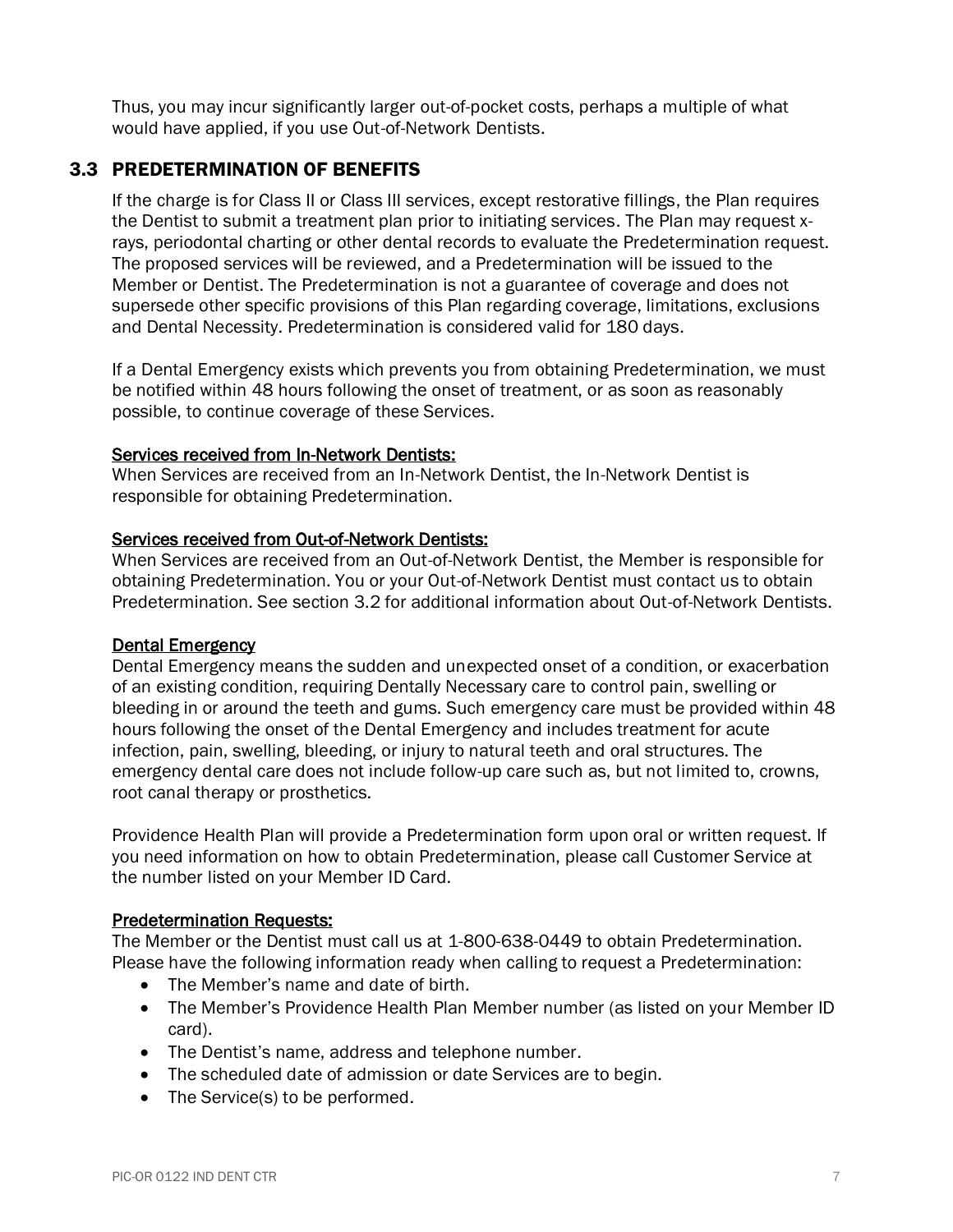Thus, you may incur significantly larger out-of-pocket costs, perhaps a multiple of what would have applied, if you use Out-of-Network Dentists.

## 3.3 PREDETERMINATION OF BENEFITS

If the charge is for Class II or Class III services, except restorative fillings, the Plan requires the Dentist to submit a treatment plan prior to initiating services. The Plan may request x-rays, periodontal charting or other dental records to evaluate the Predetermination request. The proposed services will be reviewed, and a Predetermination will be issued to the Member or Dentist. The Predetermination is not a guarantee of coverage and does not supersede other specific provisions of this Plan regarding coverage, limitations, exclusions and Dental Necessity. Predetermination is considered valid for 180 days.

If a Dental Emergency exists which prevents you from obtaining Predetermination, we must be notified within 48 hours following the onset of treatment, or as soon as reasonably possible, to continue coverage of these Services.

<u>Services received from In-Network Dentists:</u>
When Services are received from an In-Network Dentist, the In-Network Dentist is responsible for obtaining Predetermination.

<u>Services received from Out-of-Network Dentists:</u>
When Services are received from an Out-of-Network Dentist, the Member is responsible for obtaining Predetermination. You or your Out-of-Network Dentist must contact us to obtain Predetermination. See section 3.2 for additional information about Out-of-Network Dentists.

<u>Dental Emergency</u>
Dental Emergency means the sudden and unexpected onset of a condition, or exacerbation of an existing condition, requiring Dentally Necessary care to control pain, swelling or bleeding in or around the teeth and gums. Such emergency care must be provided within 48 hours following the onset of the Dental Emergency and includes treatment for acute infection, pain, swelling, bleeding, or injury to natural teeth and oral structures. The emergency dental care does not include follow-up care such as, but not limited to, crowns, root canal therapy or prosthetics.

Providence Health Plan will provide a Predetermination form upon oral or written request. If you need information on how to obtain Predetermination, please call Customer Service at the number listed on your Member ID Card.

<u>Predetermination Requests:</u>
The Member or the Dentist must call us at 1-800-638-0449 to obtain Predetermination. Please have the following information ready when calling to request a Predetermination:

- The Member's name and date of birth.
- The Member's Providence Health Plan Member number (as listed on your Member ID card).
- The Dentist's name, address and telephone number.
- The scheduled date of admission or date Services are to begin.
- The Service(s) to be performed.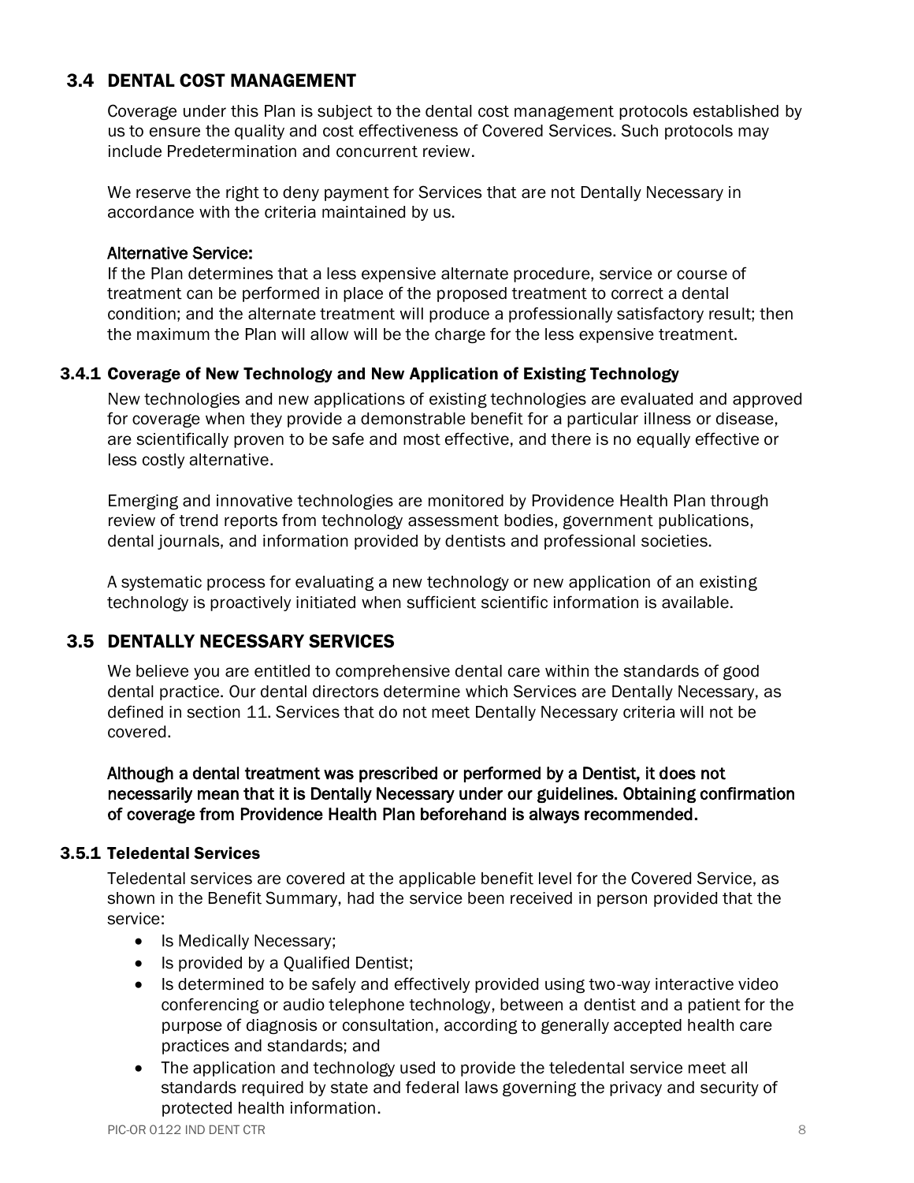## 3.4 DENTAL COST MANAGEMENT

Coverage under this Plan is subject to the dental cost management protocols established by us to ensure the quality and cost effectiveness of Covered Services. Such protocols may include Predetermination and concurrent review.

We reserve the right to deny payment for Services that are not Dentally Necessary in accordance with the criteria maintained by us.

**Alternative Service:**
If the Plan determines that a less expensive alternate procedure, service or course of treatment can be performed in place of the proposed treatment to correct a dental condition; and the alternate treatment will produce a professionally satisfactory result; then the maximum the Plan will allow will be the charge for the less expensive treatment.

### 3.4.1 Coverage of New Technology and New Application of Existing Technology

New technologies and new applications of existing technologies are evaluated and approved for coverage when they provide a demonstrable benefit for a particular illness or disease, are scientifically proven to be safe and most effective, and there is no equally effective or less costly alternative.

Emerging and innovative technologies are monitored by Providence Health Plan through review of trend reports from technology assessment bodies, government publications, dental journals, and information provided by dentists and professional societies.

A systematic process for evaluating a new technology or new application of an existing technology is proactively initiated when sufficient scientific information is available.

## 3.5 DENTALLY NECESSARY SERVICES

We believe you are entitled to comprehensive dental care within the standards of good dental practice. Our dental directors determine which Services are Dentally Necessary, as defined in section 11. Services that do not meet Dentally Necessary criteria will not be covered.

**Although a dental treatment was prescribed or performed by a Dentist, it does not necessarily mean that it is Dentally Necessary under our guidelines. Obtaining confirmation of coverage from Providence Health Plan beforehand is always recommended.**

### 3.5.1 Teledental Services

Teledental services are covered at the applicable benefit level for the Covered Service, as shown in the Benefit Summary, had the service been received in person provided that the service:

- Is Medically Necessary;
- Is provided by a Qualified Dentist;
- Is determined to be safely and effectively provided using two-way interactive video conferencing or audio telephone technology, between a dentist and a patient for the purpose of diagnosis or consultation, according to generally accepted health care practices and standards; and
- The application and technology used to provide the teledental service meet all standards required by state and federal laws governing the privacy and security of protected health information.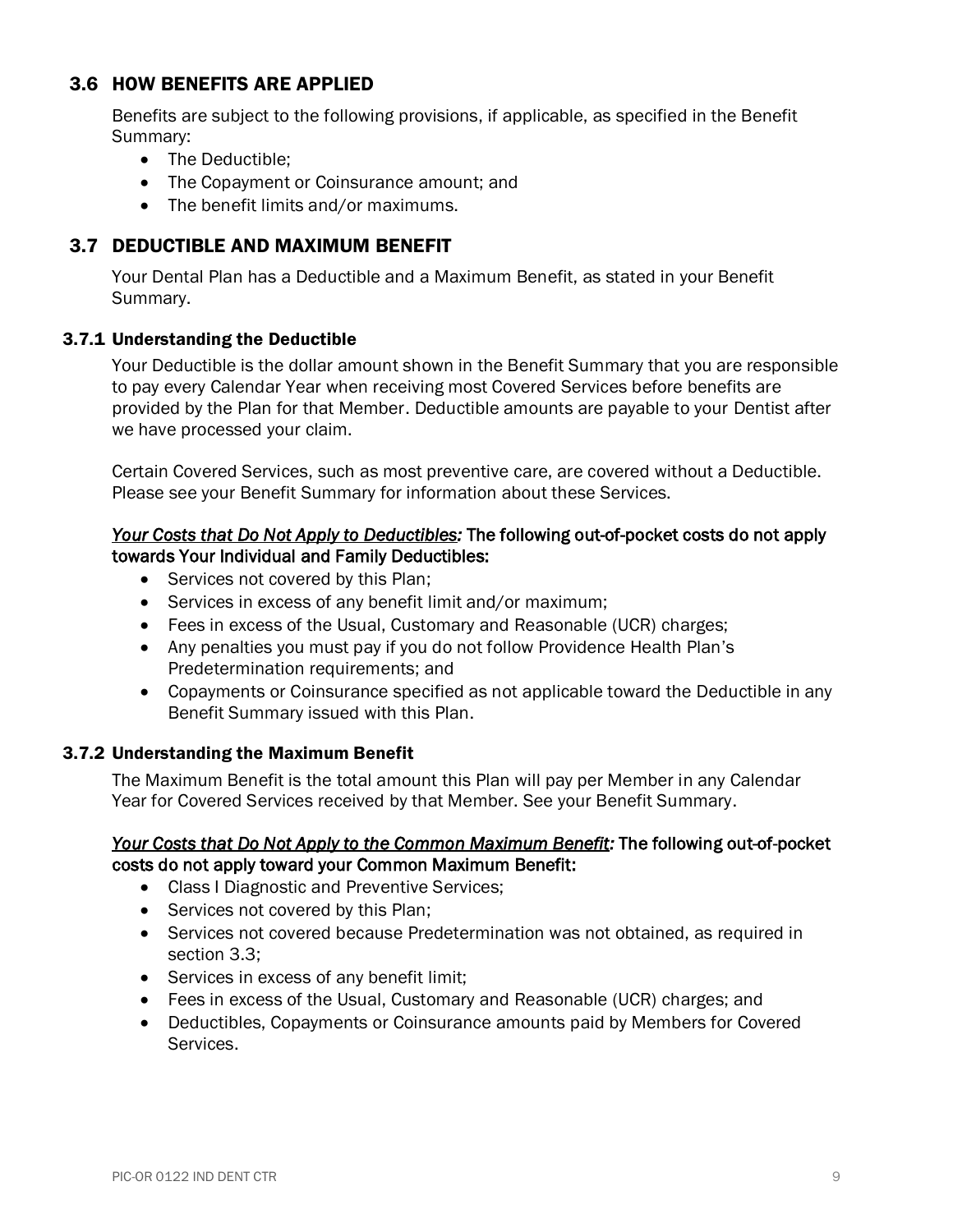## 3.6 HOW BENEFITS ARE APPLIED

Benefits are subject to the following provisions, if applicable, as specified in the Benefit Summary:

- The Deductible;
- The Copayment or Coinsurance amount; and
- The benefit limits and/or maximums.

## 3.7 DEDUCTIBLE AND MAXIMUM BENEFIT

Your Dental Plan has a Deductible and a Maximum Benefit, as stated in your Benefit Summary.

### 3.7.1 Understanding the Deductible

Your Deductible is the dollar amount shown in the Benefit Summary that you are responsible to pay every Calendar Year when receiving most Covered Services before benefits are provided by the Plan for that Member. Deductible amounts are payable to your Dentist after we have processed your claim.

Certain Covered Services, such as most preventive care, are covered without a Deductible. Please see your Benefit Summary for information about these Services.

***Your Costs that Do Not Apply to Deductibles:*** **The following out-of-pocket costs do not apply towards Your Individual and Family Deductibles:**

- Services not covered by this Plan;
- Services in excess of any benefit limit and/or maximum;
- Fees in excess of the Usual, Customary and Reasonable (UCR) charges;
- Any penalties you must pay if you do not follow Providence Health Plan's Predetermination requirements; and
- Copayments or Coinsurance specified as not applicable toward the Deductible in any Benefit Summary issued with this Plan.

### 3.7.2 Understanding the Maximum Benefit

The Maximum Benefit is the total amount this Plan will pay per Member in any Calendar Year for Covered Services received by that Member. See your Benefit Summary.

***Your Costs that Do Not Apply to the Common Maximum Benefit:*** **The following out-of-pocket costs do not apply toward your Common Maximum Benefit:**

- Class I Diagnostic and Preventive Services;
- Services not covered by this Plan;
- Services not covered because Predetermination was not obtained, as required in section 3.3;
- Services in excess of any benefit limit;
- Fees in excess of the Usual, Customary and Reasonable (UCR) charges; and
- Deductibles, Copayments or Coinsurance amounts paid by Members for Covered Services.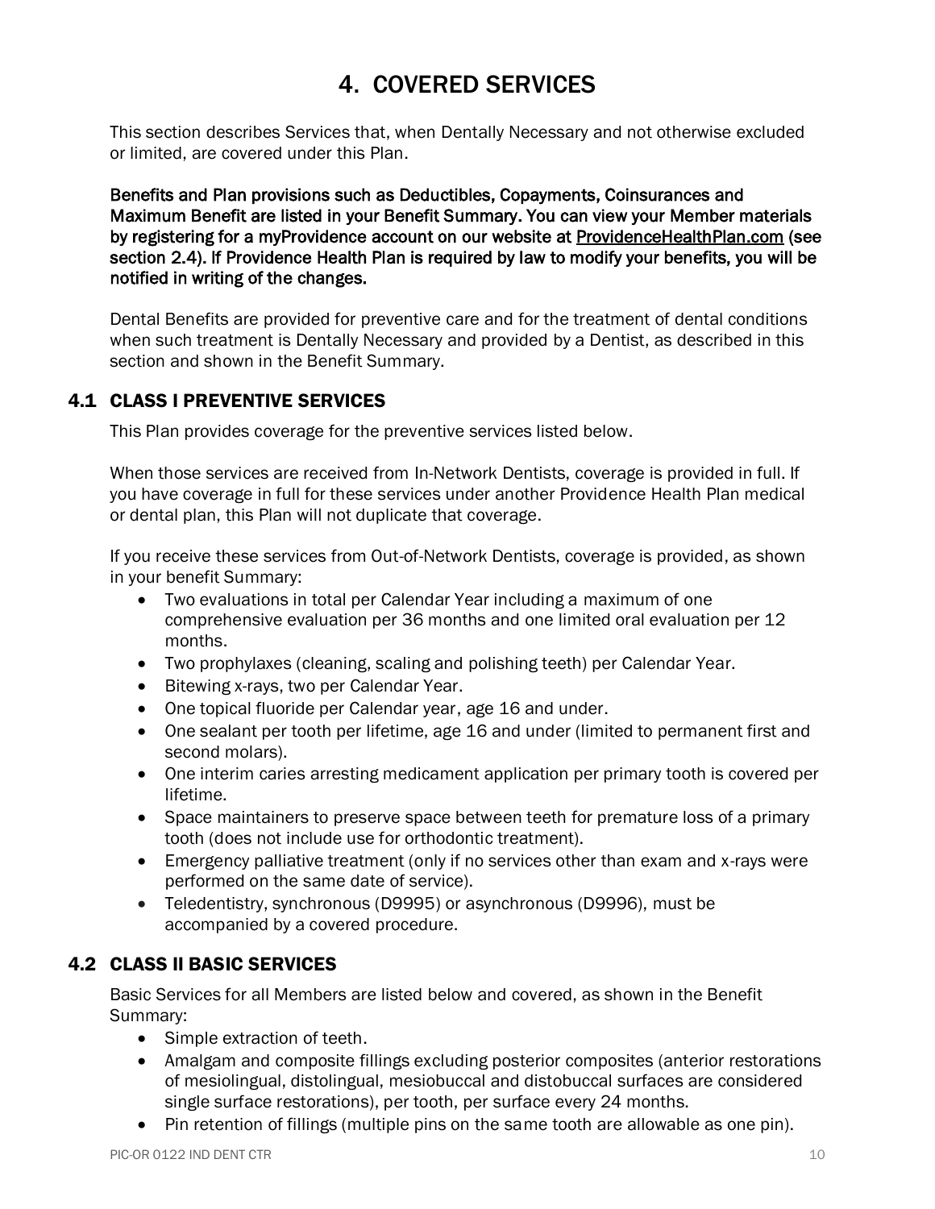# 4. COVERED SERVICES

This section describes Services that, when Dentally Necessary and not otherwise excluded or limited, are covered under this Plan.

**Benefits and Plan provisions such as Deductibles, Copayments, Coinsurances and Maximum Benefit are listed in your Benefit Summary. You can view your Member materials by registering for a myProvidence account on our website at ProvidenceHealthPlan.com (see section 2.4). If Providence Health Plan is required by law to modify your benefits, you will be notified in writing of the changes.**

Dental Benefits are provided for preventive care and for the treatment of dental conditions when such treatment is Dentally Necessary and provided by a Dentist, as described in this section and shown in the Benefit Summary.

## 4.1 CLASS I PREVENTIVE SERVICES

This Plan provides coverage for the preventive services listed below.

When those services are received from In-Network Dentists, coverage is provided in full. If you have coverage in full for these services under another Providence Health Plan medical or dental plan, this Plan will not duplicate that coverage.

If you receive these services from Out-of-Network Dentists, coverage is provided, as shown in your benefit Summary:

- Two evaluations in total per Calendar Year including a maximum of one comprehensive evaluation per 36 months and one limited oral evaluation per 12 months.
- Two prophylaxes (cleaning, scaling and polishing teeth) per Calendar Year.
- Bitewing x-rays, two per Calendar Year.
- One topical fluoride per Calendar year, age 16 and under.
- One sealant per tooth per lifetime, age 16 and under (limited to permanent first and second molars).
- One interim caries arresting medicament application per primary tooth is covered per lifetime.
- Space maintainers to preserve space between teeth for premature loss of a primary tooth (does not include use for orthodontic treatment).
- Emergency palliative treatment (only if no services other than exam and x-rays were performed on the same date of service).
- Teledentistry, synchronous (D9995) or asynchronous (D9996), must be accompanied by a covered procedure.

## 4.2 CLASS II BASIC SERVICES

Basic Services for all Members are listed below and covered, as shown in the Benefit Summary:

- Simple extraction of teeth.
- Amalgam and composite fillings excluding posterior composites (anterior restorations of mesiolingual, distolingual, mesiobuccal and distobuccal surfaces are considered single surface restorations), per tooth, per surface every 24 months.
- Pin retention of fillings (multiple pins on the same tooth are allowable as one pin).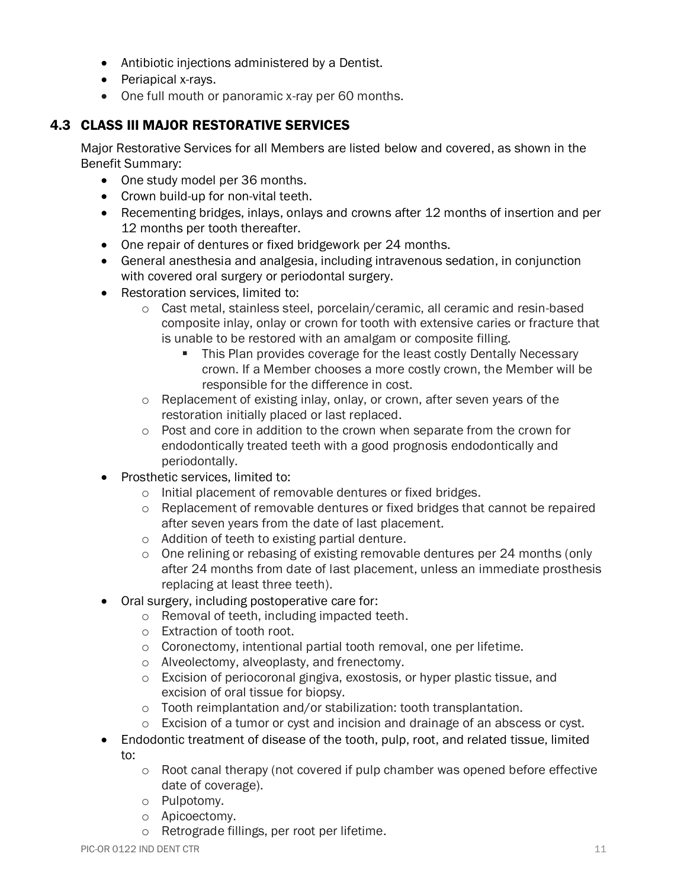- Antibiotic injections administered by a Dentist.
- Periapical x-rays.
- One full mouth or panoramic x-ray per 60 months.

## 4.3 CLASS III MAJOR RESTORATIVE SERVICES

Major Restorative Services for all Members are listed below and covered, as shown in the Benefit Summary:

- One study model per 36 months.
- Crown build-up for non-vital teeth.
- Recementing bridges, inlays, onlays and crowns after 12 months of insertion and per 12 months per tooth thereafter.
- One repair of dentures or fixed bridgework per 24 months.
- General anesthesia and analgesia, including intravenous sedation, in conjunction with covered oral surgery or periodontal surgery.
- Restoration services, limited to:
    - Cast metal, stainless steel, porcelain/ceramic, all ceramic and resin-based composite inlay, onlay or crown for tooth with extensive caries or fracture that is unable to be restored with an amalgam or composite filling.
        - This Plan provides coverage for the least costly Dentally Necessary crown. If a Member chooses a more costly crown, the Member will be responsible for the difference in cost.
    - Replacement of existing inlay, onlay, or crown, after seven years of the restoration initially placed or last replaced.
    - Post and core in addition to the crown when separate from the crown for endodontically treated teeth with a good prognosis endodontically and periodontally.
- Prosthetic services, limited to:
    - Initial placement of removable dentures or fixed bridges.
    - Replacement of removable dentures or fixed bridges that cannot be repaired after seven years from the date of last placement.
    - Addition of teeth to existing partial denture.
    - One relining or rebasing of existing removable dentures per 24 months (only after 24 months from date of last placement, unless an immediate prosthesis replacing at least three teeth).
- Oral surgery, including postoperative care for:
    - Removal of teeth, including impacted teeth.
    - Extraction of tooth root.
    - Coronectomy, intentional partial tooth removal, one per lifetime.
    - Alveolectomy, alveoplasty, and frenectomy.
    - Excision of periocoronal gingiva, exostosis, or hyper plastic tissue, and excision of oral tissue for biopsy.
    - Tooth reimplantation and/or stabilization: tooth transplantation.
    - Excision of a tumor or cyst and incision and drainage of an abscess or cyst.
- Endodontic treatment of disease of the tooth, pulp, root, and related tissue, limited to:
    - Root canal therapy (not covered if pulp chamber was opened before effective date of coverage).
    - Pulpotomy.
    - Apicoectomy.
    - Retrograde fillings, per root per lifetime.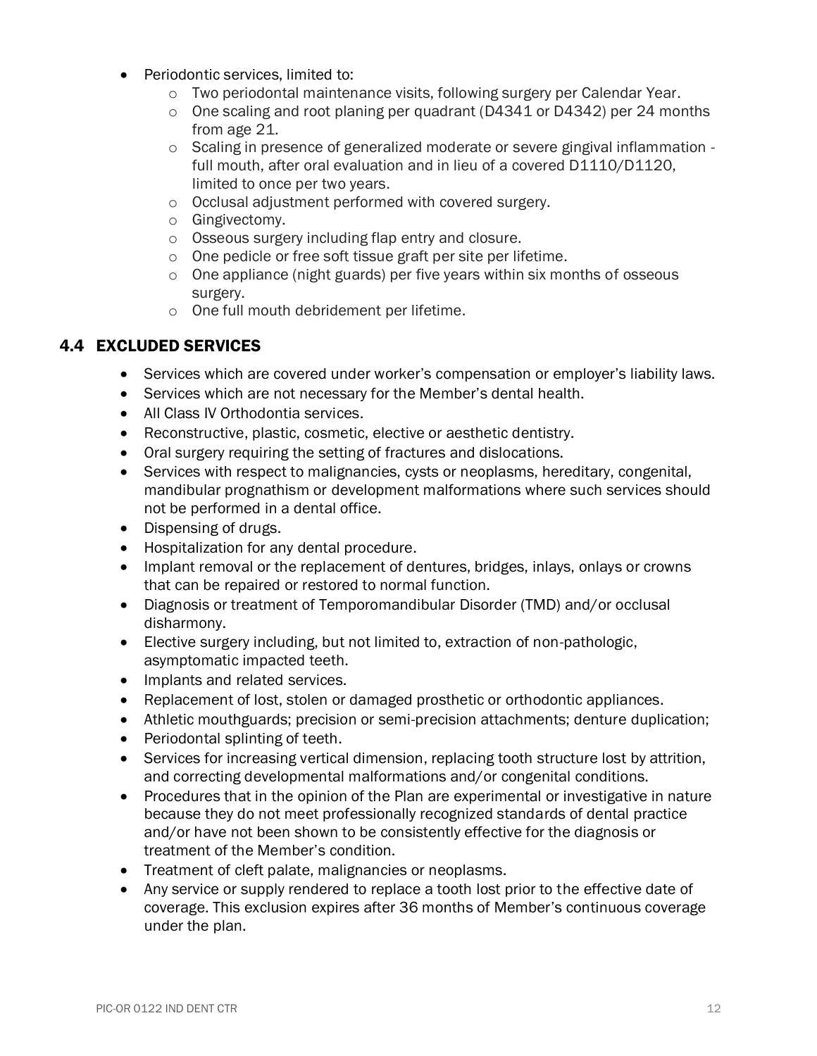- Periodontic services, limited to:
  - Two periodontal maintenance visits, following surgery per Calendar Year.
  - One scaling and root planing per quadrant (D4341 or D4342) per 24 months from age 21.
  - Scaling in presence of generalized moderate or severe gingival inflammation - full mouth, after oral evaluation and in lieu of a covered D1110/D1120, limited to once per two years.
  - Occlusal adjustment performed with covered surgery.
  - Gingivectomy.
  - Osseous surgery including flap entry and closure.
  - One pedicle or free soft tissue graft per site per lifetime.
  - One appliance (night guards) per five years within six months of osseous surgery.
  - One full mouth debridement per lifetime.

## 4.4 EXCLUDED SERVICES

- Services which are covered under worker's compensation or employer's liability laws.
- Services which are not necessary for the Member's dental health.
- All Class IV Orthodontia services.
- Reconstructive, plastic, cosmetic, elective or aesthetic dentistry.
- Oral surgery requiring the setting of fractures and dislocations.
- Services with respect to malignancies, cysts or neoplasms, hereditary, congenital, mandibular prognathism or development malformations where such services should not be performed in a dental office.
- Dispensing of drugs.
- Hospitalization for any dental procedure.
- Implant removal or the replacement of dentures, bridges, inlays, onlays or crowns that can be repaired or restored to normal function.
- Diagnosis or treatment of Temporomandibular Disorder (TMD) and/or occlusal disharmony.
- Elective surgery including, but not limited to, extraction of non-pathologic, asymptomatic impacted teeth.
- Implants and related services.
- Replacement of lost, stolen or damaged prosthetic or orthodontic appliances.
- Athletic mouthguards; precision or semi-precision attachments; denture duplication;
- Periodontal splinting of teeth.
- Services for increasing vertical dimension, replacing tooth structure lost by attrition, and correcting developmental malformations and/or congenital conditions.
- Procedures that in the opinion of the Plan are experimental or investigative in nature because they do not meet professionally recognized standards of dental practice and/or have not been shown to be consistently effective for the diagnosis or treatment of the Member's condition.
- Treatment of cleft palate, malignancies or neoplasms.
- Any service or supply rendered to replace a tooth lost prior to the effective date of coverage. This exclusion expires after 36 months of Member's continuous coverage under the plan.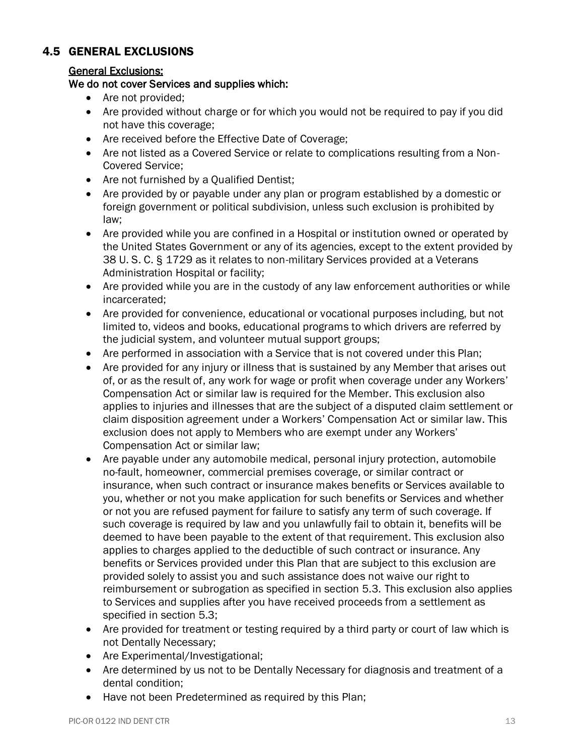## 4.5 GENERAL EXCLUSIONS

**General Exclusions:**

**We do not cover Services and supplies which:**

- Are not provided;
- Are provided without charge or for which you would not be required to pay if you did not have this coverage;
- Are received before the Effective Date of Coverage;
- Are not listed as a Covered Service or relate to complications resulting from a Non-Covered Service;
- Are not furnished by a Qualified Dentist;
- Are provided by or payable under any plan or program established by a domestic or foreign government or political subdivision, unless such exclusion is prohibited by law;
- Are provided while you are confined in a Hospital or institution owned or operated by the United States Government or any of its agencies, except to the extent provided by 38 U. S. C. § 1729 as it relates to non-military Services provided at a Veterans Administration Hospital or facility;
- Are provided while you are in the custody of any law enforcement authorities or while incarcerated;
- Are provided for convenience, educational or vocational purposes including, but not limited to, videos and books, educational programs to which drivers are referred by the judicial system, and volunteer mutual support groups;
- Are performed in association with a Service that is not covered under this Plan;
- Are provided for any injury or illness that is sustained by any Member that arises out of, or as the result of, any work for wage or profit when coverage under any Workers' Compensation Act or similar law is required for the Member. This exclusion also applies to injuries and illnesses that are the subject of a disputed claim settlement or claim disposition agreement under a Workers' Compensation Act or similar law. This exclusion does not apply to Members who are exempt under any Workers' Compensation Act or similar law;
- Are payable under any automobile medical, personal injury protection, automobile no-fault, homeowner, commercial premises coverage, or similar contract or insurance, when such contract or insurance makes benefits or Services available to you, whether or not you make application for such benefits or Services and whether or not you are refused payment for failure to satisfy any term of such coverage. If such coverage is required by law and you unlawfully fail to obtain it, benefits will be deemed to have been payable to the extent of that requirement. This exclusion also applies to charges applied to the deductible of such contract or insurance. Any benefits or Services provided under this Plan that are subject to this exclusion are provided solely to assist you and such assistance does not waive our right to reimbursement or subrogation as specified in section 5.3. This exclusion also applies to Services and supplies after you have received proceeds from a settlement as specified in section 5.3;
- Are provided for treatment or testing required by a third party or court of law which is not Dentally Necessary;
- Are Experimental/Investigational;
- Are determined by us not to be Dentally Necessary for diagnosis and treatment of a dental condition;
- Have not been Predetermined as required by this Plan;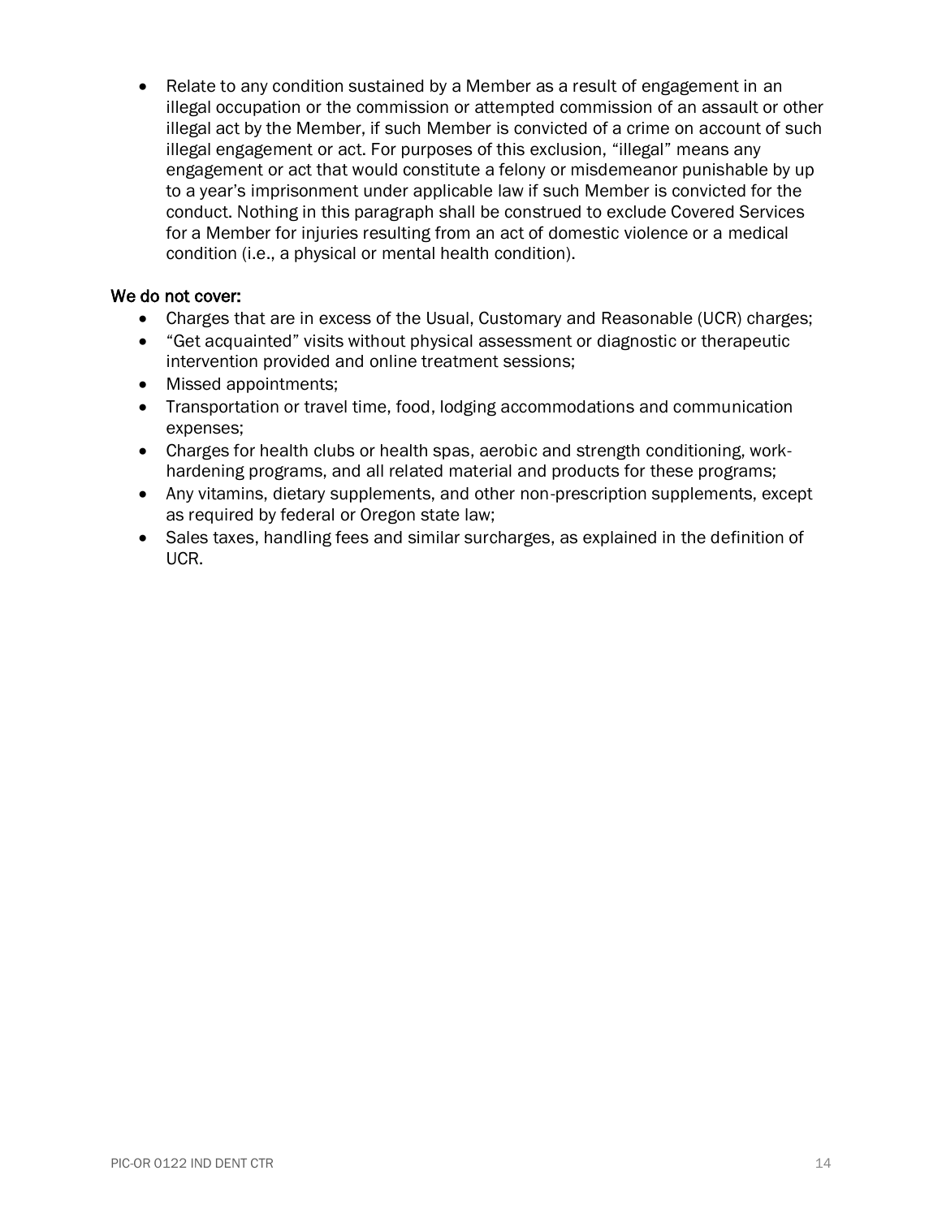- Relate to any condition sustained by a Member as a result of engagement in an illegal occupation or the commission or attempted commission of an assault or other illegal act by the Member, if such Member is convicted of a crime on account of such illegal engagement or act. For purposes of this exclusion, "illegal" means any engagement or act that would constitute a felony or misdemeanor punishable by up to a year's imprisonment under applicable law if such Member is convicted for the conduct. Nothing in this paragraph shall be construed to exclude Covered Services for a Member for injuries resulting from an act of domestic violence or a medical condition (i.e., a physical or mental health condition).

We do not cover:

- Charges that are in excess of the Usual, Customary and Reasonable (UCR) charges;
- "Get acquainted" visits without physical assessment or diagnostic or therapeutic intervention provided and online treatment sessions;
- Missed appointments;
- Transportation or travel time, food, lodging accommodations and communication expenses;
- Charges for health clubs or health spas, aerobic and strength conditioning, work-hardening programs, and all related material and products for these programs;
- Any vitamins, dietary supplements, and other non-prescription supplements, except as required by federal or Oregon state law;
- Sales taxes, handling fees and similar surcharges, as explained in the definition of UCR.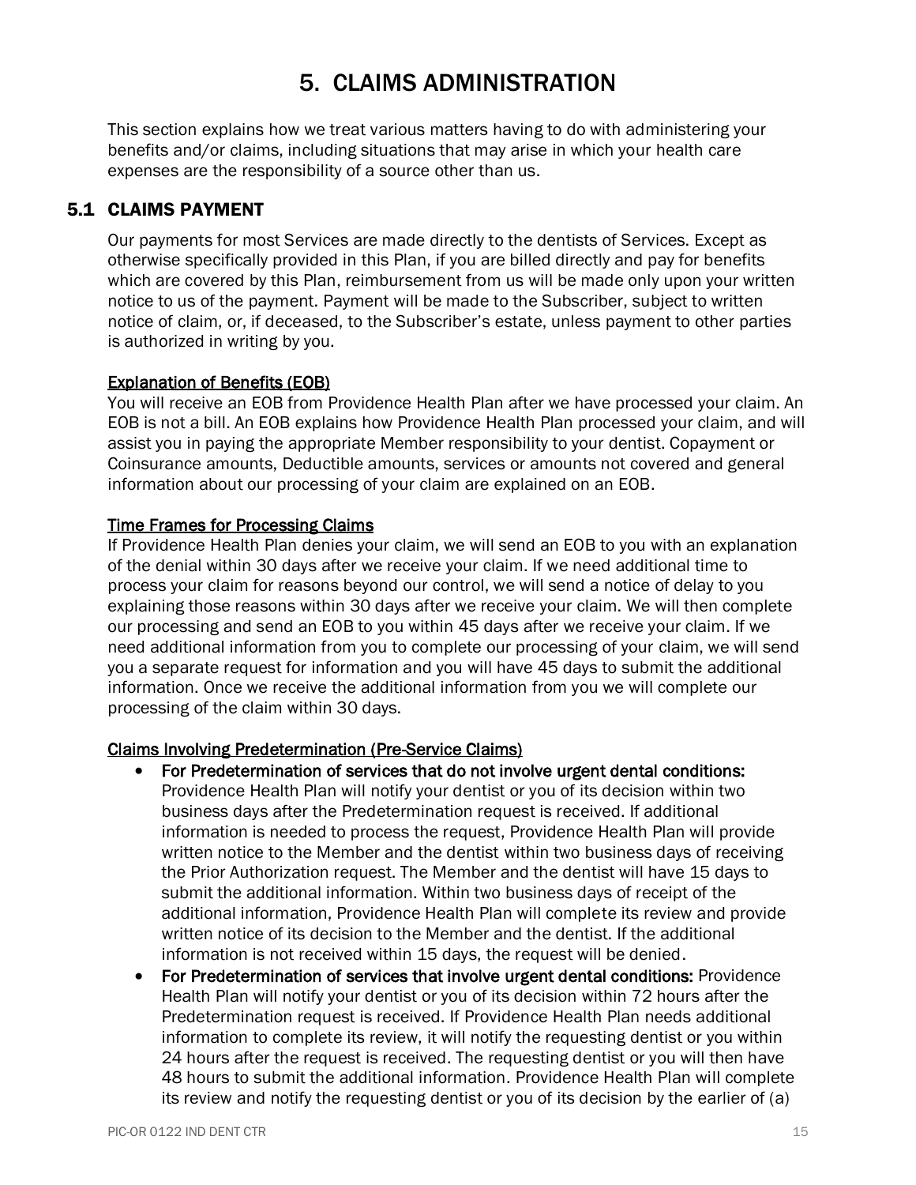# 5. CLAIMS ADMINISTRATION

This section explains how we treat various matters having to do with administering your benefits and/or claims, including situations that may arise in which your health care expenses are the responsibility of a source other than us.

## 5.1 CLAIMS PAYMENT

Our payments for most Services are made directly to the dentists of Services. Except as otherwise specifically provided in this Plan, if you are billed directly and pay for benefits which are covered by this Plan, reimbursement from us will be made only upon your written notice to us of the payment. Payment will be made to the Subscriber, subject to written notice of claim, or, if deceased, to the Subscriber's estate, unless payment to other parties is authorized in writing by you.

### Explanation of Benefits (EOB)

You will receive an EOB from Providence Health Plan after we have processed your claim. An EOB is not a bill. An EOB explains how Providence Health Plan processed your claim, and will assist you in paying the appropriate Member responsibility to your dentist. Copayment or Coinsurance amounts, Deductible amounts, services or amounts not covered and general information about our processing of your claim are explained on an EOB.

### Time Frames for Processing Claims

If Providence Health Plan denies your claim, we will send an EOB to you with an explanation of the denial within 30 days after we receive your claim. If we need additional time to process your claim for reasons beyond our control, we will send a notice of delay to you explaining those reasons within 30 days after we receive your claim. We will then complete our processing and send an EOB to you within 45 days after we receive your claim. If we need additional information from you to complete our processing of your claim, we will send you a separate request for information and you will have 45 days to submit the additional information. Once we receive the additional information from you we will complete our processing of the claim within 30 days.

### Claims Involving Predetermination (Pre-Service Claims)

- **For Predetermination of services that do not involve urgent dental conditions:** Providence Health Plan will notify your dentist or you of its decision within two business days after the Predetermination request is received. If additional information is needed to process the request, Providence Health Plan will provide written notice to the Member and the dentist within two business days of receiving the Prior Authorization request. The Member and the dentist will have 15 days to submit the additional information. Within two business days of receipt of the additional information, Providence Health Plan will complete its review and provide written notice of its decision to the Member and the dentist. If the additional information is not received within 15 days, the request will be denied.
- **For Predetermination of services that involve urgent dental conditions:** Providence Health Plan will notify your dentist or you of its decision within 72 hours after the Predetermination request is received. If Providence Health Plan needs additional information to complete its review, it will notify the requesting dentist or you within 24 hours after the request is received. The requesting dentist or you will then have 48 hours to submit the additional information. Providence Health Plan will complete its review and notify the requesting dentist or you of its decision by the earlier of (a)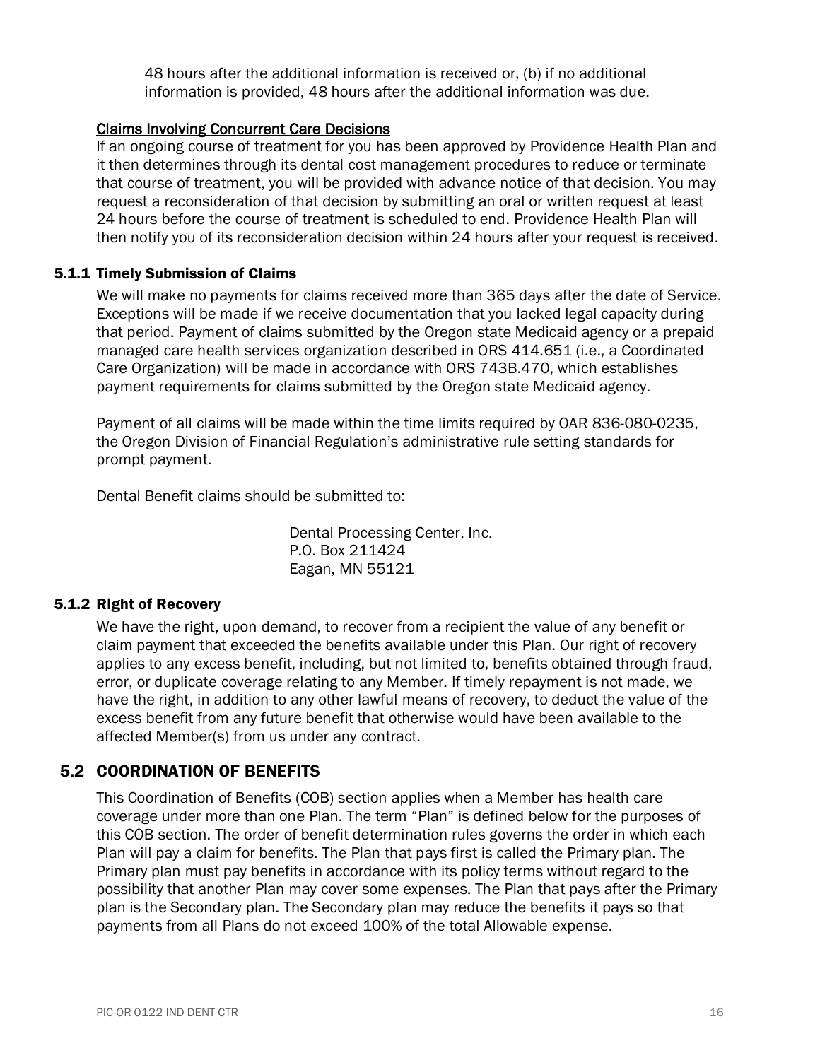48 hours after the additional information is received or, (b) if no additional information is provided, 48 hours after the additional information was due.

<u>Claims Involving Concurrent Care Decisions</u>

If an ongoing course of treatment for you has been approved by Providence Health Plan and it then determines through its dental cost management procedures to reduce or terminate that course of treatment, you will be provided with advance notice of that decision. You may request a reconsideration of that decision by submitting an oral or written request at least 24 hours before the course of treatment is scheduled to end. Providence Health Plan will then notify you of its reconsideration decision within 24 hours after your request is received.

### 5.1.1 Timely Submission of Claims

We will make no payments for claims received more than 365 days after the date of Service. Exceptions will be made if we receive documentation that you lacked legal capacity during that period. Payment of claims submitted by the Oregon state Medicaid agency or a prepaid managed care health services organization described in ORS 414.651 (i.e., a Coordinated Care Organization) will be made in accordance with ORS 743B.470, which establishes payment requirements for claims submitted by the Oregon state Medicaid agency.

Payment of all claims will be made within the time limits required by OAR 836-080-0235, the Oregon Division of Financial Regulation's administrative rule setting standards for prompt payment.

Dental Benefit claims should be submitted to:

Dental Processing Center, Inc.
P.O. Box 211424
Eagan, MN 55121

### 5.1.2 Right of Recovery

We have the right, upon demand, to recover from a recipient the value of any benefit or claim payment that exceeded the benefits available under this Plan. Our right of recovery applies to any excess benefit, including, but not limited to, benefits obtained through fraud, error, or duplicate coverage relating to any Member. If timely repayment is not made, we have the right, in addition to any other lawful means of recovery, to deduct the value of the excess benefit from any future benefit that otherwise would have been available to the affected Member(s) from us under any contract.

## 5.2 COORDINATION OF BENEFITS

This Coordination of Benefits (COB) section applies when a Member has health care coverage under more than one Plan. The term "Plan" is defined below for the purposes of this COB section. The order of benefit determination rules governs the order in which each Plan will pay a claim for benefits. The Plan that pays first is called the Primary plan. The Primary plan must pay benefits in accordance with its policy terms without regard to the possibility that another Plan may cover some expenses. The Plan that pays after the Primary plan is the Secondary plan. The Secondary plan may reduce the benefits it pays so that payments from all Plans do not exceed 100% of the total Allowable expense.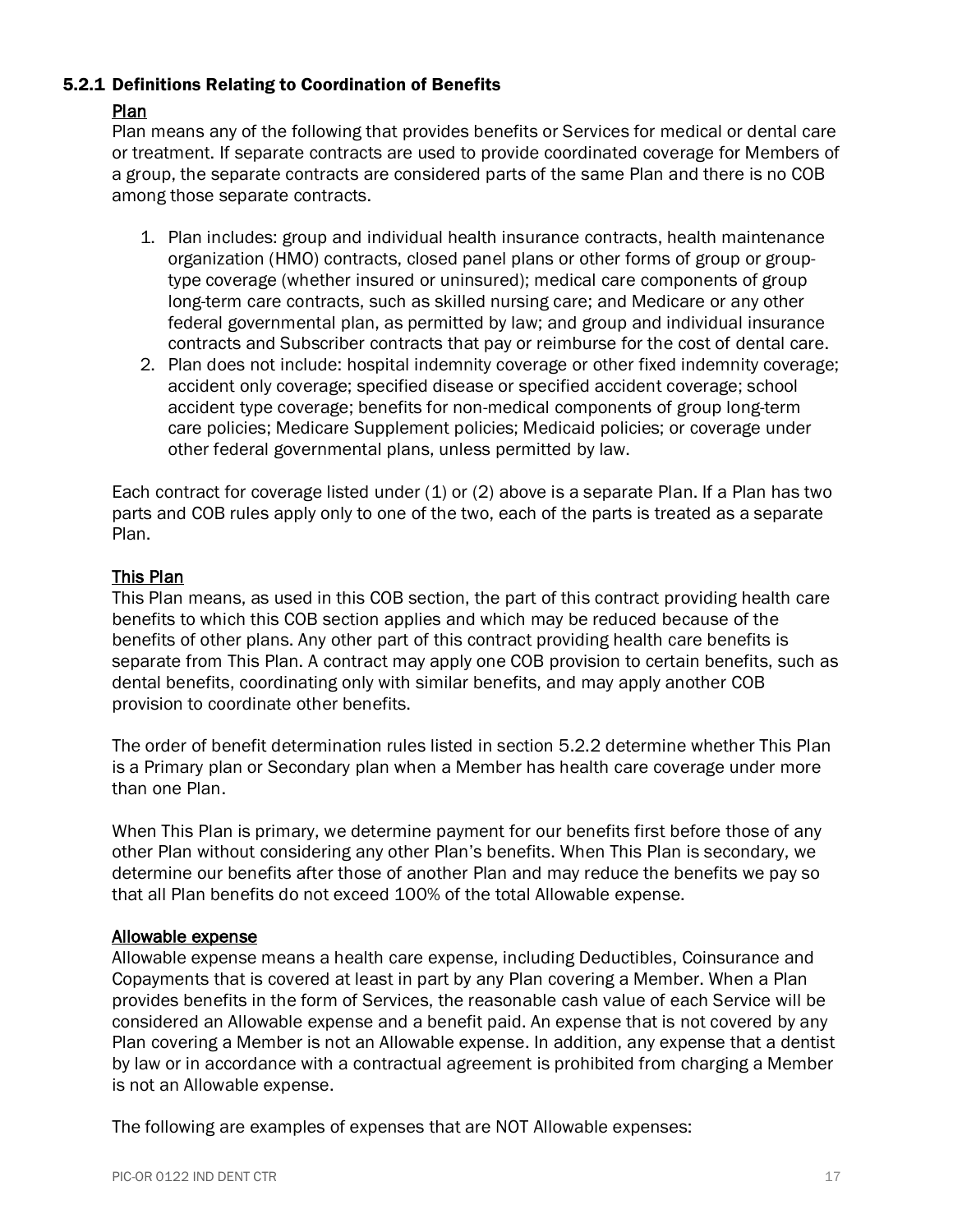### 5.2.1 Definitions Relating to Coordination of Benefits

<u>Plan</u>

Plan means any of the following that provides benefits or Services for medical or dental care or treatment. If separate contracts are used to provide coordinated coverage for Members of a group, the separate contracts are considered parts of the same Plan and there is no COB among those separate contracts.

1. Plan includes: group and individual health insurance contracts, health maintenance organization (HMO) contracts, closed panel plans or other forms of group or group-type coverage (whether insured or uninsured); medical care components of group long-term care contracts, such as skilled nursing care; and Medicare or any other federal governmental plan, as permitted by law; and group and individual insurance contracts and Subscriber contracts that pay or reimburse for the cost of dental care.
2. Plan does not include: hospital indemnity coverage or other fixed indemnity coverage; accident only coverage; specified disease or specified accident coverage; school accident type coverage; benefits for non-medical components of group long-term care policies; Medicare Supplement policies; Medicaid policies; or coverage under other federal governmental plans, unless permitted by law.

Each contract for coverage listed under (1) or (2) above is a separate Plan. If a Plan has two parts and COB rules apply only to one of the two, each of the parts is treated as a separate Plan.

<u>This Plan</u>

This Plan means, as used in this COB section, the part of this contract providing health care benefits to which this COB section applies and which may be reduced because of the benefits of other plans. Any other part of this contract providing health care benefits is separate from This Plan. A contract may apply one COB provision to certain benefits, such as dental benefits, coordinating only with similar benefits, and may apply another COB provision to coordinate other benefits.

The order of benefit determination rules listed in section 5.2.2 determine whether This Plan is a Primary plan or Secondary plan when a Member has health care coverage under more than one Plan.

When This Plan is primary, we determine payment for our benefits first before those of any other Plan without considering any other Plan's benefits. When This Plan is secondary, we determine our benefits after those of another Plan and may reduce the benefits we pay so that all Plan benefits do not exceed 100% of the total Allowable expense.

<u>Allowable expense</u>

Allowable expense means a health care expense, including Deductibles, Coinsurance and Copayments that is covered at least in part by any Plan covering a Member. When a Plan provides benefits in the form of Services, the reasonable cash value of each Service will be considered an Allowable expense and a benefit paid. An expense that is not covered by any Plan covering a Member is not an Allowable expense. In addition, any expense that a dentist by law or in accordance with a contractual agreement is prohibited from charging a Member is not an Allowable expense.

The following are examples of expenses that are NOT Allowable expenses: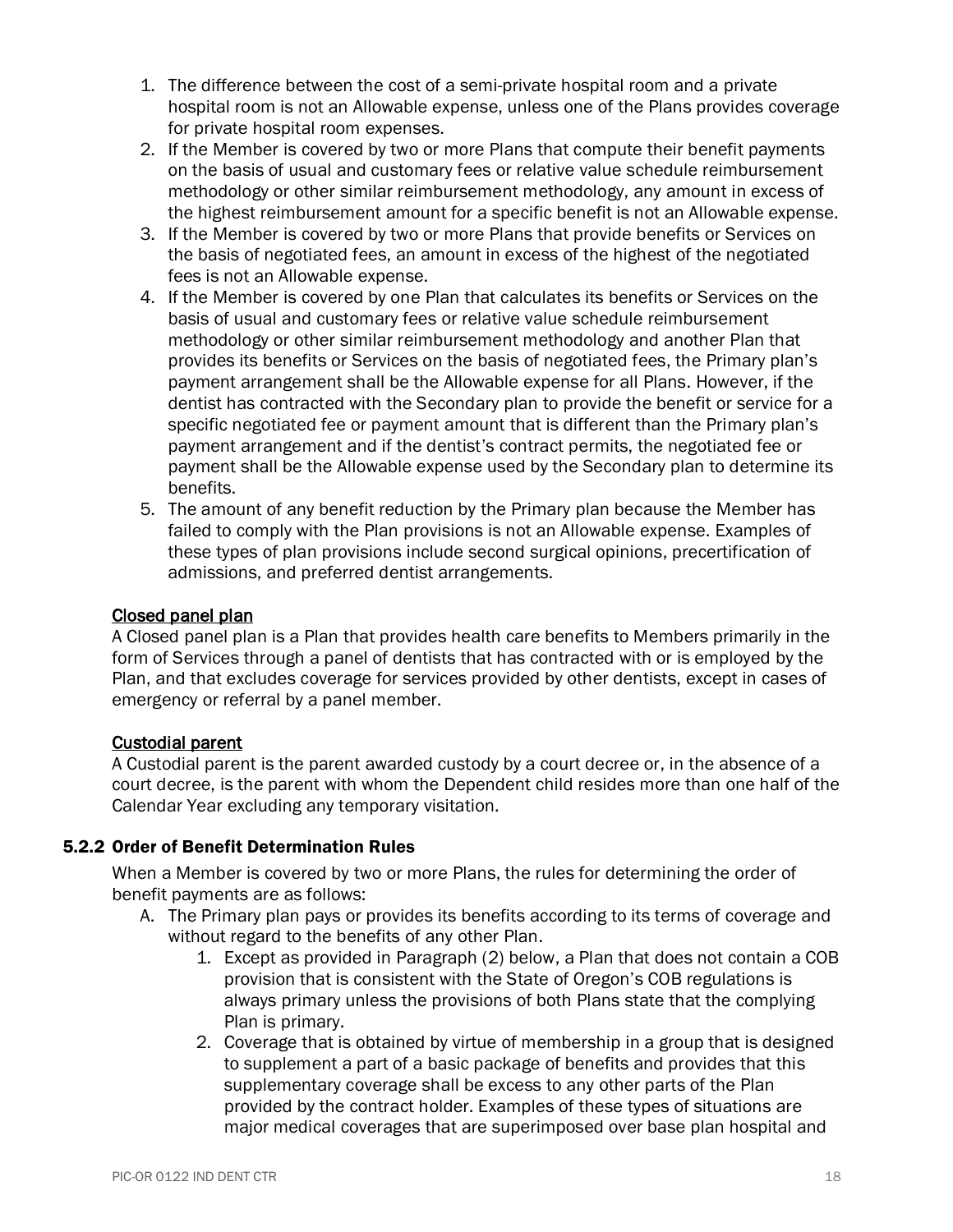1. The difference between the cost of a semi-private hospital room and a private hospital room is not an Allowable expense, unless one of the Plans provides coverage for private hospital room expenses.
2. If the Member is covered by two or more Plans that compute their benefit payments on the basis of usual and customary fees or relative value schedule reimbursement methodology or other similar reimbursement methodology, any amount in excess of the highest reimbursement amount for a specific benefit is not an Allowable expense.
3. If the Member is covered by two or more Plans that provide benefits or Services on the basis of negotiated fees, an amount in excess of the highest of the negotiated fees is not an Allowable expense.
4. If the Member is covered by one Plan that calculates its benefits or Services on the basis of usual and customary fees or relative value schedule reimbursement methodology or other similar reimbursement methodology and another Plan that provides its benefits or Services on the basis of negotiated fees, the Primary plan's payment arrangement shall be the Allowable expense for all Plans. However, if the dentist has contracted with the Secondary plan to provide the benefit or service for a specific negotiated fee or payment amount that is different than the Primary plan's payment arrangement and if the dentist's contract permits, the negotiated fee or payment shall be the Allowable expense used by the Secondary plan to determine its benefits.
5. The amount of any benefit reduction by the Primary plan because the Member has failed to comply with the Plan provisions is not an Allowable expense. Examples of these types of plan provisions include second surgical opinions, precertification of admissions, and preferred dentist arrangements.

<u>Closed panel plan</u>

A Closed panel plan is a Plan that provides health care benefits to Members primarily in the form of Services through a panel of dentists that has contracted with or is employed by the Plan, and that excludes coverage for services provided by other dentists, except in cases of emergency or referral by a panel member.

<u>Custodial parent</u>

A Custodial parent is the parent awarded custody by a court decree or, in the absence of a court decree, is the parent with whom the Dependent child resides more than one half of the Calendar Year excluding any temporary visitation.

### 5.2.2 Order of Benefit Determination Rules

When a Member is covered by two or more Plans, the rules for determining the order of benefit payments are as follows:

A. The Primary plan pays or provides its benefits according to its terms of coverage and without regard to the benefits of any other Plan.
    1. Except as provided in Paragraph (2) below, a Plan that does not contain a COB provision that is consistent with the State of Oregon's COB regulations is always primary unless the provisions of both Plans state that the complying Plan is primary.
    2. Coverage that is obtained by virtue of membership in a group that is designed to supplement a part of a basic package of benefits and provides that this supplementary coverage shall be excess to any other parts of the Plan provided by the contract holder. Examples of these types of situations are major medical coverages that are superimposed over base plan hospital and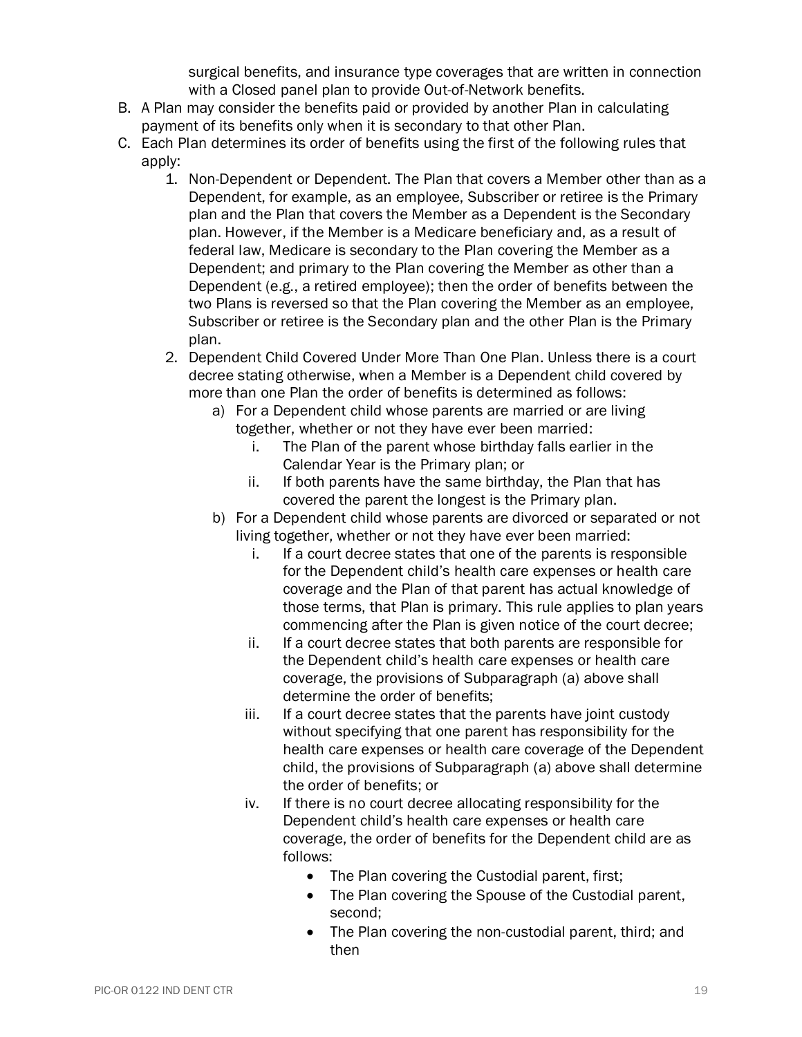surgical benefits, and insurance type coverages that are written in connection with a Closed panel plan to provide Out-of-Network benefits.

B. A Plan may consider the benefits paid or provided by another Plan in calculating payment of its benefits only when it is secondary to that other Plan.

C. Each Plan determines its order of benefits using the first of the following rules that apply:

   1. Non-Dependent or Dependent. The Plan that covers a Member other than as a Dependent, for example, as an employee, Subscriber or retiree is the Primary plan and the Plan that covers the Member as a Dependent is the Secondary plan. However, if the Member is a Medicare beneficiary and, as a result of federal law, Medicare is secondary to the Plan covering the Member as a Dependent; and primary to the Plan covering the Member as other than a Dependent (e.g., a retired employee); then the order of benefits between the two Plans is reversed so that the Plan covering the Member as an employee, Subscriber or retiree is the Secondary plan and the other Plan is the Primary plan.

   2. Dependent Child Covered Under More Than One Plan. Unless there is a court decree stating otherwise, when a Member is a Dependent child covered by more than one Plan the order of benefits is determined as follows:

      a) For a Dependent child whose parents are married or are living together, whether or not they have ever been married:

         i. The Plan of the parent whose birthday falls earlier in the Calendar Year is the Primary plan; or

         ii. If both parents have the same birthday, the Plan that has covered the parent the longest is the Primary plan.

      b) For a Dependent child whose parents are divorced or separated or not living together, whether or not they have ever been married:

         i. If a court decree states that one of the parents is responsible for the Dependent child's health care expenses or health care coverage and the Plan of that parent has actual knowledge of those terms, that Plan is primary. This rule applies to plan years commencing after the Plan is given notice of the court decree;

         ii. If a court decree states that both parents are responsible for the Dependent child's health care expenses or health care coverage, the provisions of Subparagraph (a) above shall determine the order of benefits;

         iii. If a court decree states that the parents have joint custody without specifying that one parent has responsibility for the health care expenses or health care coverage of the Dependent child, the provisions of Subparagraph (a) above shall determine the order of benefits; or

         iv. If there is no court decree allocating responsibility for the Dependent child's health care expenses or health care coverage, the order of benefits for the Dependent child are as follows:

            - The Plan covering the Custodial parent, first;
            - The Plan covering the Spouse of the Custodial parent, second;
            - The Plan covering the non-custodial parent, third; and then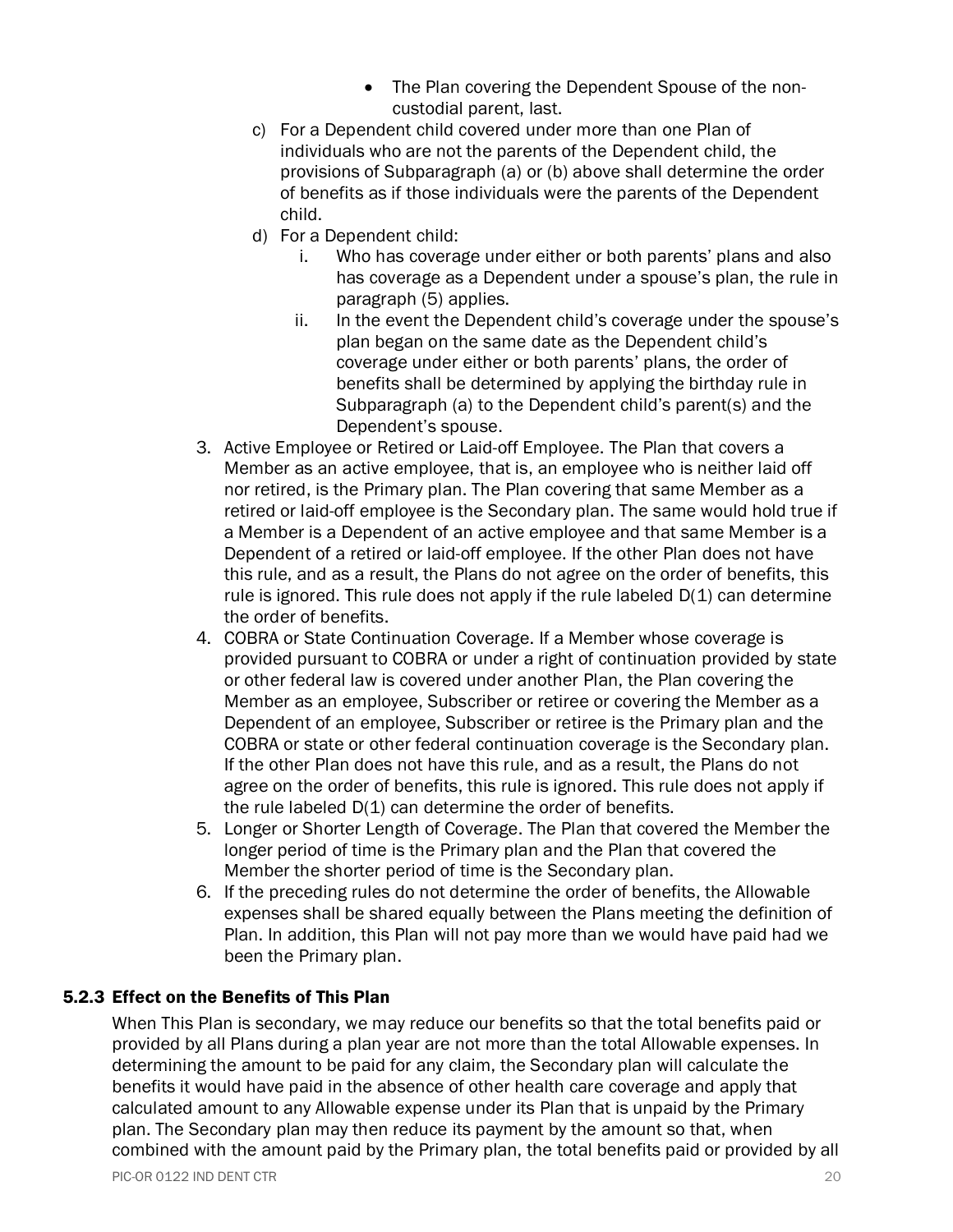- The Plan covering the Dependent Spouse of the non-custodial parent, last.

c) For a Dependent child covered under more than one Plan of individuals who are not the parents of the Dependent child, the provisions of Subparagraph (a) or (b) above shall determine the order of benefits as if those individuals were the parents of the Dependent child.

d) For a Dependent child:

   i. Who has coverage under either or both parents' plans and also has coverage as a Dependent under a spouse's plan, the rule in paragraph (5) applies.

   ii. In the event the Dependent child's coverage under the spouse's plan began on the same date as the Dependent child's coverage under either or both parents' plans, the order of benefits shall be determined by applying the birthday rule in Subparagraph (a) to the Dependent child's parent(s) and the Dependent's spouse.

3. Active Employee or Retired or Laid-off Employee. The Plan that covers a Member as an active employee, that is, an employee who is neither laid off nor retired, is the Primary plan. The Plan covering that same Member as a retired or laid-off employee is the Secondary plan. The same would hold true if a Member is a Dependent of an active employee and that same Member is a Dependent of a retired or laid-off employee. If the other Plan does not have this rule, and as a result, the Plans do not agree on the order of benefits, this rule is ignored. This rule does not apply if the rule labeled D(1) can determine the order of benefits.
4. COBRA or State Continuation Coverage. If a Member whose coverage is provided pursuant to COBRA or under a right of continuation provided by state or other federal law is covered under another Plan, the Plan covering the Member as an employee, Subscriber or retiree or covering the Member as a Dependent of an employee, Subscriber or retiree is the Primary plan and the COBRA or state or other federal continuation coverage is the Secondary plan. If the other Plan does not have this rule, and as a result, the Plans do not agree on the order of benefits, this rule is ignored. This rule does not apply if the rule labeled D(1) can determine the order of benefits.
5. Longer or Shorter Length of Coverage. The Plan that covered the Member the longer period of time is the Primary plan and the Plan that covered the Member the shorter period of time is the Secondary plan.
6. If the preceding rules do not determine the order of benefits, the Allowable expenses shall be shared equally between the Plans meeting the definition of Plan. In addition, this Plan will not pay more than we would have paid had we been the Primary plan.

### 5.2.3 Effect on the Benefits of This Plan

When This Plan is secondary, we may reduce our benefits so that the total benefits paid or provided by all Plans during a plan year are not more than the total Allowable expenses. In determining the amount to be paid for any claim, the Secondary plan will calculate the benefits it would have paid in the absence of other health care coverage and apply that calculated amount to any Allowable expense under its Plan that is unpaid by the Primary plan. The Secondary plan may then reduce its payment by the amount so that, when combined with the amount paid by the Primary plan, the total benefits paid or provided by all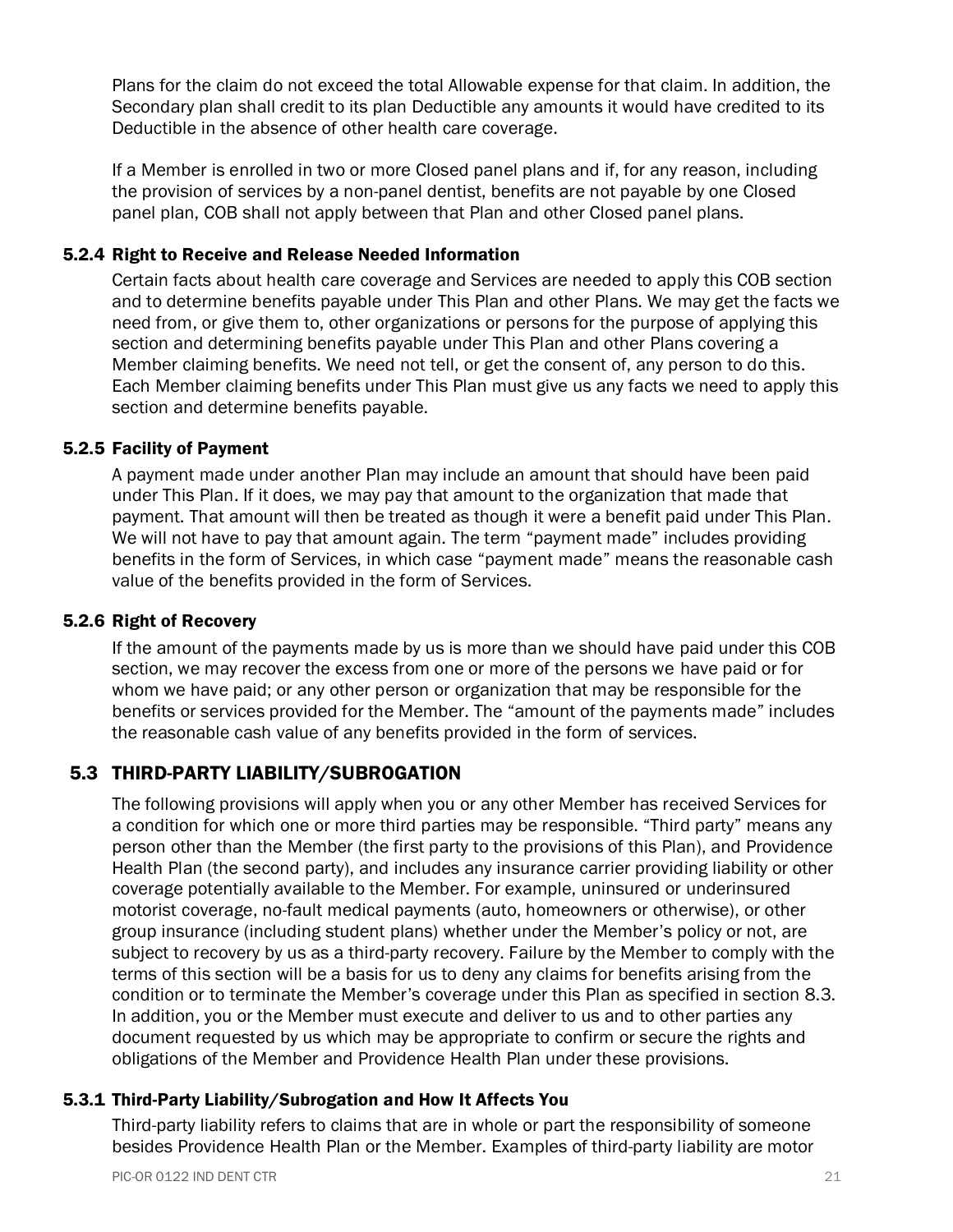Plans for the claim do not exceed the total Allowable expense for that claim. In addition, the Secondary plan shall credit to its plan Deductible any amounts it would have credited to its Deductible in the absence of other health care coverage.

If a Member is enrolled in two or more Closed panel plans and if, for any reason, including the provision of services by a non-panel dentist, benefits are not payable by one Closed panel plan, COB shall not apply between that Plan and other Closed panel plans.

### 5.2.4 Right to Receive and Release Needed Information

Certain facts about health care coverage and Services are needed to apply this COB section and to determine benefits payable under This Plan and other Plans. We may get the facts we need from, or give them to, other organizations or persons for the purpose of applying this section and determining benefits payable under This Plan and other Plans covering a Member claiming benefits. We need not tell, or get the consent of, any person to do this. Each Member claiming benefits under This Plan must give us any facts we need to apply this section and determine benefits payable.

### 5.2.5 Facility of Payment

A payment made under another Plan may include an amount that should have been paid under This Plan. If it does, we may pay that amount to the organization that made that payment. That amount will then be treated as though it were a benefit paid under This Plan. We will not have to pay that amount again. The term "payment made" includes providing benefits in the form of Services, in which case "payment made" means the reasonable cash value of the benefits provided in the form of Services.

### 5.2.6 Right of Recovery

If the amount of the payments made by us is more than we should have paid under this COB section, we may recover the excess from one or more of the persons we have paid or for whom we have paid; or any other person or organization that may be responsible for the benefits or services provided for the Member. The "amount of the payments made" includes the reasonable cash value of any benefits provided in the form of services.

## 5.3 THIRD-PARTY LIABILITY/SUBROGATION

The following provisions will apply when you or any other Member has received Services for a condition for which one or more third parties may be responsible. "Third party" means any person other than the Member (the first party to the provisions of this Plan), and Providence Health Plan (the second party), and includes any insurance carrier providing liability or other coverage potentially available to the Member. For example, uninsured or underinsured motorist coverage, no-fault medical payments (auto, homeowners or otherwise), or other group insurance (including student plans) whether under the Member's policy or not, are subject to recovery by us as a third-party recovery. Failure by the Member to comply with the terms of this section will be a basis for us to deny any claims for benefits arising from the condition or to terminate the Member's coverage under this Plan as specified in section 8.3. In addition, you or the Member must execute and deliver to us and to other parties any document requested by us which may be appropriate to confirm or secure the rights and obligations of the Member and Providence Health Plan under these provisions.

### 5.3.1 Third-Party Liability/Subrogation and How It Affects You

Third-party liability refers to claims that are in whole or part the responsibility of someone besides Providence Health Plan or the Member. Examples of third-party liability are motor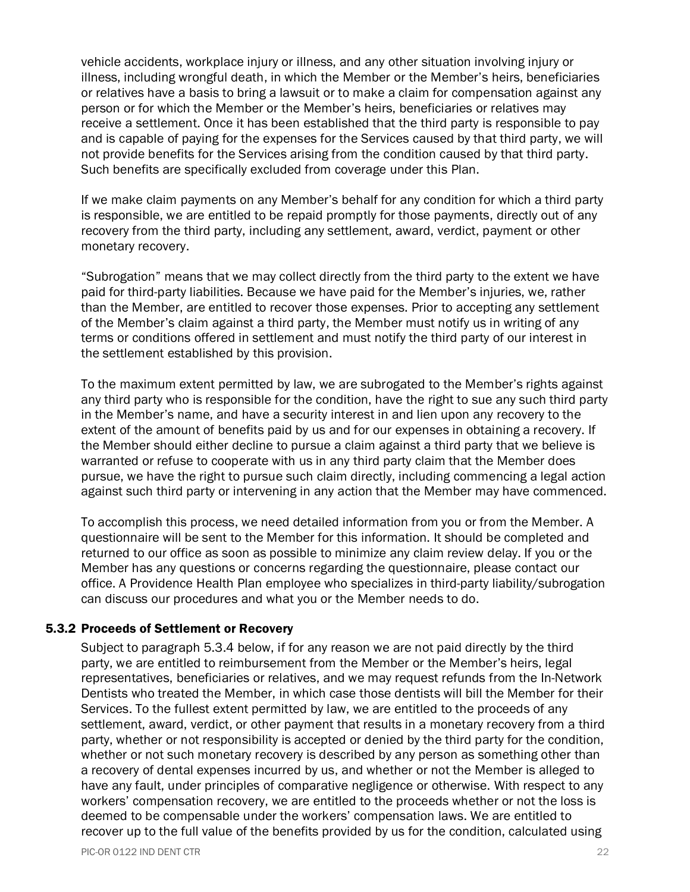vehicle accidents, workplace injury or illness, and any other situation involving injury or illness, including wrongful death, in which the Member or the Member's heirs, beneficiaries or relatives have a basis to bring a lawsuit or to make a claim for compensation against any person or for which the Member or the Member's heirs, beneficiaries or relatives may receive a settlement. Once it has been established that the third party is responsible to pay and is capable of paying for the expenses for the Services caused by that third party, we will not provide benefits for the Services arising from the condition caused by that third party. Such benefits are specifically excluded from coverage under this Plan.

If we make claim payments on any Member's behalf for any condition for which a third party is responsible, we are entitled to be repaid promptly for those payments, directly out of any recovery from the third party, including any settlement, award, verdict, payment or other monetary recovery.

"Subrogation" means that we may collect directly from the third party to the extent we have paid for third-party liabilities. Because we have paid for the Member's injuries, we, rather than the Member, are entitled to recover those expenses. Prior to accepting any settlement of the Member's claim against a third party, the Member must notify us in writing of any terms or conditions offered in settlement and must notify the third party of our interest in the settlement established by this provision.

To the maximum extent permitted by law, we are subrogated to the Member's rights against any third party who is responsible for the condition, have the right to sue any such third party in the Member's name, and have a security interest in and lien upon any recovery to the extent of the amount of benefits paid by us and for our expenses in obtaining a recovery. If the Member should either decline to pursue a claim against a third party that we believe is warranted or refuse to cooperate with us in any third party claim that the Member does pursue, we have the right to pursue such claim directly, including commencing a legal action against such third party or intervening in any action that the Member may have commenced.

To accomplish this process, we need detailed information from you or from the Member. A questionnaire will be sent to the Member for this information. It should be completed and returned to our office as soon as possible to minimize any claim review delay. If you or the Member has any questions or concerns regarding the questionnaire, please contact our office. A Providence Health Plan employee who specializes in third-party liability/subrogation can discuss our procedures and what you or the Member needs to do.

### 5.3.2 Proceeds of Settlement or Recovery

Subject to paragraph 5.3.4 below, if for any reason we are not paid directly by the third party, we are entitled to reimbursement from the Member or the Member's heirs, legal representatives, beneficiaries or relatives, and we may request refunds from the In-Network Dentists who treated the Member, in which case those dentists will bill the Member for their Services. To the fullest extent permitted by law, we are entitled to the proceeds of any settlement, award, verdict, or other payment that results in a monetary recovery from a third party, whether or not responsibility is accepted or denied by the third party for the condition, whether or not such monetary recovery is described by any person as something other than a recovery of dental expenses incurred by us, and whether or not the Member is alleged to have any fault, under principles of comparative negligence or otherwise. With respect to any workers' compensation recovery, we are entitled to the proceeds whether or not the loss is deemed to be compensable under the workers' compensation laws. We are entitled to recover up to the full value of the benefits provided by us for the condition, calculated using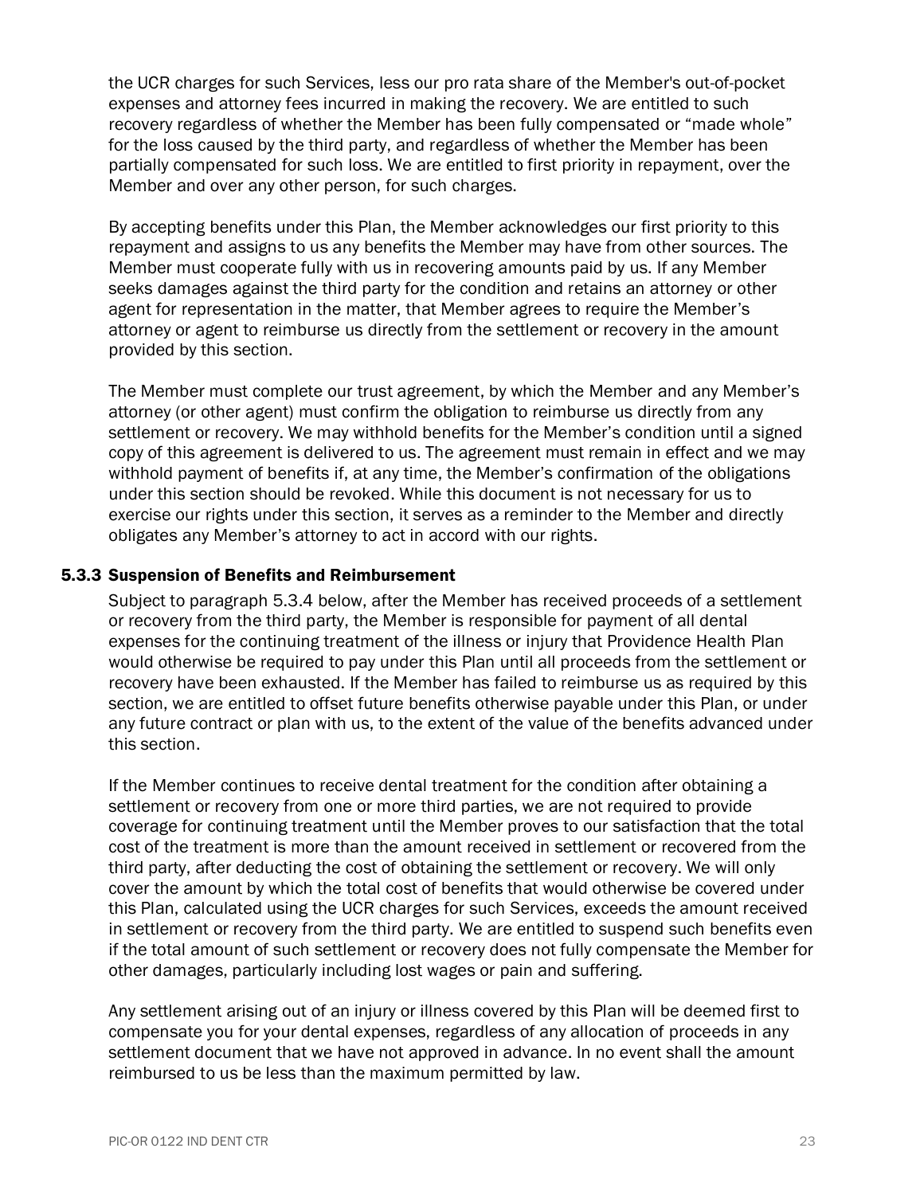the UCR charges for such Services, less our pro rata share of the Member's out-of-pocket expenses and attorney fees incurred in making the recovery. We are entitled to such recovery regardless of whether the Member has been fully compensated or "made whole" for the loss caused by the third party, and regardless of whether the Member has been partially compensated for such loss. We are entitled to first priority in repayment, over the Member and over any other person, for such charges.

By accepting benefits under this Plan, the Member acknowledges our first priority to this repayment and assigns to us any benefits the Member may have from other sources. The Member must cooperate fully with us in recovering amounts paid by us. If any Member seeks damages against the third party for the condition and retains an attorney or other agent for representation in the matter, that Member agrees to require the Member's attorney or agent to reimburse us directly from the settlement or recovery in the amount provided by this section.

The Member must complete our trust agreement, by which the Member and any Member's attorney (or other agent) must confirm the obligation to reimburse us directly from any settlement or recovery. We may withhold benefits for the Member's condition until a signed copy of this agreement is delivered to us. The agreement must remain in effect and we may withhold payment of benefits if, at any time, the Member's confirmation of the obligations under this section should be revoked. While this document is not necessary for us to exercise our rights under this section, it serves as a reminder to the Member and directly obligates any Member's attorney to act in accord with our rights.

### 5.3.3 Suspension of Benefits and Reimbursement

Subject to paragraph 5.3.4 below, after the Member has received proceeds of a settlement or recovery from the third party, the Member is responsible for payment of all dental expenses for the continuing treatment of the illness or injury that Providence Health Plan would otherwise be required to pay under this Plan until all proceeds from the settlement or recovery have been exhausted. If the Member has failed to reimburse us as required by this section, we are entitled to offset future benefits otherwise payable under this Plan, or under any future contract or plan with us, to the extent of the value of the benefits advanced under this section.

If the Member continues to receive dental treatment for the condition after obtaining a settlement or recovery from one or more third parties, we are not required to provide coverage for continuing treatment until the Member proves to our satisfaction that the total cost of the treatment is more than the amount received in settlement or recovered from the third party, after deducting the cost of obtaining the settlement or recovery. We will only cover the amount by which the total cost of benefits that would otherwise be covered under this Plan, calculated using the UCR charges for such Services, exceeds the amount received in settlement or recovery from the third party. We are entitled to suspend such benefits even if the total amount of such settlement or recovery does not fully compensate the Member for other damages, particularly including lost wages or pain and suffering.

Any settlement arising out of an injury or illness covered by this Plan will be deemed first to compensate you for your dental expenses, regardless of any allocation of proceeds in any settlement document that we have not approved in advance. In no event shall the amount reimbursed to us be less than the maximum permitted by law.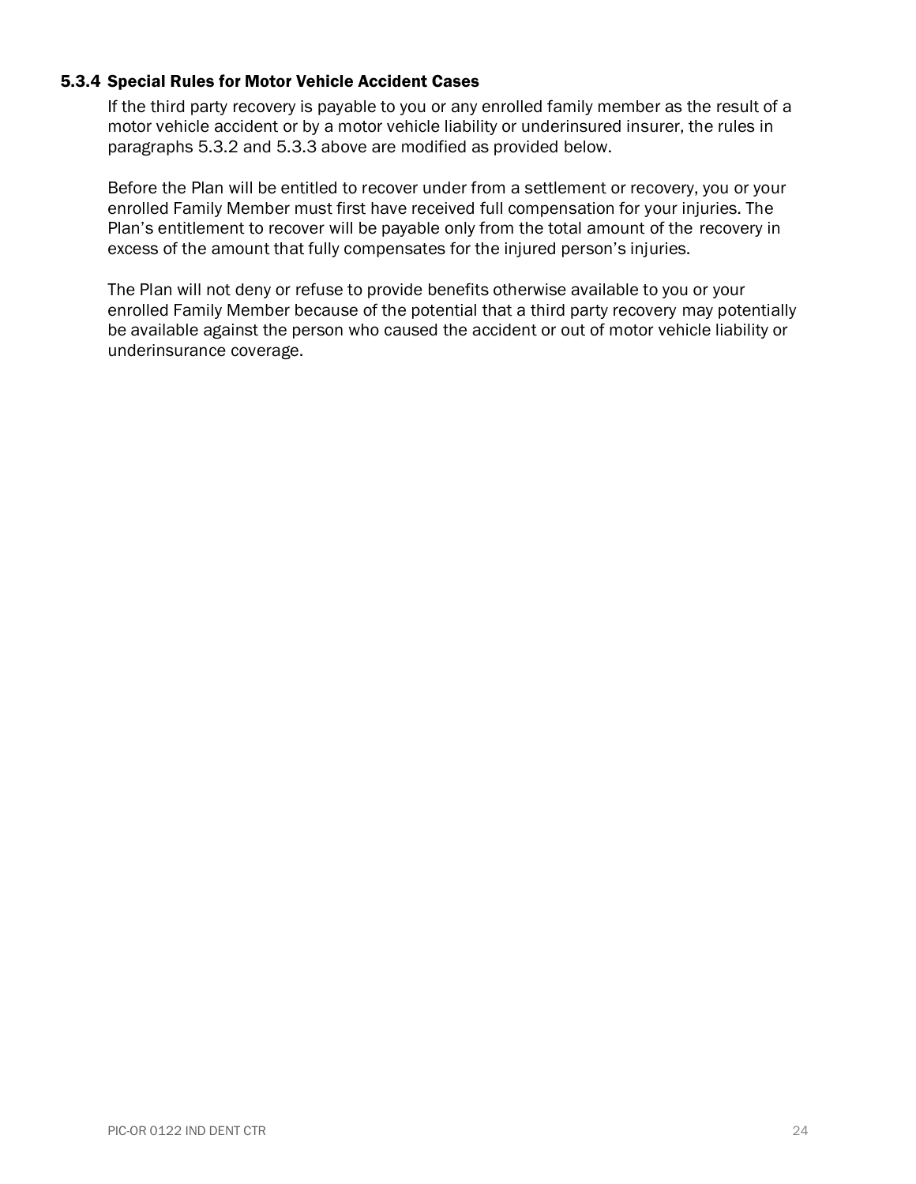#### 5.3.4 Special Rules for Motor Vehicle Accident Cases

If the third party recovery is payable to you or any enrolled family member as the result of a motor vehicle accident or by a motor vehicle liability or underinsured insurer, the rules in paragraphs 5.3.2 and 5.3.3 above are modified as provided below.

Before the Plan will be entitled to recover under from a settlement or recovery, you or your enrolled Family Member must first have received full compensation for your injuries. The Plan's entitlement to recover will be payable only from the total amount of the recovery in excess of the amount that fully compensates for the injured person's injuries.

The Plan will not deny or refuse to provide benefits otherwise available to you or your enrolled Family Member because of the potential that a third party recovery may potentially be available against the person who caused the accident or out of motor vehicle liability or underinsurance coverage.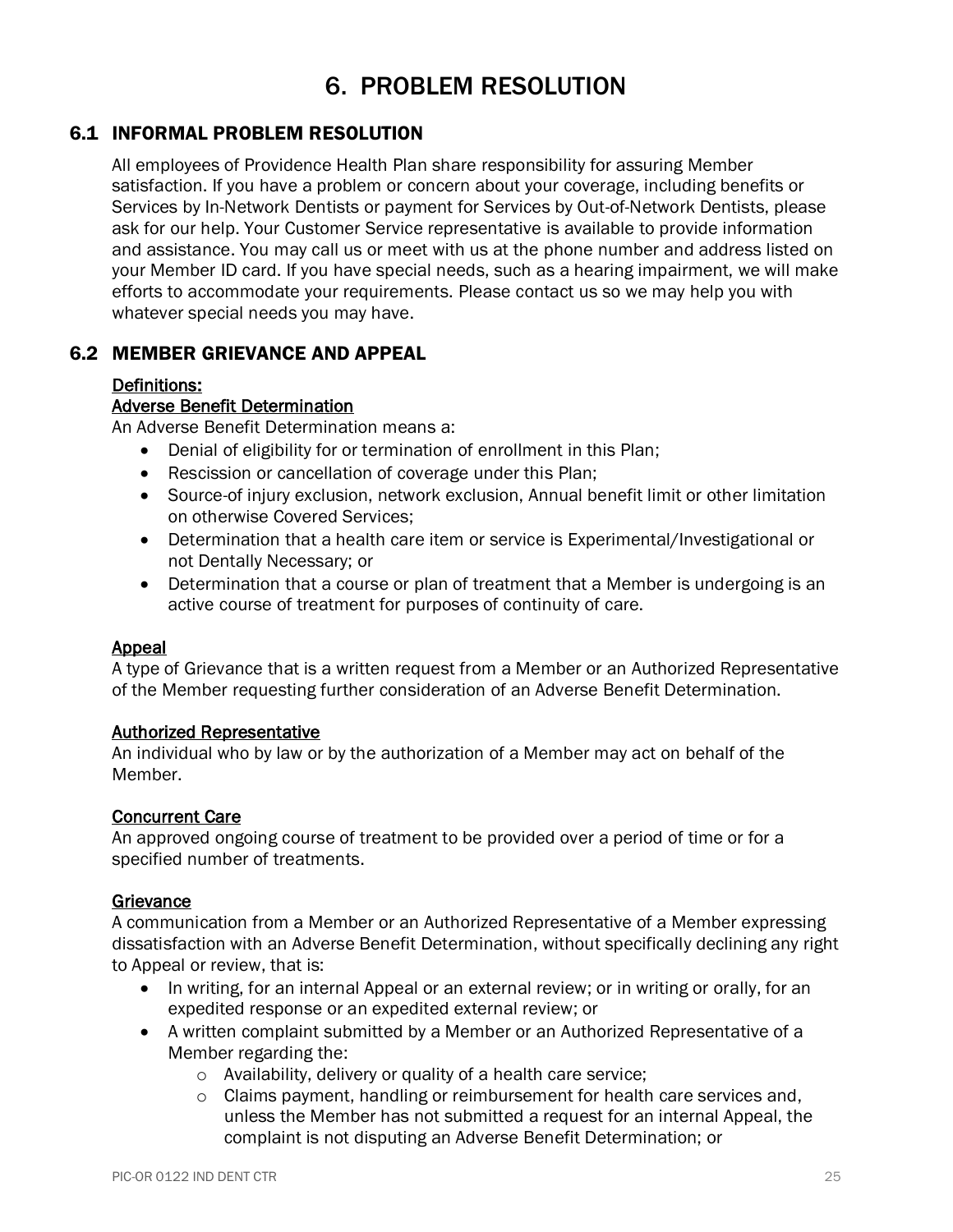# 6. PROBLEM RESOLUTION

## 6.1 INFORMAL PROBLEM RESOLUTION

All employees of Providence Health Plan share responsibility for assuring Member satisfaction. If you have a problem or concern about your coverage, including benefits or Services by In-Network Dentists or payment for Services by Out-of-Network Dentists, please ask for our help. Your Customer Service representative is available to provide information and assistance. You may call us or meet with us at the phone number and address listed on your Member ID card. If you have special needs, such as a hearing impairment, we will make efforts to accommodate your requirements. Please contact us so we may help you with whatever special needs you may have.

## 6.2 MEMBER GRIEVANCE AND APPEAL

<u>Definitions:</u>

<u>Adverse Benefit Determination</u>

An Adverse Benefit Determination means a:

- Denial of eligibility for or termination of enrollment in this Plan;
- Rescission or cancellation of coverage under this Plan;
- Source-of injury exclusion, network exclusion, Annual benefit limit or other limitation on otherwise Covered Services;
- Determination that a health care item or service is Experimental/Investigational or not Dentally Necessary; or
- Determination that a course or plan of treatment that a Member is undergoing is an active course of treatment for purposes of continuity of care.

<u>Appeal</u>

A type of Grievance that is a written request from a Member or an Authorized Representative of the Member requesting further consideration of an Adverse Benefit Determination.

<u>Authorized Representative</u>

An individual who by law or by the authorization of a Member may act on behalf of the Member.

<u>Concurrent Care</u>

An approved ongoing course of treatment to be provided over a period of time or for a specified number of treatments.

<u>Grievance</u>

A communication from a Member or an Authorized Representative of a Member expressing dissatisfaction with an Adverse Benefit Determination, without specifically declining any right to Appeal or review, that is:

- In writing, for an internal Appeal or an external review; or in writing or orally, for an expedited response or an expedited external review; or
- A written complaint submitted by a Member or an Authorized Representative of a Member regarding the:
  - Availability, delivery or quality of a health care service;
  - Claims payment, handling or reimbursement for health care services and, unless the Member has not submitted a request for an internal Appeal, the complaint is not disputing an Adverse Benefit Determination; or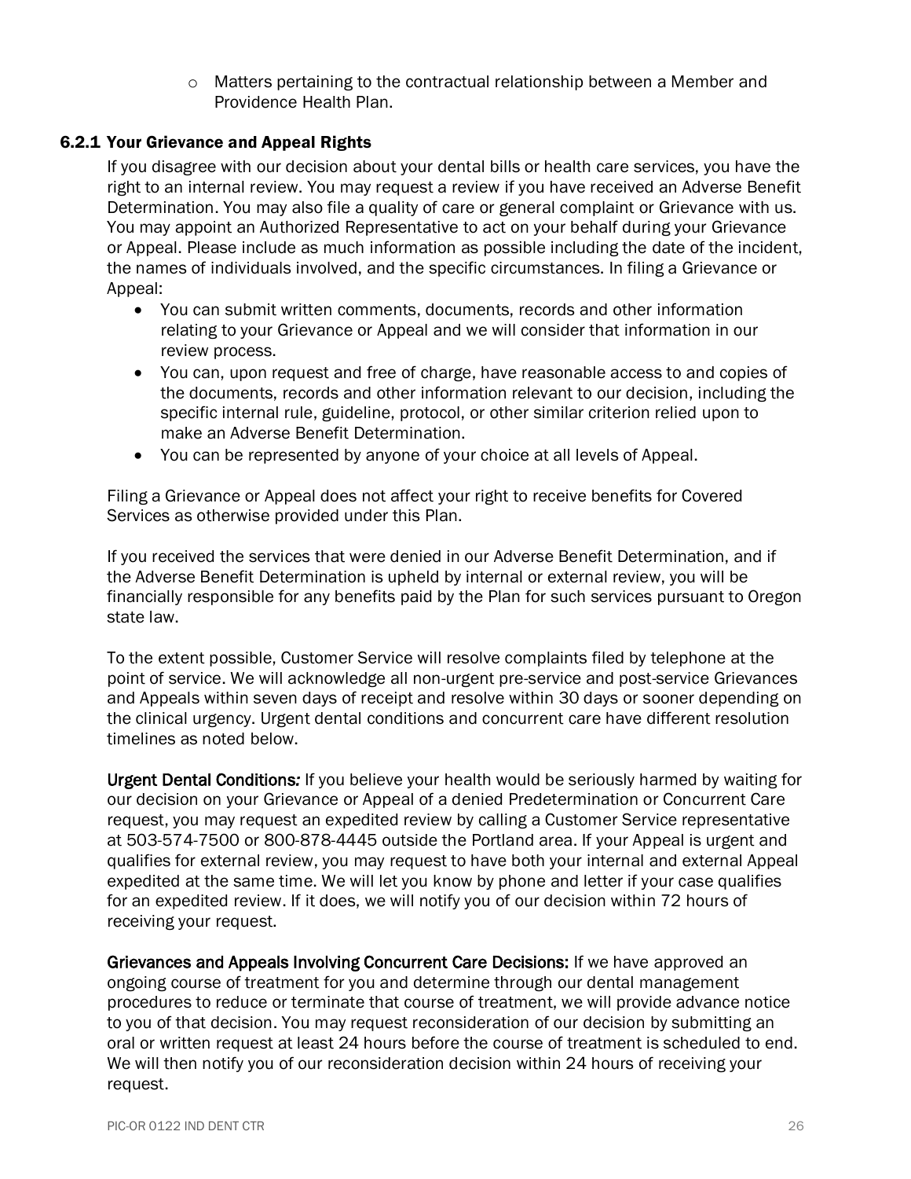- Matters pertaining to the contractual relationship between a Member and Providence Health Plan.

### 6.2.1 Your Grievance and Appeal Rights

If you disagree with our decision about your dental bills or health care services, you have the right to an internal review. You may request a review if you have received an Adverse Benefit Determination. You may also file a quality of care or general complaint or Grievance with us. You may appoint an Authorized Representative to act on your behalf during your Grievance or Appeal. Please include as much information as possible including the date of the incident, the names of individuals involved, and the specific circumstances. In filing a Grievance or Appeal:

- You can submit written comments, documents, records and other information relating to your Grievance or Appeal and we will consider that information in our review process.
- You can, upon request and free of charge, have reasonable access to and copies of the documents, records and other information relevant to our decision, including the specific internal rule, guideline, protocol, or other similar criterion relied upon to make an Adverse Benefit Determination.
- You can be represented by anyone of your choice at all levels of Appeal.

Filing a Grievance or Appeal does not affect your right to receive benefits for Covered Services as otherwise provided under this Plan.

If you received the services that were denied in our Adverse Benefit Determination, and if the Adverse Benefit Determination is upheld by internal or external review, you will be financially responsible for any benefits paid by the Plan for such services pursuant to Oregon state law.

To the extent possible, Customer Service will resolve complaints filed by telephone at the point of service. We will acknowledge all non-urgent pre-service and post-service Grievances and Appeals within seven days of receipt and resolve within 30 days or sooner depending on the clinical urgency. Urgent dental conditions and concurrent care have different resolution timelines as noted below.

**Urgent Dental Conditions*:*** If you believe your health would be seriously harmed by waiting for our decision on your Grievance or Appeal of a denied Predetermination or Concurrent Care request, you may request an expedited review by calling a Customer Service representative at 503-574-7500 or 800-878-4445 outside the Portland area. If your Appeal is urgent and qualifies for external review, you may request to have both your internal and external Appeal expedited at the same time. We will let you know by phone and letter if your case qualifies for an expedited review. If it does, we will notify you of our decision within 72 hours of receiving your request.

**Grievances and Appeals Involving Concurrent Care Decisions:** If we have approved an ongoing course of treatment for you and determine through our dental management procedures to reduce or terminate that course of treatment, we will provide advance notice to you of that decision. You may request reconsideration of our decision by submitting an oral or written request at least 24 hours before the course of treatment is scheduled to end. We will then notify you of our reconsideration decision within 24 hours of receiving your request.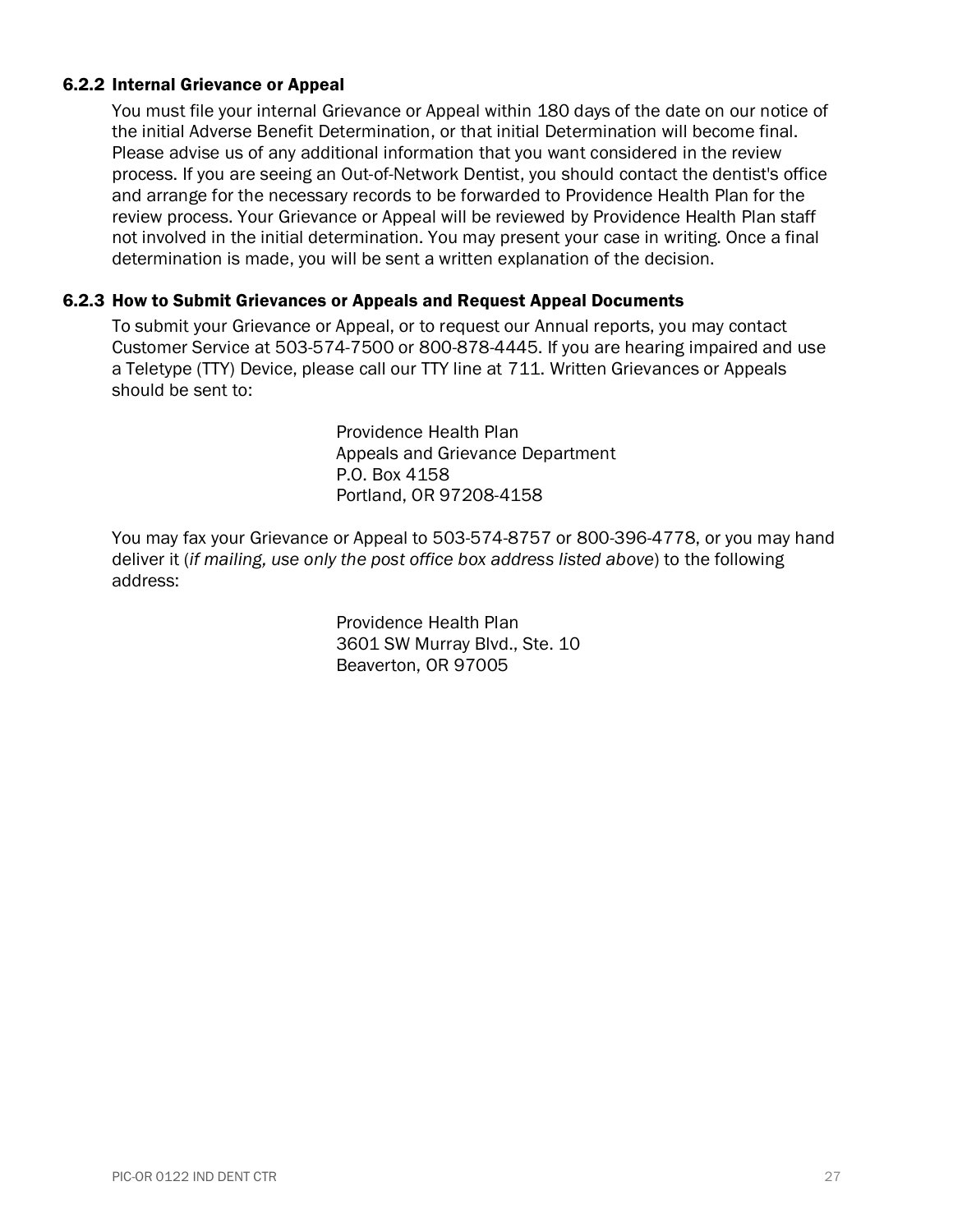### 6.2.2 Internal Grievance or Appeal

You must file your internal Grievance or Appeal within 180 days of the date on our notice of the initial Adverse Benefit Determination, or that initial Determination will become final. Please advise us of any additional information that you want considered in the review process. If you are seeing an Out-of-Network Dentist, you should contact the dentist's office and arrange for the necessary records to be forwarded to Providence Health Plan for the review process. Your Grievance or Appeal will be reviewed by Providence Health Plan staff not involved in the initial determination. You may present your case in writing. Once a final determination is made, you will be sent a written explanation of the decision.

### 6.2.3 How to Submit Grievances or Appeals and Request Appeal Documents

To submit your Grievance or Appeal, or to request our Annual reports, you may contact Customer Service at 503-574-7500 or 800-878-4445. If you are hearing impaired and use a Teletype (TTY) Device, please call our TTY line at 711. Written Grievances or Appeals should be sent to:

Providence Health Plan
Appeals and Grievance Department
P.O. Box 4158
Portland, OR 97208-4158

You may fax your Grievance or Appeal to 503-574-8757 or 800-396-4778, or you may hand deliver it (*if mailing, use only the post office box address listed above*) to the following address:

Providence Health Plan
3601 SW Murray Blvd., Ste. 10
Beaverton, OR 97005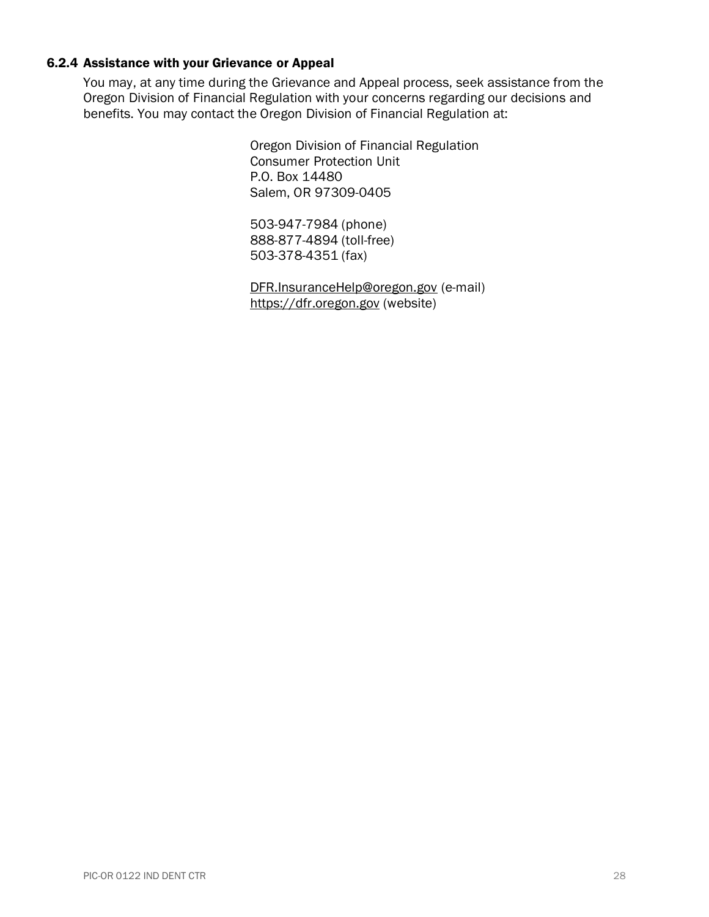### 6.2.4 Assistance with your Grievance or Appeal

You may, at any time during the Grievance and Appeal process, seek assistance from the Oregon Division of Financial Regulation with your concerns regarding our decisions and benefits. You may contact the Oregon Division of Financial Regulation at:

Oregon Division of Financial Regulation
Consumer Protection Unit
P.O. Box 14480
Salem, OR 97309-0405

503-947-7984 (phone)
888-877-4894 (toll-free)
503-378-4351 (fax)

DFR.InsuranceHelp@oregon.gov (e-mail)
https://dfr.oregon.gov (website)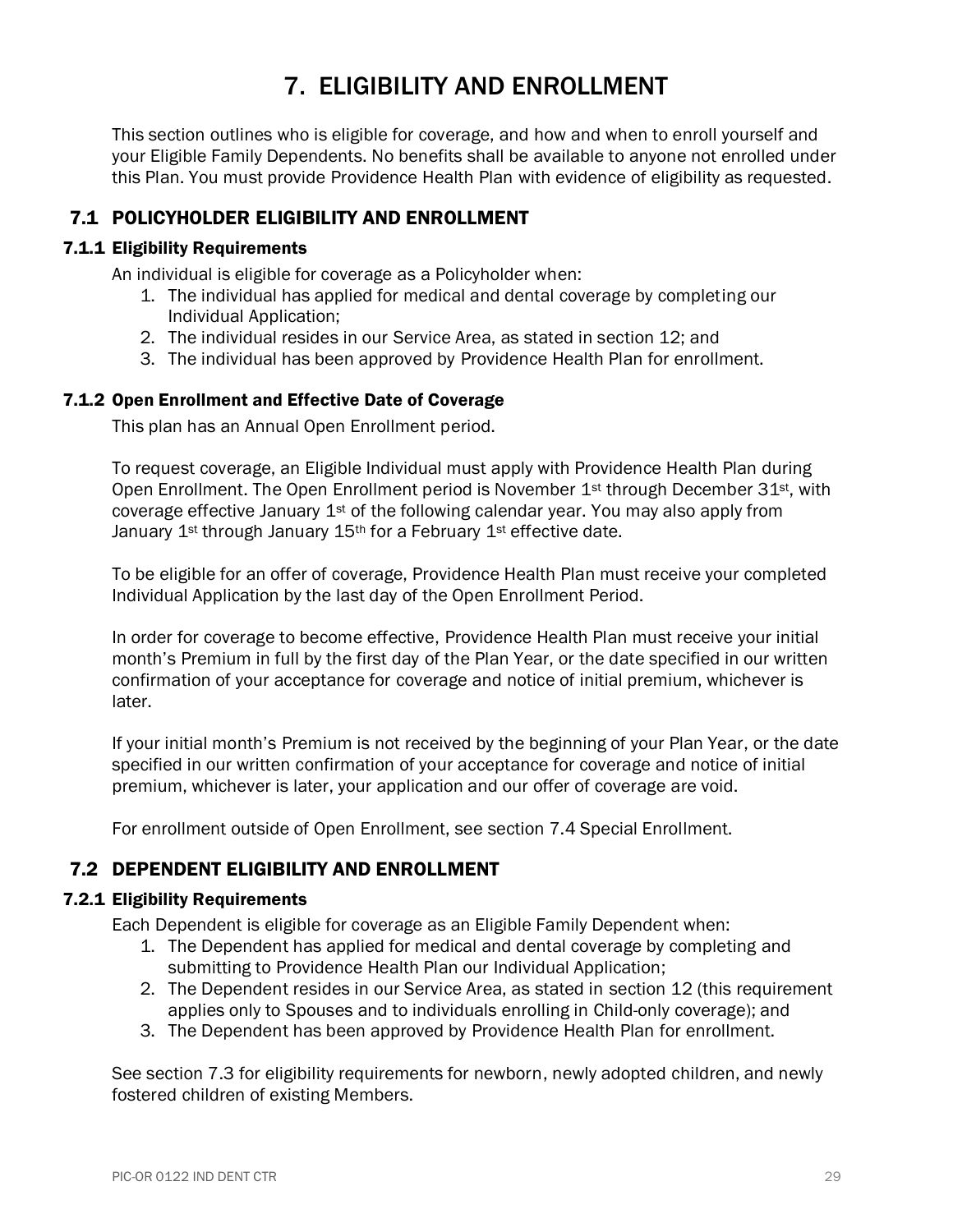# 7. ELIGIBILITY AND ENROLLMENT

This section outlines who is eligible for coverage, and how and when to enroll yourself and your Eligible Family Dependents. No benefits shall be available to anyone not enrolled under this Plan. You must provide Providence Health Plan with evidence of eligibility as requested.

## 7.1 POLICYHOLDER ELIGIBILITY AND ENROLLMENT

### 7.1.1 Eligibility Requirements

An individual is eligible for coverage as a Policyholder when:

1. The individual has applied for medical and dental coverage by completing our Individual Application;
2. The individual resides in our Service Area, as stated in section 12; and
3. The individual has been approved by Providence Health Plan for enrollment.

### 7.1.2 Open Enrollment and Effective Date of Coverage

This plan has an Annual Open Enrollment period.

To request coverage, an Eligible Individual must apply with Providence Health Plan during Open Enrollment. The Open Enrollment period is November 1st through December 31st, with coverage effective January 1st of the following calendar year. You may also apply from January 1st through January 15th for a February 1st effective date.

To be eligible for an offer of coverage, Providence Health Plan must receive your completed Individual Application by the last day of the Open Enrollment Period.

In order for coverage to become effective, Providence Health Plan must receive your initial month's Premium in full by the first day of the Plan Year, or the date specified in our written confirmation of your acceptance for coverage and notice of initial premium, whichever is later.

If your initial month's Premium is not received by the beginning of your Plan Year, or the date specified in our written confirmation of your acceptance for coverage and notice of initial premium, whichever is later, your application and our offer of coverage are void.

For enrollment outside of Open Enrollment, see section 7.4 Special Enrollment.

## 7.2 DEPENDENT ELIGIBILITY AND ENROLLMENT

### 7.2.1 Eligibility Requirements

Each Dependent is eligible for coverage as an Eligible Family Dependent when:

1. The Dependent has applied for medical and dental coverage by completing and submitting to Providence Health Plan our Individual Application;
2. The Dependent resides in our Service Area, as stated in section 12 (this requirement applies only to Spouses and to individuals enrolling in Child-only coverage); and
3. The Dependent has been approved by Providence Health Plan for enrollment.

See section 7.3 for eligibility requirements for newborn, newly adopted children, and newly fostered children of existing Members.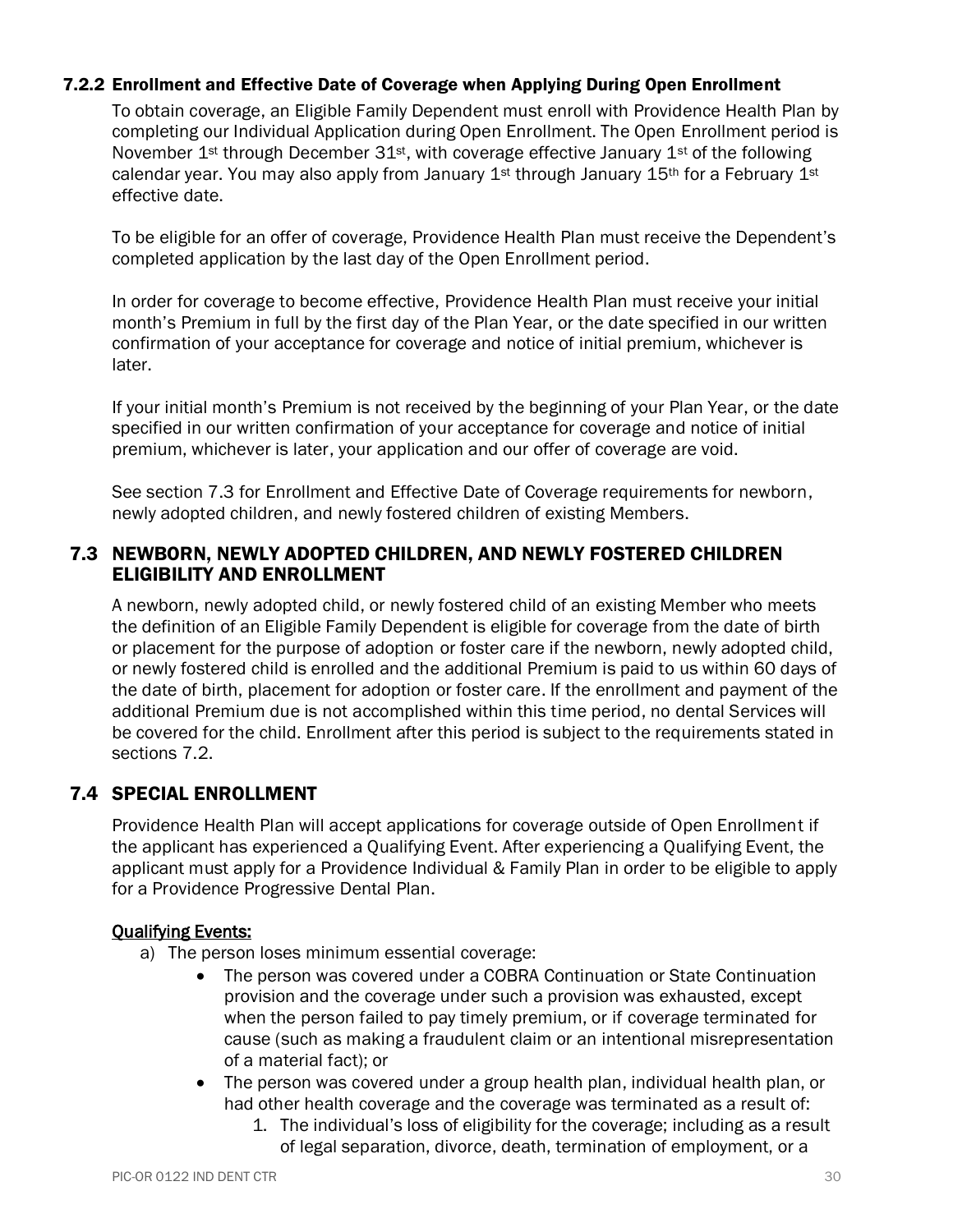### 7.2.2 Enrollment and Effective Date of Coverage when Applying During Open Enrollment

To obtain coverage, an Eligible Family Dependent must enroll with Providence Health Plan by completing our Individual Application during Open Enrollment. The Open Enrollment period is November 1st through December 31st, with coverage effective January 1st of the following calendar year. You may also apply from January 1st through January 15th for a February 1st effective date.

To be eligible for an offer of coverage, Providence Health Plan must receive the Dependent's completed application by the last day of the Open Enrollment period.

In order for coverage to become effective, Providence Health Plan must receive your initial month's Premium in full by the first day of the Plan Year, or the date specified in our written confirmation of your acceptance for coverage and notice of initial premium, whichever is later.

If your initial month's Premium is not received by the beginning of your Plan Year, or the date specified in our written confirmation of your acceptance for coverage and notice of initial premium, whichever is later, your application and our offer of coverage are void.

See section 7.3 for Enrollment and Effective Date of Coverage requirements for newborn, newly adopted children, and newly fostered children of existing Members.

## 7.3 NEWBORN, NEWLY ADOPTED CHILDREN, AND NEWLY FOSTERED CHILDREN ELIGIBILITY AND ENROLLMENT

A newborn, newly adopted child, or newly fostered child of an existing Member who meets the definition of an Eligible Family Dependent is eligible for coverage from the date of birth or placement for the purpose of adoption or foster care if the newborn, newly adopted child, or newly fostered child is enrolled and the additional Premium is paid to us within 60 days of the date of birth, placement for adoption or foster care. If the enrollment and payment of the additional Premium due is not accomplished within this time period, no dental Services will be covered for the child. Enrollment after this period is subject to the requirements stated in sections 7.2.

## 7.4 SPECIAL ENROLLMENT

Providence Health Plan will accept applications for coverage outside of Open Enrollment if the applicant has experienced a Qualifying Event. After experiencing a Qualifying Event, the applicant must apply for a Providence Individual & Family Plan in order to be eligible to apply for a Providence Progressive Dental Plan.

**Qualifying Events:**

a) The person loses minimum essential coverage:
   - The person was covered under a COBRA Continuation or State Continuation provision and the coverage under such a provision was exhausted, except when the person failed to pay timely premium, or if coverage terminated for cause (such as making a fraudulent claim or an intentional misrepresentation of a material fact); or
   - The person was covered under a group health plan, individual health plan, or had other health coverage and the coverage was terminated as a result of:
     1. The individual's loss of eligibility for the coverage; including as a result of legal separation, divorce, death, termination of employment, or a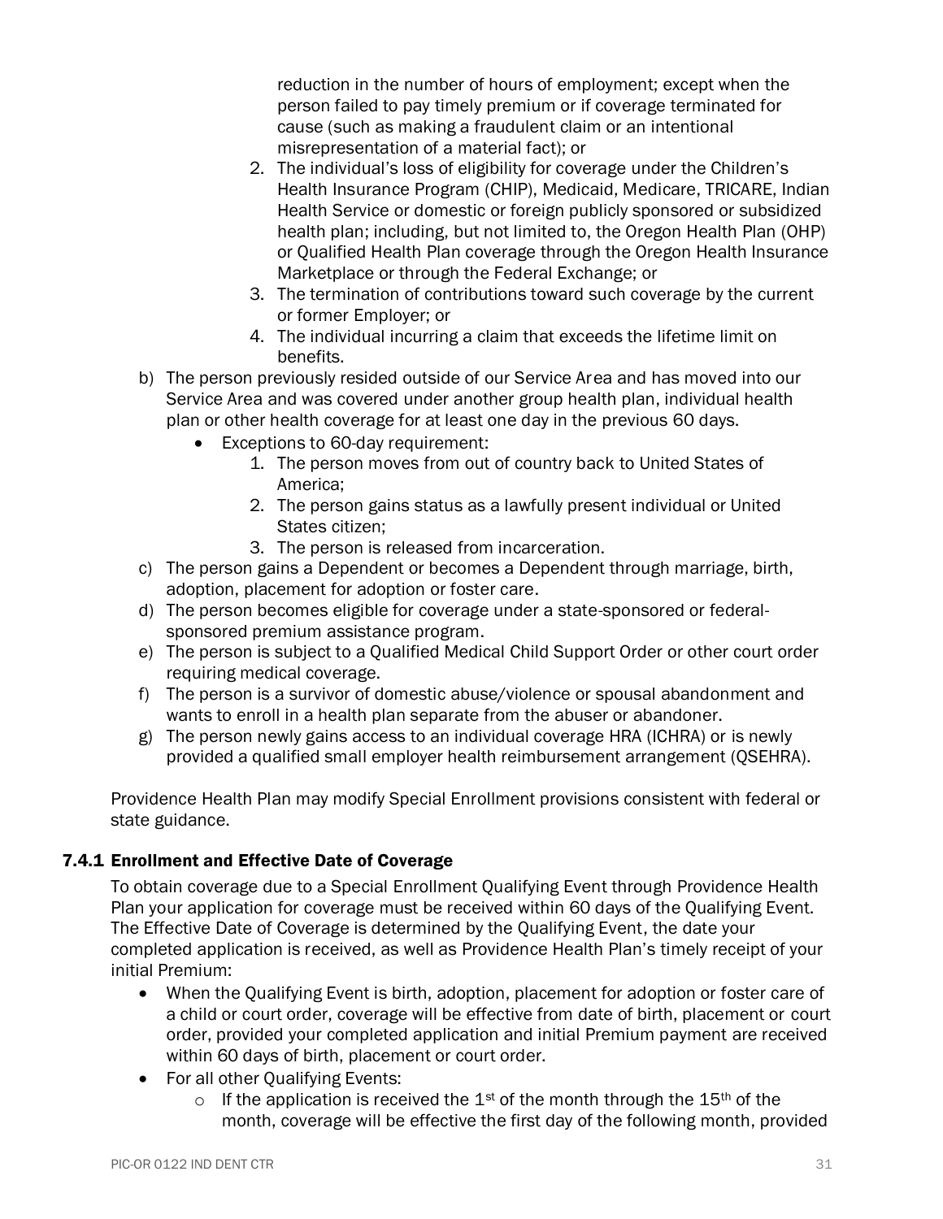reduction in the number of hours of employment; except when the person failed to pay timely premium or if coverage terminated for cause (such as making a fraudulent claim or an intentional misrepresentation of a material fact); or

2. The individual's loss of eligibility for coverage under the Children's Health Insurance Program (CHIP), Medicaid, Medicare, TRICARE, Indian Health Service or domestic or foreign publicly sponsored or subsidized health plan; including, but not limited to, the Oregon Health Plan (OHP) or Qualified Health Plan coverage through the Oregon Health Insurance Marketplace or through the Federal Exchange; or
3. The termination of contributions toward such coverage by the current or former Employer; or
4. The individual incurring a claim that exceeds the lifetime limit on benefits.

b) The person previously resided outside of our Service Area and has moved into our Service Area and was covered under another group health plan, individual health plan or other health coverage for at least one day in the previous 60 days.
   - Exceptions to 60-day requirement:
     1. The person moves from out of country back to United States of America;
     2. The person gains status as a lawfully present individual or United States citizen;
     3. The person is released from incarceration.

c) The person gains a Dependent or becomes a Dependent through marriage, birth, adoption, placement for adoption or foster care.

d) The person becomes eligible for coverage under a state-sponsored or federal-sponsored premium assistance program.

e) The person is subject to a Qualified Medical Child Support Order or other court order requiring medical coverage.

f) The person is a survivor of domestic abuse/violence or spousal abandonment and wants to enroll in a health plan separate from the abuser or abandoner.

g) The person newly gains access to an individual coverage HRA (ICHRA) or is newly provided a qualified small employer health reimbursement arrangement (QSEHRA).

Providence Health Plan may modify Special Enrollment provisions consistent with federal or state guidance.

### 7.4.1 Enrollment and Effective Date of Coverage

To obtain coverage due to a Special Enrollment Qualifying Event through Providence Health Plan your application for coverage must be received within 60 days of the Qualifying Event. The Effective Date of Coverage is determined by the Qualifying Event, the date your completed application is received, as well as Providence Health Plan's timely receipt of your initial Premium:

- When the Qualifying Event is birth, adoption, placement for adoption or foster care of a child or court order, coverage will be effective from date of birth, placement or court order, provided your completed application and initial Premium payment are received within 60 days of birth, placement or court order.
- For all other Qualifying Events:
  - If the application is received the 1st of the month through the 15th of the month, coverage will be effective the first day of the following month, provided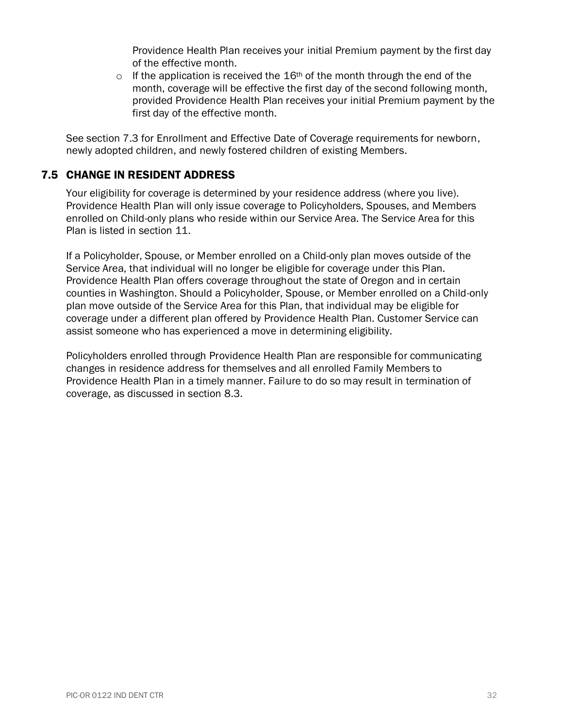Providence Health Plan receives your initial Premium payment by the first day of the effective month.

- If the application is received the 16th of the month through the end of the month, coverage will be effective the first day of the second following month, provided Providence Health Plan receives your initial Premium payment by the first day of the effective month.

See section 7.3 for Enrollment and Effective Date of Coverage requirements for newborn, newly adopted children, and newly fostered children of existing Members.

## 7.5 CHANGE IN RESIDENT ADDRESS

Your eligibility for coverage is determined by your residence address (where you live). Providence Health Plan will only issue coverage to Policyholders, Spouses, and Members enrolled on Child-only plans who reside within our Service Area. The Service Area for this Plan is listed in section 11.

If a Policyholder, Spouse, or Member enrolled on a Child-only plan moves outside of the Service Area, that individual will no longer be eligible for coverage under this Plan. Providence Health Plan offers coverage throughout the state of Oregon and in certain counties in Washington. Should a Policyholder, Spouse, or Member enrolled on a Child-only plan move outside of the Service Area for this Plan, that individual may be eligible for coverage under a different plan offered by Providence Health Plan. Customer Service can assist someone who has experienced a move in determining eligibility.

Policyholders enrolled through Providence Health Plan are responsible for communicating changes in residence address for themselves and all enrolled Family Members to Providence Health Plan in a timely manner. Failure to do so may result in termination of coverage, as discussed in section 8.3.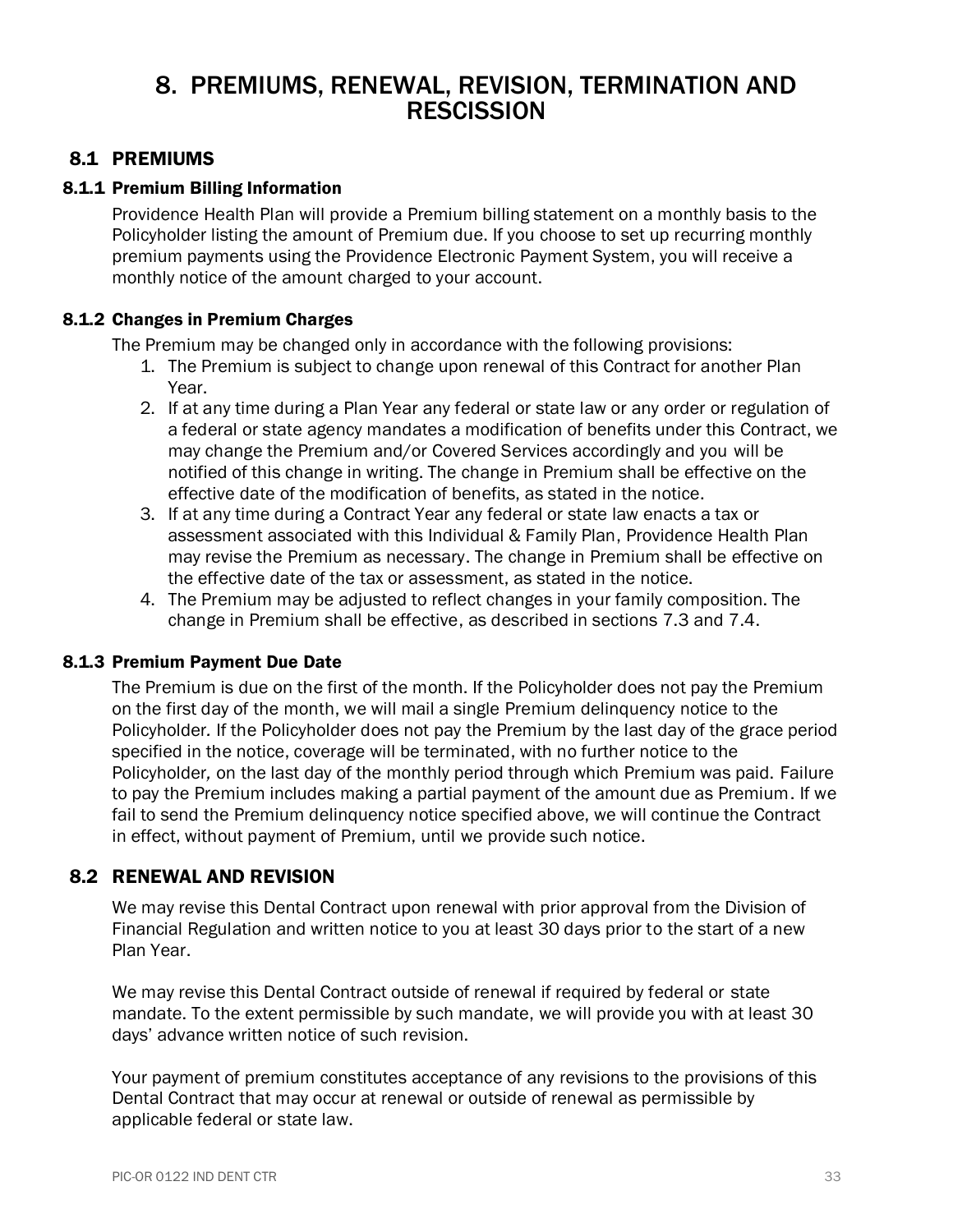# 8. PREMIUMS, RENEWAL, REVISION, TERMINATION AND RESCISSION

## 8.1 PREMIUMS

### 8.1.1 Premium Billing Information

Providence Health Plan will provide a Premium billing statement on a monthly basis to the Policyholder listing the amount of Premium due. If you choose to set up recurring monthly premium payments using the Providence Electronic Payment System, you will receive a monthly notice of the amount charged to your account.

### 8.1.2 Changes in Premium Charges

The Premium may be changed only in accordance with the following provisions:

1. The Premium is subject to change upon renewal of this Contract for another Plan Year.
2. If at any time during a Plan Year any federal or state law or any order or regulation of a federal or state agency mandates a modification of benefits under this Contract, we may change the Premium and/or Covered Services accordingly and you will be notified of this change in writing. The change in Premium shall be effective on the effective date of the modification of benefits, as stated in the notice.
3. If at any time during a Contract Year any federal or state law enacts a tax or assessment associated with this Individual & Family Plan, Providence Health Plan may revise the Premium as necessary. The change in Premium shall be effective on the effective date of the tax or assessment, as stated in the notice.
4. The Premium may be adjusted to reflect changes in your family composition. The change in Premium shall be effective, as described in sections 7.3 and 7.4.

### 8.1.3 Premium Payment Due Date

The Premium is due on the first of the month. If the Policyholder does not pay the Premium on the first day of the month, we will mail a single Premium delinquency notice to the Policyholder. If the Policyholder does not pay the Premium by the last day of the grace period specified in the notice, coverage will be terminated, with no further notice to the Policyholder, on the last day of the monthly period through which Premium was paid. Failure to pay the Premium includes making a partial payment of the amount due as Premium. If we fail to send the Premium delinquency notice specified above, we will continue the Contract in effect, without payment of Premium, until we provide such notice.

## 8.2 RENEWAL AND REVISION

We may revise this Dental Contract upon renewal with prior approval from the Division of Financial Regulation and written notice to you at least 30 days prior to the start of a new Plan Year.

We may revise this Dental Contract outside of renewal if required by federal or state mandate. To the extent permissible by such mandate, we will provide you with at least 30 days' advance written notice of such revision.

Your payment of premium constitutes acceptance of any revisions to the provisions of this Dental Contract that may occur at renewal or outside of renewal as permissible by applicable federal or state law.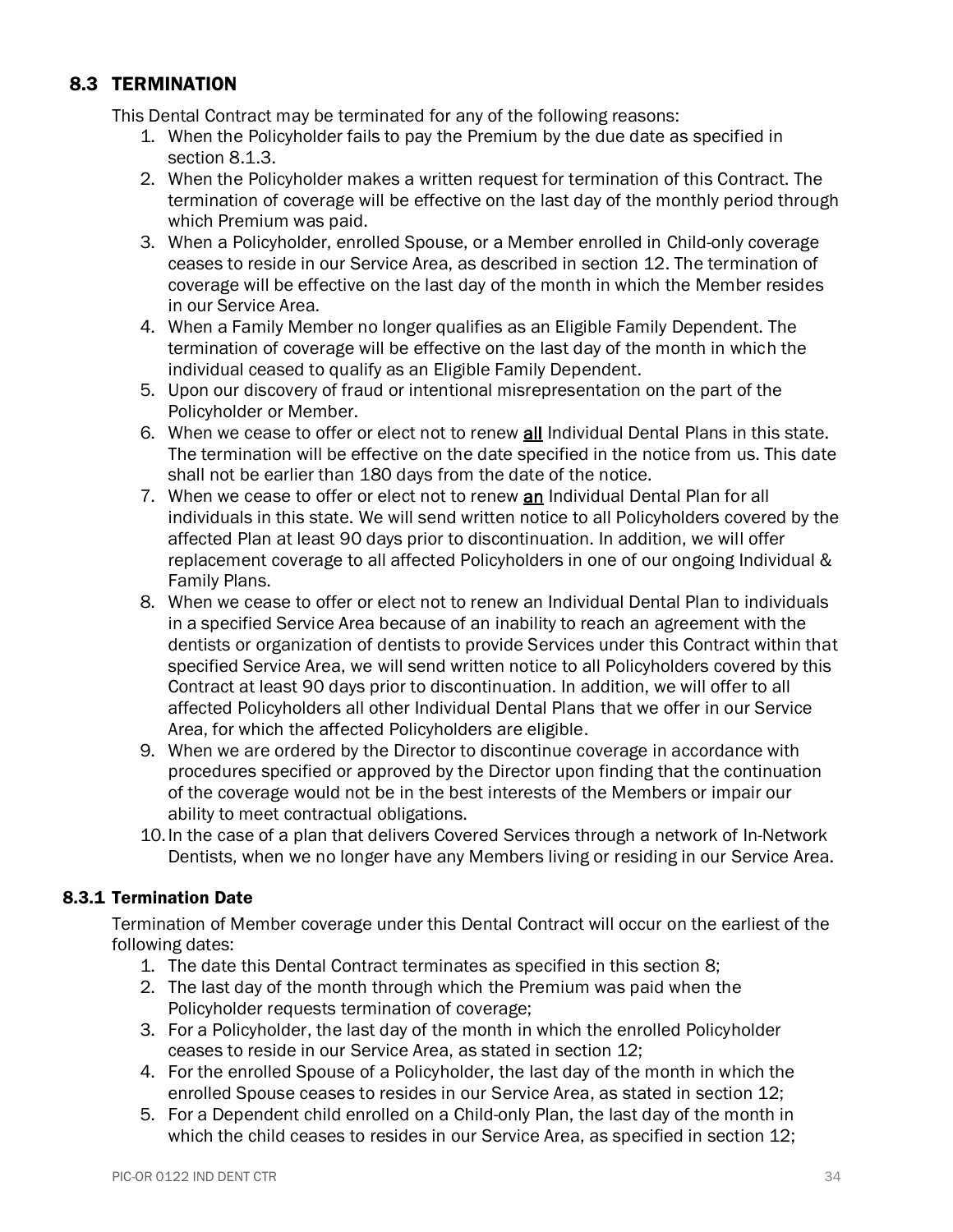## 8.3 TERMINATION

This Dental Contract may be terminated for any of the following reasons:

1. When the Policyholder fails to pay the Premium by the due date as specified in section 8.1.3.
2. When the Policyholder makes a written request for termination of this Contract. The termination of coverage will be effective on the last day of the monthly period through which Premium was paid.
3. When a Policyholder, enrolled Spouse, or a Member enrolled in Child-only coverage ceases to reside in our Service Area, as described in section 12. The termination of coverage will be effective on the last day of the month in which the Member resides in our Service Area.
4. When a Family Member no longer qualifies as an Eligible Family Dependent. The termination of coverage will be effective on the last day of the month in which the individual ceased to qualify as an Eligible Family Dependent.
5. Upon our discovery of fraud or intentional misrepresentation on the part of the Policyholder or Member.
6. When we cease to offer or elect not to renew <u>all</u> Individual Dental Plans in this state. The termination will be effective on the date specified in the notice from us. This date shall not be earlier than 180 days from the date of the notice.
7. When we cease to offer or elect not to renew <u>an</u> Individual Dental Plan for all individuals in this state. We will send written notice to all Policyholders covered by the affected Plan at least 90 days prior to discontinuation. In addition, we will offer replacement coverage to all affected Policyholders in one of our ongoing Individual & Family Plans.
8. When we cease to offer or elect not to renew an Individual Dental Plan to individuals in a specified Service Area because of an inability to reach an agreement with the dentists or organization of dentists to provide Services under this Contract within that specified Service Area, we will send written notice to all Policyholders covered by this Contract at least 90 days prior to discontinuation. In addition, we will offer to all affected Policyholders all other Individual Dental Plans that we offer in our Service Area, for which the affected Policyholders are eligible.
9. When we are ordered by the Director to discontinue coverage in accordance with procedures specified or approved by the Director upon finding that the continuation of the coverage would not be in the best interests of the Members or impair our ability to meet contractual obligations.
10. In the case of a plan that delivers Covered Services through a network of In-Network Dentists, when we no longer have any Members living or residing in our Service Area.

### 8.3.1 Termination Date

Termination of Member coverage under this Dental Contract will occur on the earliest of the following dates:

1. The date this Dental Contract terminates as specified in this section 8;
2. The last day of the month through which the Premium was paid when the Policyholder requests termination of coverage;
3. For a Policyholder, the last day of the month in which the enrolled Policyholder ceases to reside in our Service Area, as stated in section 12;
4. For the enrolled Spouse of a Policyholder, the last day of the month in which the enrolled Spouse ceases to resides in our Service Area, as stated in section 12;
5. For a Dependent child enrolled on a Child-only Plan, the last day of the month in which the child ceases to resides in our Service Area, as specified in section 12;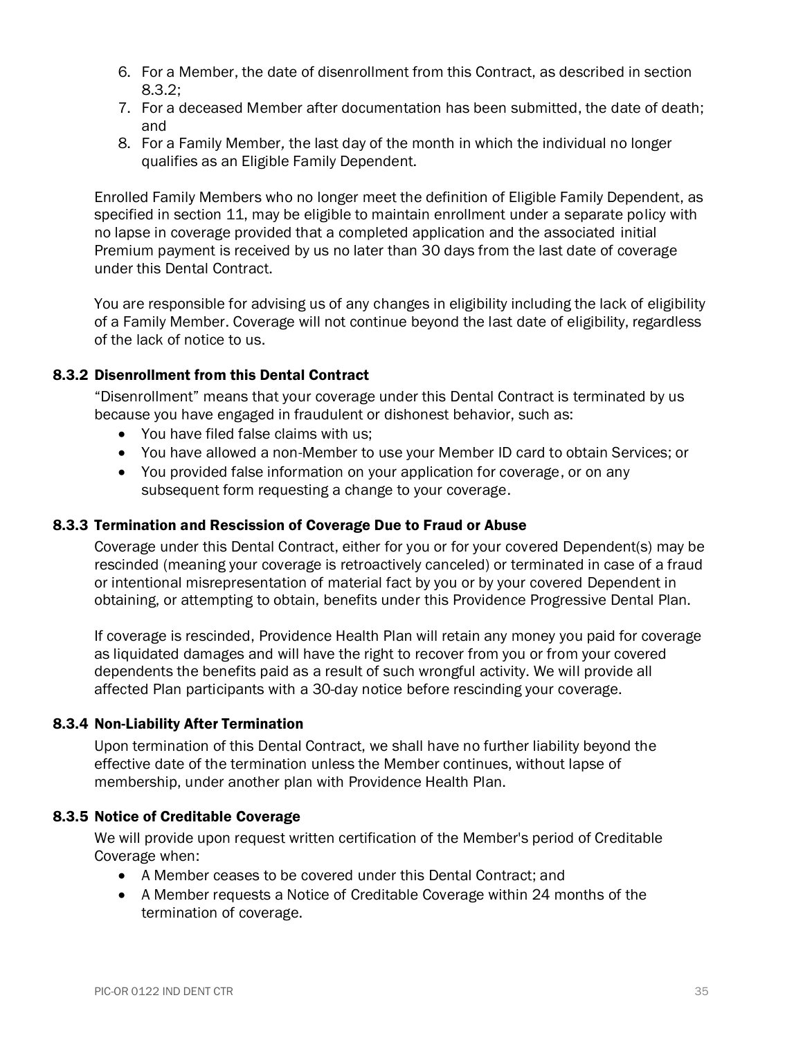6. For a Member, the date of disenrollment from this Contract, as described in section 8.3.2;
7. For a deceased Member after documentation has been submitted, the date of death; and
8. For a Family Member*,* the last day of the month in which the individual no longer qualifies as an Eligible Family Dependent.

Enrolled Family Members who no longer meet the definition of Eligible Family Dependent, as specified in section 11, may be eligible to maintain enrollment under a separate policy with no lapse in coverage provided that a completed application and the associated initial Premium payment is received by us no later than 30 days from the last date of coverage under this Dental Contract.

You are responsible for advising us of any changes in eligibility including the lack of eligibility of a Family Member. Coverage will not continue beyond the last date of eligibility, regardless of the lack of notice to us.

### 8.3.2 Disenrollment from this Dental Contract

"Disenrollment" means that your coverage under this Dental Contract is terminated by us because you have engaged in fraudulent or dishonest behavior, such as:

- You have filed false claims with us;
- You have allowed a non-Member to use your Member ID card to obtain Services; or
- You provided false information on your application for coverage, or on any subsequent form requesting a change to your coverage.

### 8.3.3 Termination and Rescission of Coverage Due to Fraud or Abuse

Coverage under this Dental Contract, either for you or for your covered Dependent(s) may be rescinded (meaning your coverage is retroactively canceled) or terminated in case of a fraud or intentional misrepresentation of material fact by you or by your covered Dependent in obtaining, or attempting to obtain, benefits under this Providence Progressive Dental Plan.

If coverage is rescinded, Providence Health Plan will retain any money you paid for coverage as liquidated damages and will have the right to recover from you or from your covered dependents the benefits paid as a result of such wrongful activity. We will provide all affected Plan participants with a 30-day notice before rescinding your coverage.

### 8.3.4 Non-Liability After Termination

Upon termination of this Dental Contract, we shall have no further liability beyond the effective date of the termination unless the Member continues, without lapse of membership, under another plan with Providence Health Plan.

### 8.3.5 Notice of Creditable Coverage

We will provide upon request written certification of the Member's period of Creditable Coverage when:

- A Member ceases to be covered under this Dental Contract; and
- A Member requests a Notice of Creditable Coverage within 24 months of the termination of coverage.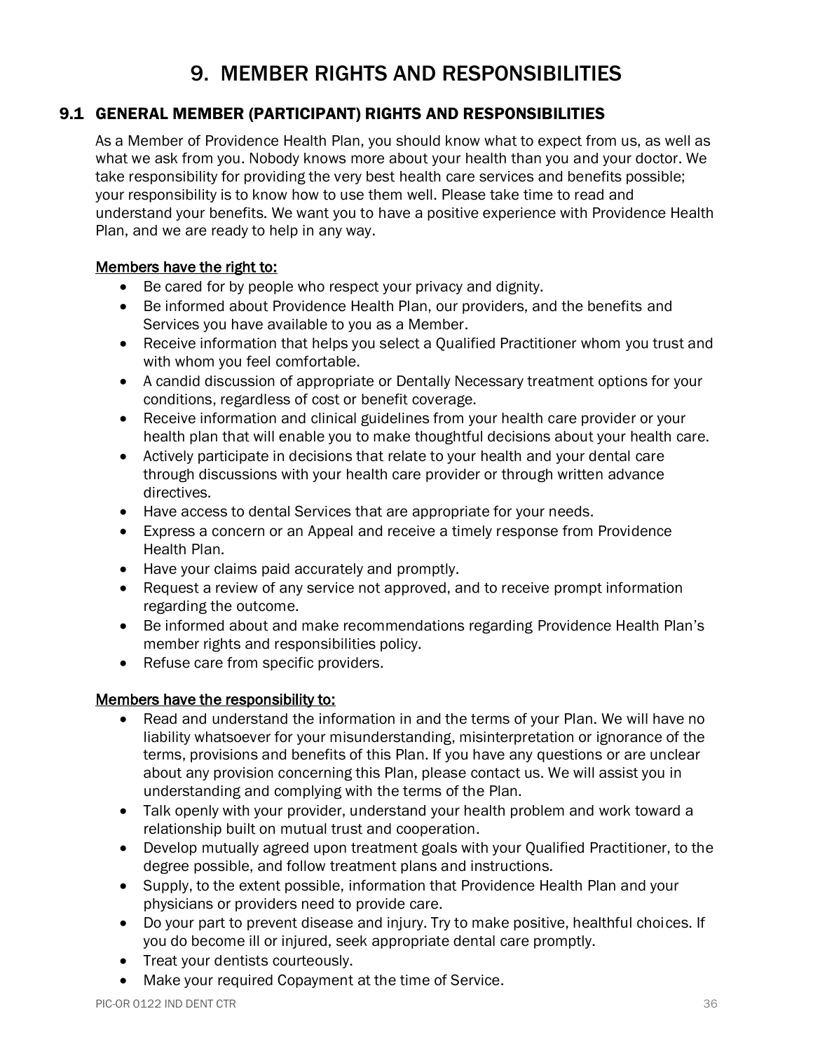# 9. MEMBER RIGHTS AND RESPONSIBILITIES

## 9.1 GENERAL MEMBER (PARTICIPANT) RIGHTS AND RESPONSIBILITIES

As a Member of Providence Health Plan, you should know what to expect from us, as well as what we ask from you. Nobody knows more about your health than you and your doctor. We take responsibility for providing the very best health care services and benefits possible; your responsibility is to know how to use them well. Please take time to read and understand your benefits. We want you to have a positive experience with Providence Health Plan, and we are ready to help in any way.

Members have the right to:

- Be cared for by people who respect your privacy and dignity.
- Be informed about Providence Health Plan, our providers, and the benefits and Services you have available to you as a Member.
- Receive information that helps you select a Qualified Practitioner whom you trust and with whom you feel comfortable.
- A candid discussion of appropriate or Dentally Necessary treatment options for your conditions, regardless of cost or benefit coverage.
- Receive information and clinical guidelines from your health care provider or your health plan that will enable you to make thoughtful decisions about your health care.
- Actively participate in decisions that relate to your health and your dental care through discussions with your health care provider or through written advance directives.
- Have access to dental Services that are appropriate for your needs.
- Express a concern or an Appeal and receive a timely response from Providence Health Plan.
- Have your claims paid accurately and promptly.
- Request a review of any service not approved, and to receive prompt information regarding the outcome.
- Be informed about and make recommendations regarding Providence Health Plan's member rights and responsibilities policy.
- Refuse care from specific providers.

Members have the responsibility to:

- Read and understand the information in and the terms of your Plan. We will have no liability whatsoever for your misunderstanding, misinterpretation or ignorance of the terms, provisions and benefits of this Plan. If you have any questions or are unclear about any provision concerning this Plan, please contact us. We will assist you in understanding and complying with the terms of the Plan.
- Talk openly with your provider, understand your health problem and work toward a relationship built on mutual trust and cooperation.
- Develop mutually agreed upon treatment goals with your Qualified Practitioner, to the degree possible, and follow treatment plans and instructions.
- Supply, to the extent possible, information that Providence Health Plan and your physicians or providers need to provide care.
- Do your part to prevent disease and injury. Try to make positive, healthful choices. If you do become ill or injured, seek appropriate dental care promptly.
- Treat your dentists courteously.
- Make your required Copayment at the time of Service.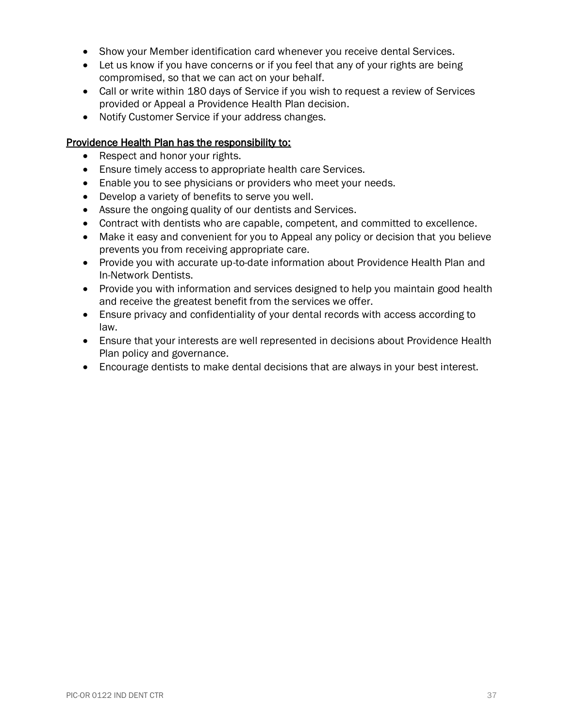- Show your Member identification card whenever you receive dental Services.
- Let us know if you have concerns or if you feel that any of your rights are being compromised, so that we can act on your behalf.
- Call or write within 180 days of Service if you wish to request a review of Services provided or Appeal a Providence Health Plan decision.
- Notify Customer Service if your address changes.

<u>Providence Health Plan has the responsibility to:</u>

- Respect and honor your rights.
- Ensure timely access to appropriate health care Services.
- Enable you to see physicians or providers who meet your needs.
- Develop a variety of benefits to serve you well.
- Assure the ongoing quality of our dentists and Services.
- Contract with dentists who are capable, competent, and committed to excellence.
- Make it easy and convenient for you to Appeal any policy or decision that you believe prevents you from receiving appropriate care.
- Provide you with accurate up-to-date information about Providence Health Plan and In-Network Dentists.
- Provide you with information and services designed to help you maintain good health and receive the greatest benefit from the services we offer.
- Ensure privacy and confidentiality of your dental records with access according to law.
- Ensure that your interests are well represented in decisions about Providence Health Plan policy and governance.
- Encourage dentists to make dental decisions that are always in your best interest.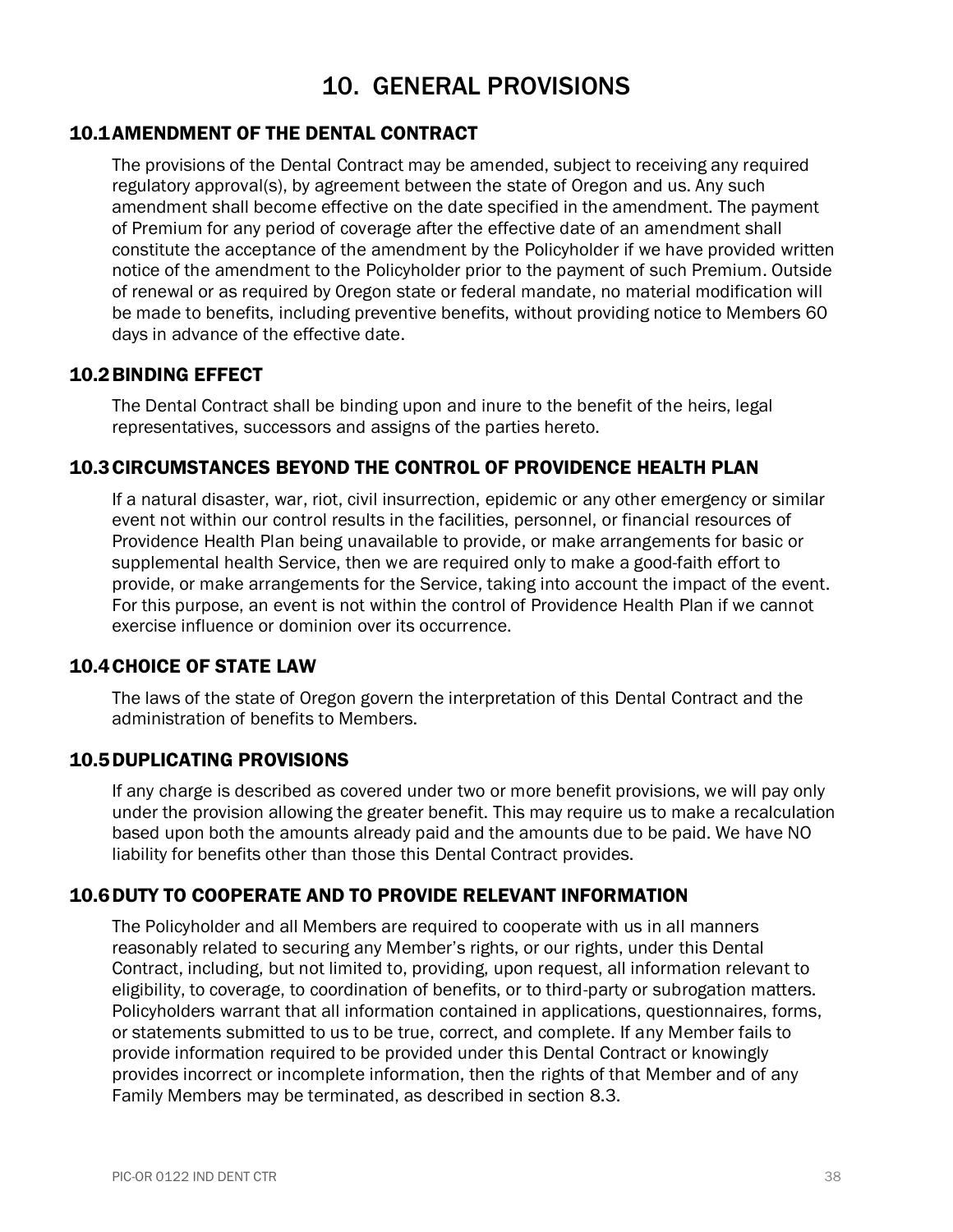# 10. GENERAL PROVISIONS

## 10.1 AMENDMENT OF THE DENTAL CONTRACT

The provisions of the Dental Contract may be amended, subject to receiving any required regulatory approval(s), by agreement between the state of Oregon and us. Any such amendment shall become effective on the date specified in the amendment. The payment of Premium for any period of coverage after the effective date of an amendment shall constitute the acceptance of the amendment by the Policyholder if we have provided written notice of the amendment to the Policyholder prior to the payment of such Premium. Outside of renewal or as required by Oregon state or federal mandate, no material modification will be made to benefits, including preventive benefits, without providing notice to Members 60 days in advance of the effective date.

## 10.2 BINDING EFFECT

The Dental Contract shall be binding upon and inure to the benefit of the heirs, legal representatives, successors and assigns of the parties hereto.

## 10.3 CIRCUMSTANCES BEYOND THE CONTROL OF PROVIDENCE HEALTH PLAN

If a natural disaster, war, riot, civil insurrection, epidemic or any other emergency or similar event not within our control results in the facilities, personnel, or financial resources of Providence Health Plan being unavailable to provide, or make arrangements for basic or supplemental health Service, then we are required only to make a good-faith effort to provide, or make arrangements for the Service, taking into account the impact of the event. For this purpose, an event is not within the control of Providence Health Plan if we cannot exercise influence or dominion over its occurrence.

## 10.4 CHOICE OF STATE LAW

The laws of the state of Oregon govern the interpretation of this Dental Contract and the administration of benefits to Members.

## 10.5 DUPLICATING PROVISIONS

If any charge is described as covered under two or more benefit provisions, we will pay only under the provision allowing the greater benefit. This may require us to make a recalculation based upon both the amounts already paid and the amounts due to be paid. We have NO liability for benefits other than those this Dental Contract provides.

## 10.6 DUTY TO COOPERATE AND TO PROVIDE RELEVANT INFORMATION

The Policyholder and all Members are required to cooperate with us in all manners reasonably related to securing any Member's rights, or our rights, under this Dental Contract, including, but not limited to, providing, upon request, all information relevant to eligibility, to coverage, to coordination of benefits, or to third-party or subrogation matters. Policyholders warrant that all information contained in applications, questionnaires, forms, or statements submitted to us to be true, correct, and complete. If any Member fails to provide information required to be provided under this Dental Contract or knowingly provides incorrect or incomplete information, then the rights of that Member and of any Family Members may be terminated, as described in section 8.3.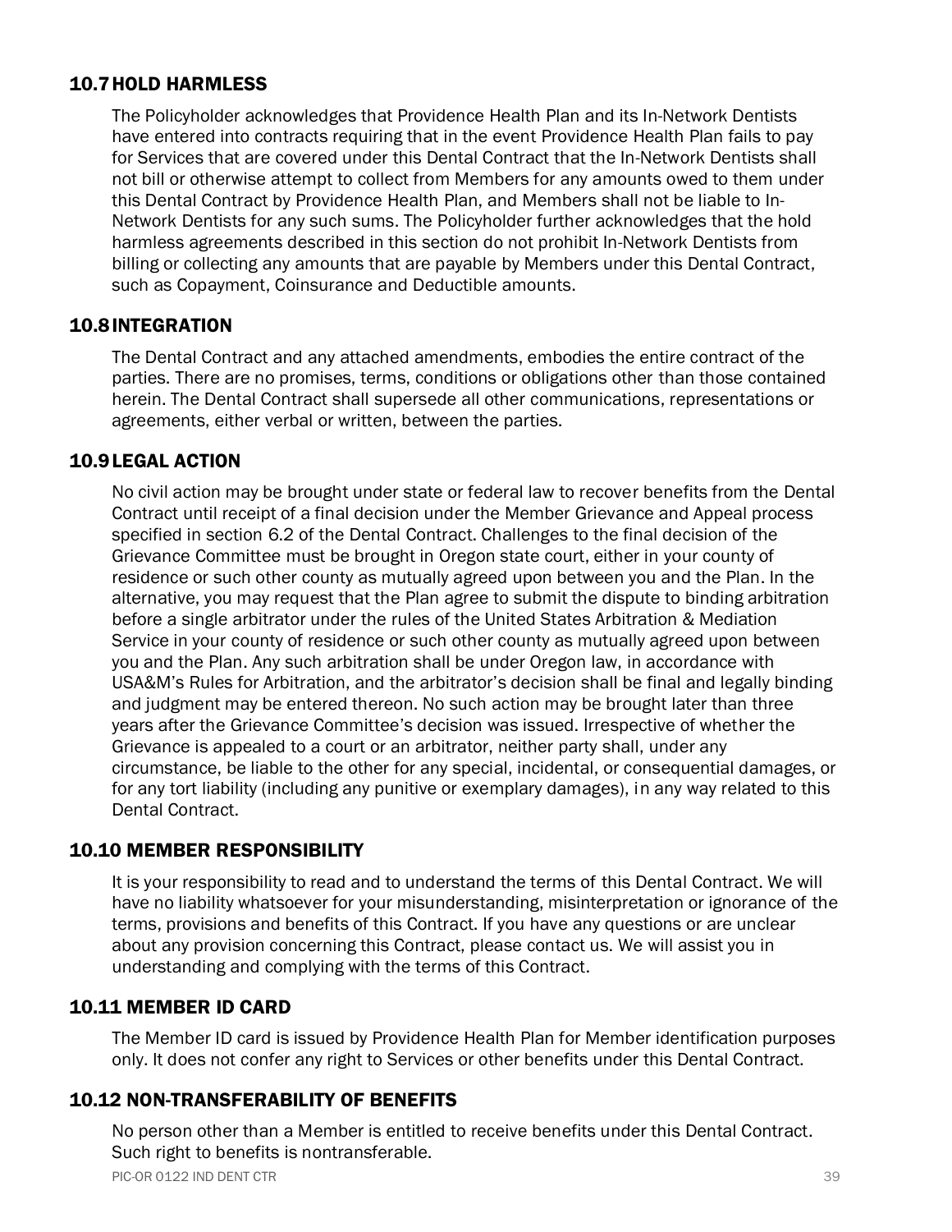### 10.7 HOLD HARMLESS

The Policyholder acknowledges that Providence Health Plan and its In-Network Dentists have entered into contracts requiring that in the event Providence Health Plan fails to pay for Services that are covered under this Dental Contract that the In-Network Dentists shall not bill or otherwise attempt to collect from Members for any amounts owed to them under this Dental Contract by Providence Health Plan, and Members shall not be liable to In-Network Dentists for any such sums. The Policyholder further acknowledges that the hold harmless agreements described in this section do not prohibit In-Network Dentists from billing or collecting any amounts that are payable by Members under this Dental Contract, such as Copayment, Coinsurance and Deductible amounts.

### 10.8 INTEGRATION

The Dental Contract and any attached amendments, embodies the entire contract of the parties. There are no promises, terms, conditions or obligations other than those contained herein. The Dental Contract shall supersede all other communications, representations or agreements, either verbal or written, between the parties.

### 10.9 LEGAL ACTION

No civil action may be brought under state or federal law to recover benefits from the Dental Contract until receipt of a final decision under the Member Grievance and Appeal process specified in section 6.2 of the Dental Contract. Challenges to the final decision of the Grievance Committee must be brought in Oregon state court, either in your county of residence or such other county as mutually agreed upon between you and the Plan. In the alternative, you may request that the Plan agree to submit the dispute to binding arbitration before a single arbitrator under the rules of the United States Arbitration & Mediation Service in your county of residence or such other county as mutually agreed upon between you and the Plan. Any such arbitration shall be under Oregon law, in accordance with USA&M's Rules for Arbitration, and the arbitrator's decision shall be final and legally binding and judgment may be entered thereon. No such action may be brought later than three years after the Grievance Committee's decision was issued. Irrespective of whether the Grievance is appealed to a court or an arbitrator, neither party shall, under any circumstance, be liable to the other for any special, incidental, or consequential damages, or for any tort liability (including any punitive or exemplary damages), in any way related to this Dental Contract.

### 10.10 MEMBER RESPONSIBILITY

It is your responsibility to read and to understand the terms of this Dental Contract. We will have no liability whatsoever for your misunderstanding, misinterpretation or ignorance of the terms, provisions and benefits of this Contract. If you have any questions or are unclear about any provision concerning this Contract, please contact us. We will assist you in understanding and complying with the terms of this Contract.

### 10.11 MEMBER ID CARD

The Member ID card is issued by Providence Health Plan for Member identification purposes only. It does not confer any right to Services or other benefits under this Dental Contract.

### 10.12 NON-TRANSFERABILITY OF BENEFITS

No person other than a Member is entitled to receive benefits under this Dental Contract. Such right to benefits is nontransferable.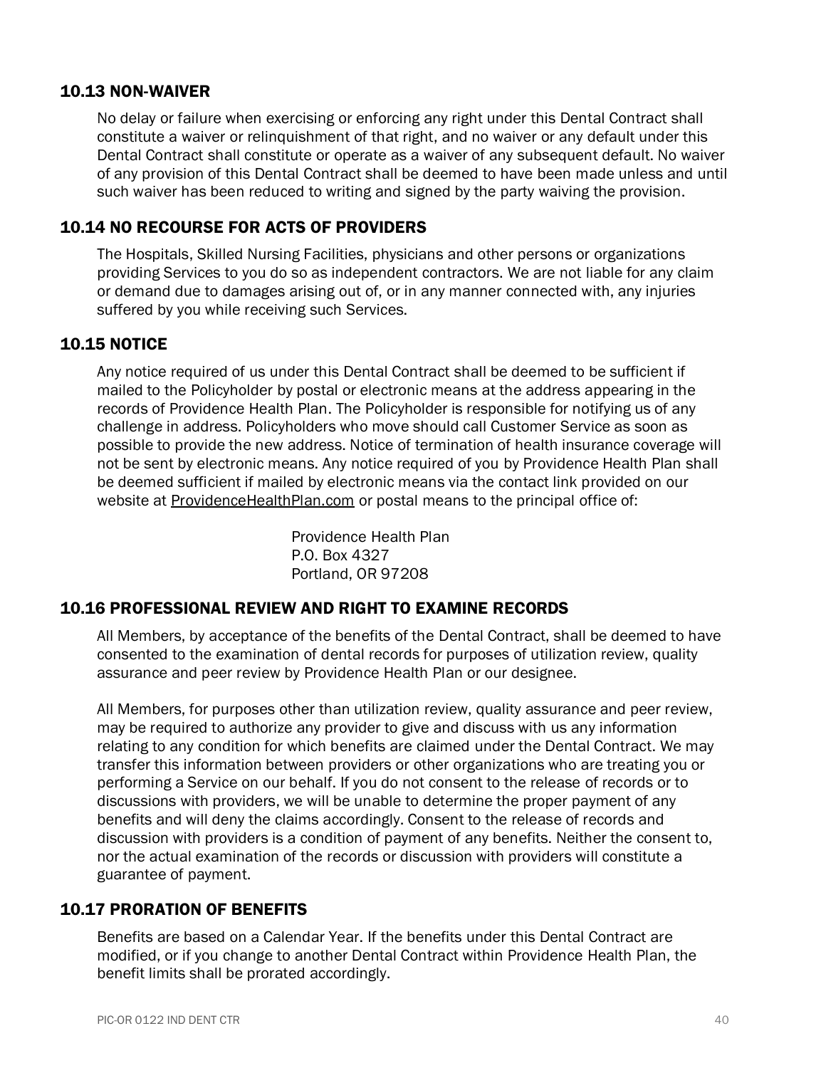## 10.13 NON-WAIVER

No delay or failure when exercising or enforcing any right under this Dental Contract shall constitute a waiver or relinquishment of that right, and no waiver or any default under this Dental Contract shall constitute or operate as a waiver of any subsequent default. No waiver of any provision of this Dental Contract shall be deemed to have been made unless and until such waiver has been reduced to writing and signed by the party waiving the provision.

## 10.14 NO RECOURSE FOR ACTS OF PROVIDERS

The Hospitals, Skilled Nursing Facilities, physicians and other persons or organizations providing Services to you do so as independent contractors. We are not liable for any claim or demand due to damages arising out of, or in any manner connected with, any injuries suffered by you while receiving such Services.

## 10.15 NOTICE

Any notice required of us under this Dental Contract shall be deemed to be sufficient if mailed to the Policyholder by postal or electronic means at the address appearing in the records of Providence Health Plan. The Policyholder is responsible for notifying us of any challenge in address. Policyholders who move should call Customer Service as soon as possible to provide the new address. Notice of termination of health insurance coverage will not be sent by electronic means. Any notice required of you by Providence Health Plan shall be deemed sufficient if mailed by electronic means via the contact link provided on our website at ProvidenceHealthPlan.com or postal means to the principal office of:

Providence Health Plan
P.O. Box 4327
Portland, OR 97208

## 10.16 PROFESSIONAL REVIEW AND RIGHT TO EXAMINE RECORDS

All Members, by acceptance of the benefits of the Dental Contract, shall be deemed to have consented to the examination of dental records for purposes of utilization review, quality assurance and peer review by Providence Health Plan or our designee.

All Members, for purposes other than utilization review, quality assurance and peer review, may be required to authorize any provider to give and discuss with us any information relating to any condition for which benefits are claimed under the Dental Contract. We may transfer this information between providers or other organizations who are treating you or performing a Service on our behalf. If you do not consent to the release of records or to discussions with providers, we will be unable to determine the proper payment of any benefits and will deny the claims accordingly. Consent to the release of records and discussion with providers is a condition of payment of any benefits. Neither the consent to, nor the actual examination of the records or discussion with providers will constitute a guarantee of payment.

## 10.17 PRORATION OF BENEFITS

Benefits are based on a Calendar Year. If the benefits under this Dental Contract are modified, or if you change to another Dental Contract within Providence Health Plan, the benefit limits shall be prorated accordingly.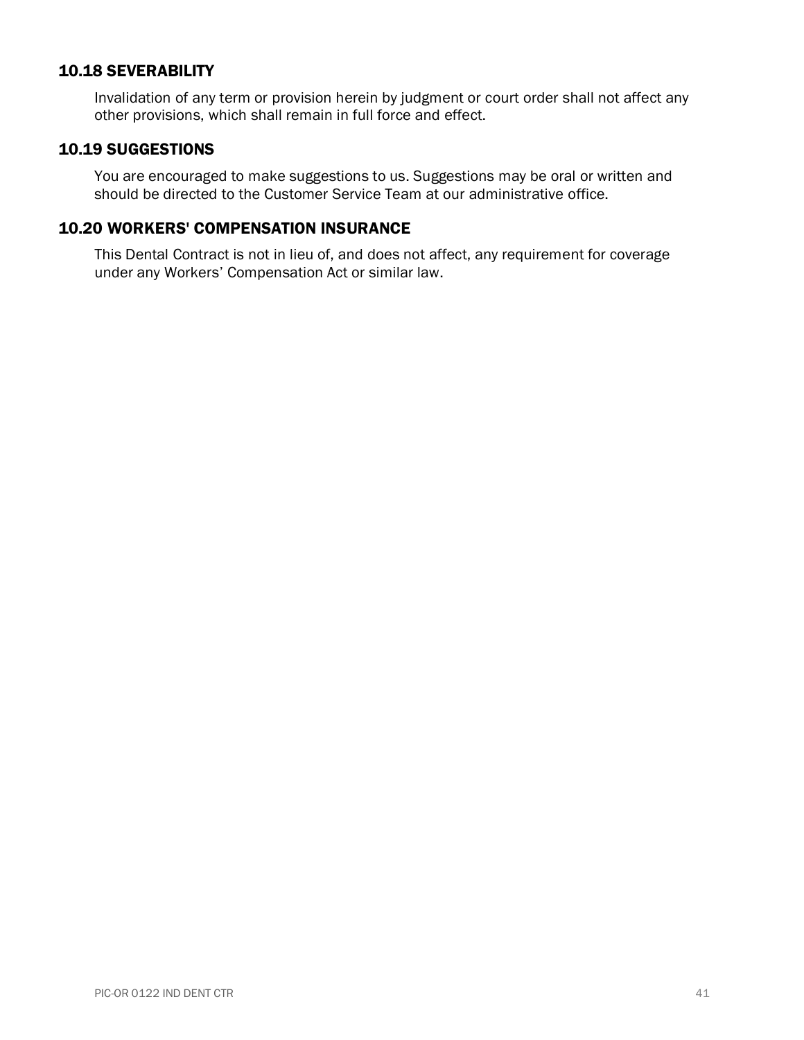## 10.18 SEVERABILITY

Invalidation of any term or provision herein by judgment or court order shall not affect any other provisions, which shall remain in full force and effect.

## 10.19 SUGGESTIONS

You are encouraged to make suggestions to us. Suggestions may be oral or written and should be directed to the Customer Service Team at our administrative office.

## 10.20 WORKERS' COMPENSATION INSURANCE

This Dental Contract is not in lieu of, and does not affect, any requirement for coverage under any Workers' Compensation Act or similar law.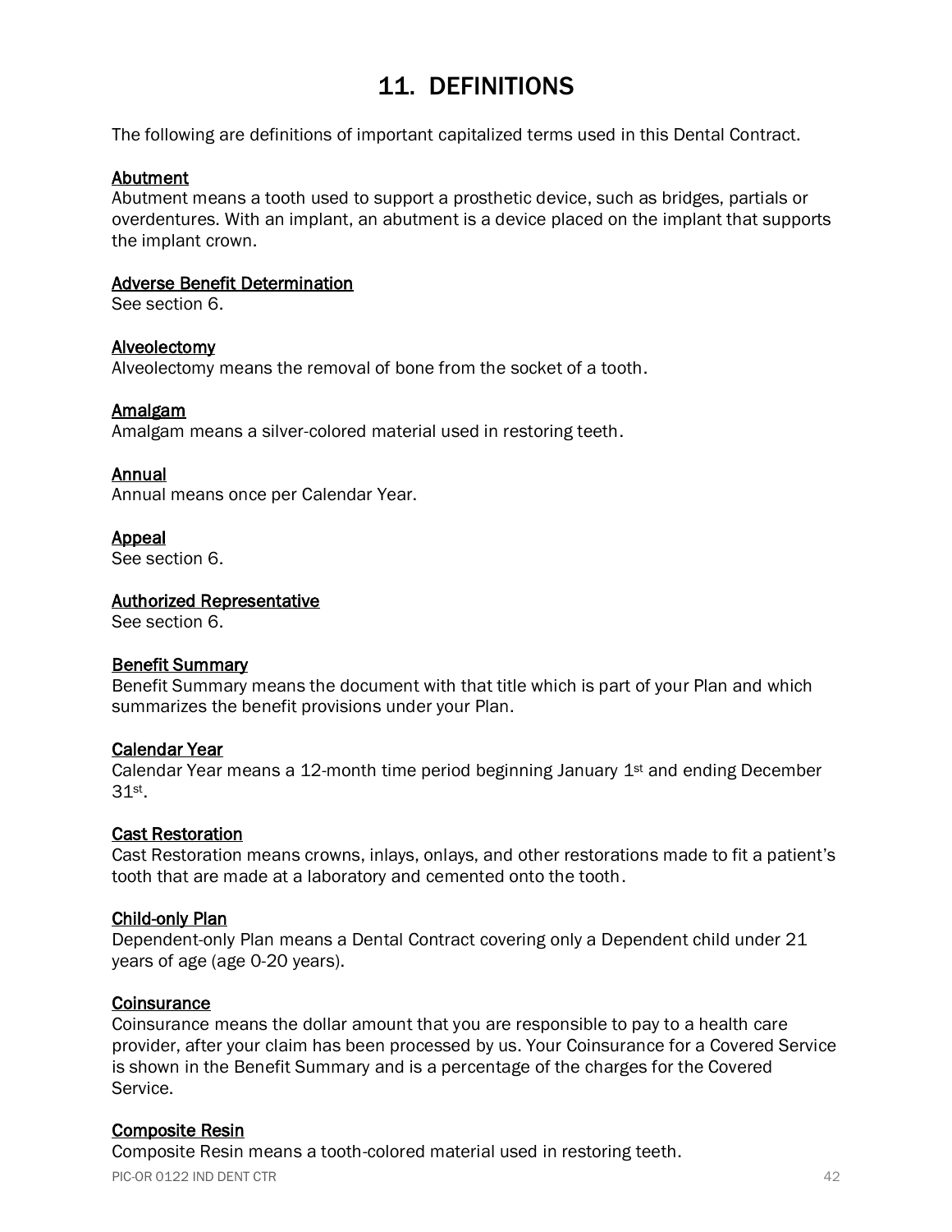# 11. DEFINITIONS

The following are definitions of important capitalized terms used in this Dental Contract.

<u>Abutment</u>
Abutment means a tooth used to support a prosthetic device, such as bridges, partials or overdentures. With an implant, an abutment is a device placed on the implant that supports the implant crown.

<u>Adverse Benefit Determination</u>
See section 6.

<u>Alveolectomy</u>
Alveolectomy means the removal of bone from the socket of a tooth.

<u>Amalgam</u>
Amalgam means a silver-colored material used in restoring teeth.

<u>Annual</u>
Annual means once per Calendar Year.

<u>Appeal</u>
See section 6.

<u>Authorized Representative</u>
See section 6.

<u>Benefit Summary</u>
Benefit Summary means the document with that title which is part of your Plan and which summarizes the benefit provisions under your Plan.

<u>Calendar Year</u>
Calendar Year means a 12-month time period beginning January 1st and ending December 31st.

<u>Cast Restoration</u>
Cast Restoration means crowns, inlays, onlays, and other restorations made to fit a patient's tooth that are made at a laboratory and cemented onto the tooth.

<u>Child-only Plan</u>
Dependent-only Plan means a Dental Contract covering only a Dependent child under 21 years of age (age 0-20 years).

<u>Coinsurance</u>
Coinsurance means the dollar amount that you are responsible to pay to a health care provider, after your claim has been processed by us. Your Coinsurance for a Covered Service is shown in the Benefit Summary and is a percentage of the charges for the Covered Service.

<u>Composite Resin</u>
Composite Resin means a tooth-colored material used in restoring teeth.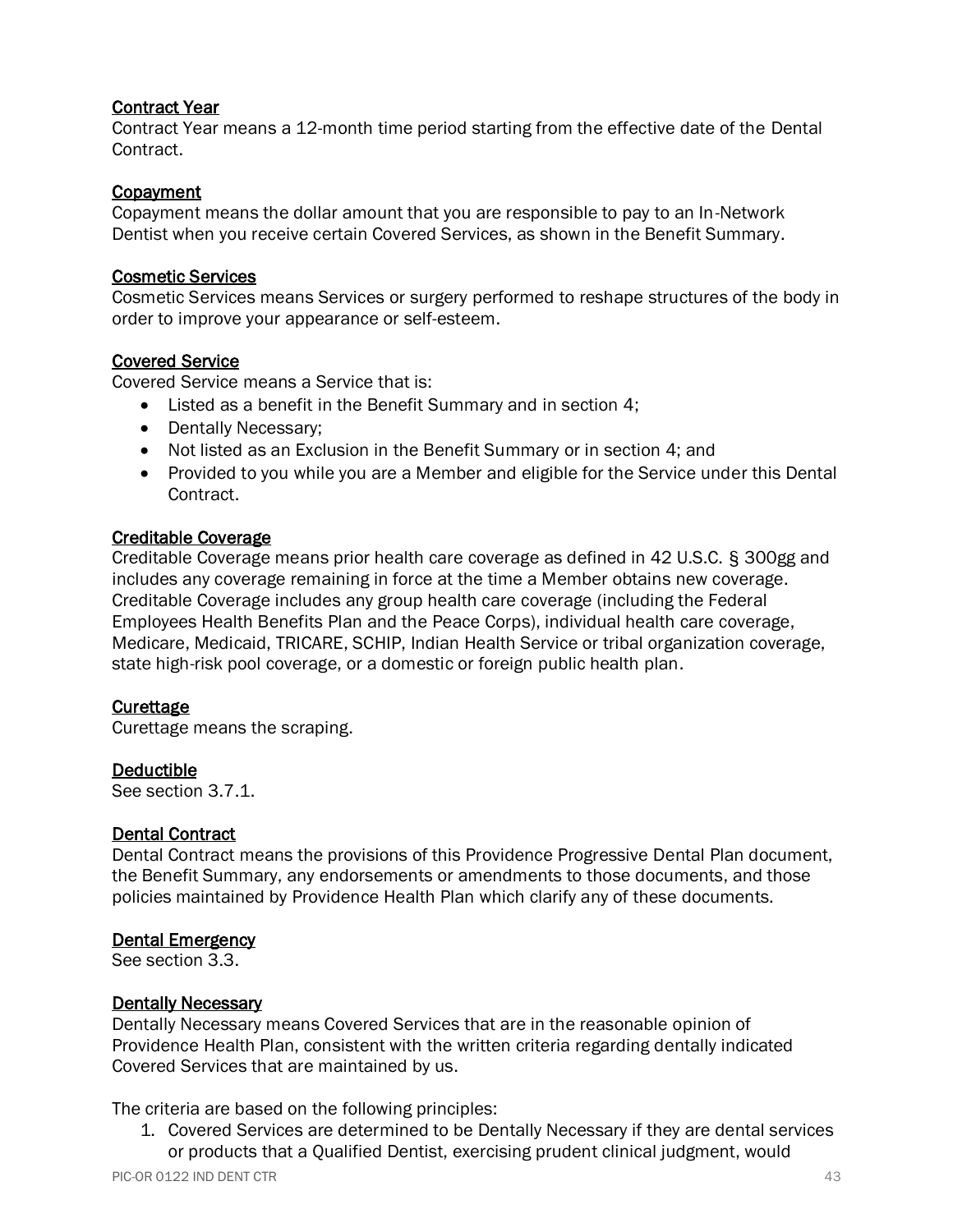<u>Contract Year</u>
Contract Year means a 12-month time period starting from the effective date of the Dental Contract.

<u>Copayment</u>
Copayment means the dollar amount that you are responsible to pay to an In-Network Dentist when you receive certain Covered Services, as shown in the Benefit Summary.

<u>Cosmetic Services</u>
Cosmetic Services means Services or surgery performed to reshape structures of the body in order to improve your appearance or self-esteem.

<u>Covered Service</u>
Covered Service means a Service that is:

- Listed as a benefit in the Benefit Summary and in section 4;
- Dentally Necessary;
- Not listed as an Exclusion in the Benefit Summary or in section 4; and
- Provided to you while you are a Member and eligible for the Service under this Dental Contract.

<u>Creditable Coverage</u>
Creditable Coverage means prior health care coverage as defined in 42 U.S.C. § 300gg and includes any coverage remaining in force at the time a Member obtains new coverage. Creditable Coverage includes any group health care coverage (including the Federal Employees Health Benefits Plan and the Peace Corps), individual health care coverage, Medicare, Medicaid, TRICARE, SCHIP, Indian Health Service or tribal organization coverage, state high-risk pool coverage, or a domestic or foreign public health plan.

<u>Curettage</u>
Curettage means the scraping.

<u>Deductible</u>
See section 3.7.1.

<u>Dental Contract</u>
Dental Contract means the provisions of this Providence Progressive Dental Plan document, the Benefit Summary, any endorsements or amendments to those documents, and those policies maintained by Providence Health Plan which clarify any of these documents.

<u>Dental Emergency</u>
See section 3.3.

<u>Dentally Necessary</u>
Dentally Necessary means Covered Services that are in the reasonable opinion of Providence Health Plan, consistent with the written criteria regarding dentally indicated Covered Services that are maintained by us.

The criteria are based on the following principles:

1. Covered Services are determined to be Dentally Necessary if they are dental services or products that a Qualified Dentist, exercising prudent clinical judgment, would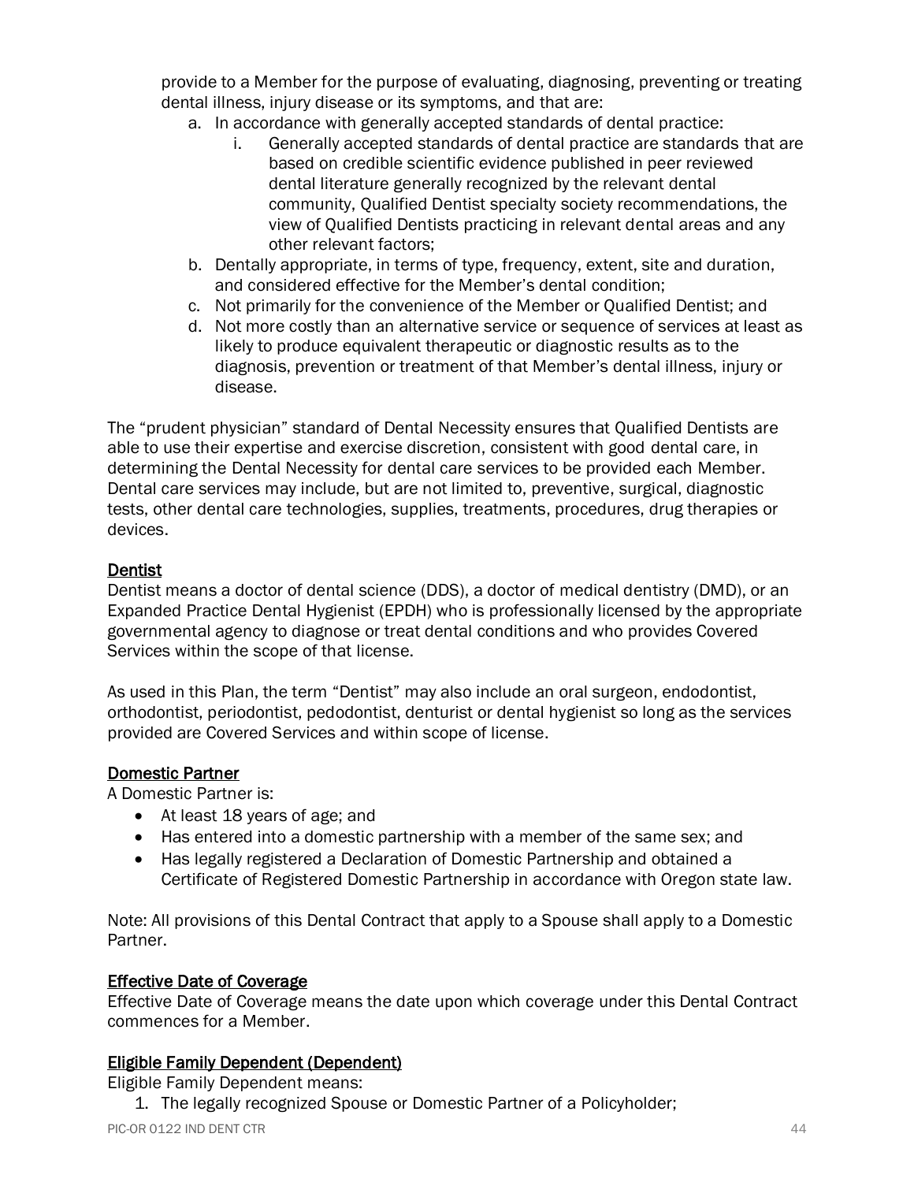provide to a Member for the purpose of evaluating, diagnosing, preventing or treating dental illness, injury disease or its symptoms, and that are:

   a. In accordance with generally accepted standards of dental practice:
      i. Generally accepted standards of dental practice are standards that are based on credible scientific evidence published in peer reviewed dental literature generally recognized by the relevant dental community, Qualified Dentist specialty society recommendations, the view of Qualified Dentists practicing in relevant dental areas and any other relevant factors;
   b. Dentally appropriate, in terms of type, frequency, extent, site and duration, and considered effective for the Member's dental condition;
   c. Not primarily for the convenience of the Member or Qualified Dentist; and
   d. Not more costly than an alternative service or sequence of services at least as likely to produce equivalent therapeutic or diagnostic results as to the diagnosis, prevention or treatment of that Member's dental illness, injury or disease.

The "prudent physician" standard of Dental Necessity ensures that Qualified Dentists are able to use their expertise and exercise discretion, consistent with good dental care, in determining the Dental Necessity for dental care services to be provided each Member. Dental care services may include, but are not limited to, preventive, surgical, diagnostic tests, other dental care technologies, supplies, treatments, procedures, drug therapies or devices.

<u>Dentist</u>

Dentist means a doctor of dental science (DDS), a doctor of medical dentistry (DMD), or an Expanded Practice Dental Hygienist (EPDH) who is professionally licensed by the appropriate governmental agency to diagnose or treat dental conditions and who provides Covered Services within the scope of that license.

As used in this Plan, the term "Dentist" may also include an oral surgeon, endodontist, orthodontist, periodontist, pedodontist, denturist or dental hygienist so long as the services provided are Covered Services and within scope of license.

<u>Domestic Partner</u>

A Domestic Partner is:

- At least 18 years of age; and
- Has entered into a domestic partnership with a member of the same sex; and
- Has legally registered a Declaration of Domestic Partnership and obtained a Certificate of Registered Domestic Partnership in accordance with Oregon state law.

Note: All provisions of this Dental Contract that apply to a Spouse shall apply to a Domestic Partner.

<u>Effective Date of Coverage</u>

Effective Date of Coverage means the date upon which coverage under this Dental Contract commences for a Member.

<u>Eligible Family Dependent (Dependent)</u>

Eligible Family Dependent means:

1. The legally recognized Spouse or Domestic Partner of a Policyholder;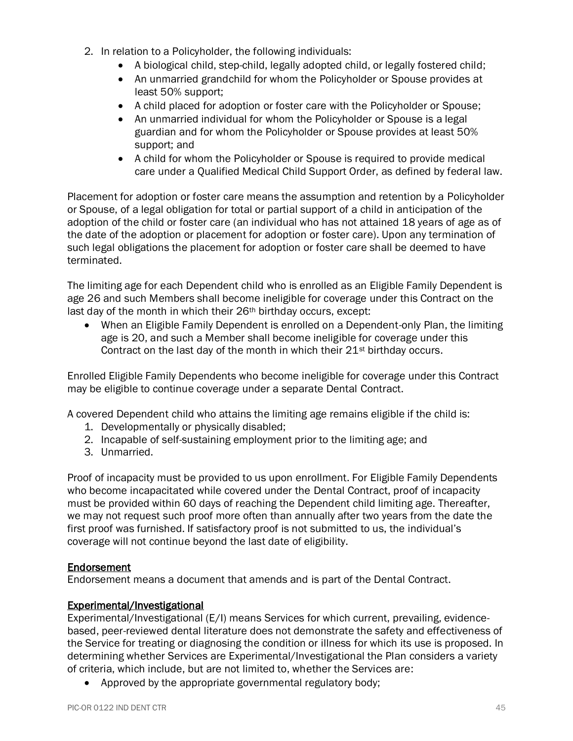2. In relation to a Policyholder, the following individuals:
   - A biological child, step-child, legally adopted child, or legally fostered child;
   - An unmarried grandchild for whom the Policyholder or Spouse provides at least 50% support;
   - A child placed for adoption or foster care with the Policyholder or Spouse;
   - An unmarried individual for whom the Policyholder or Spouse is a legal guardian and for whom the Policyholder or Spouse provides at least 50% support; and
   - A child for whom the Policyholder or Spouse is required to provide medical care under a Qualified Medical Child Support Order, as defined by federal law.

Placement for adoption or foster care means the assumption and retention by a Policyholder or Spouse, of a legal obligation for total or partial support of a child in anticipation of the adoption of the child or foster care (an individual who has not attained 18 years of age as of the date of the adoption or placement for adoption or foster care). Upon any termination of such legal obligations the placement for adoption or foster care shall be deemed to have terminated.

The limiting age for each Dependent child who is enrolled as an Eligible Family Dependent is age 26 and such Members shall become ineligible for coverage under this Contract on the last day of the month in which their 26th birthday occurs, except:

- When an Eligible Family Dependent is enrolled on a Dependent-only Plan, the limiting age is 20, and such a Member shall become ineligible for coverage under this Contract on the last day of the month in which their 21st birthday occurs.

Enrolled Eligible Family Dependents who become ineligible for coverage under this Contract may be eligible to continue coverage under a separate Dental Contract.

A covered Dependent child who attains the limiting age remains eligible if the child is:

1. Developmentally or physically disabled;
2. Incapable of self-sustaining employment prior to the limiting age; and
3. Unmarried.

Proof of incapacity must be provided to us upon enrollment. For Eligible Family Dependents who become incapacitated while covered under the Dental Contract, proof of incapacity must be provided within 60 days of reaching the Dependent child limiting age. Thereafter, we may not request such proof more often than annually after two years from the date the first proof was furnished. If satisfactory proof is not submitted to us, the individual's coverage will not continue beyond the last date of eligibility.

### Endorsement

Endorsement means a document that amends and is part of the Dental Contract.

### Experimental/Investigational

Experimental/Investigational (E/I) means Services for which current, prevailing, evidence-based, peer-reviewed dental literature does not demonstrate the safety and effectiveness of the Service for treating or diagnosing the condition or illness for which its use is proposed. In determining whether Services are Experimental/Investigational the Plan considers a variety of criteria, which include, but are not limited to, whether the Services are:

- Approved by the appropriate governmental regulatory body;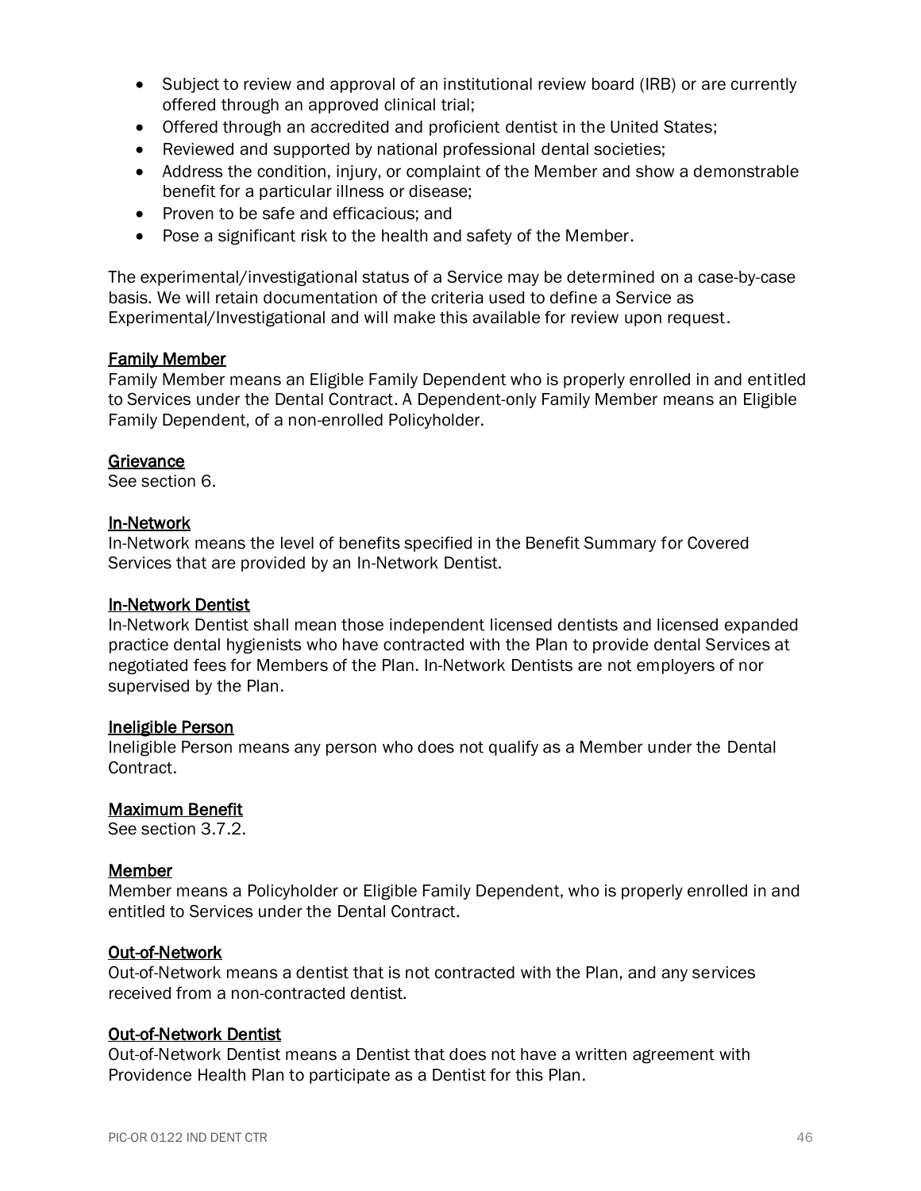- Subject to review and approval of an institutional review board (IRB) or are currently offered through an approved clinical trial;
- Offered through an accredited and proficient dentist in the United States;
- Reviewed and supported by national professional dental societies;
- Address the condition, injury, or complaint of the Member and show a demonstrable benefit for a particular illness or disease;
- Proven to be safe and efficacious; and
- Pose a significant risk to the health and safety of the Member.

The experimental/investigational status of a Service may be determined on a case-by-case basis. We will retain documentation of the criteria used to define a Service as Experimental/Investigational and will make this available for review upon request.

<u>Family Member</u>
Family Member means an Eligible Family Dependent who is properly enrolled in and entitled to Services under the Dental Contract. A Dependent-only Family Member means an Eligible Family Dependent, of a non-enrolled Policyholder.

<u>Grievance</u>
See section 6.

<u>In-Network</u>
In-Network means the level of benefits specified in the Benefit Summary for Covered Services that are provided by an In-Network Dentist.

<u>In-Network Dentist</u>
In-Network Dentist shall mean those independent licensed dentists and licensed expanded practice dental hygienists who have contracted with the Plan to provide dental Services at negotiated fees for Members of the Plan. In-Network Dentists are not employers of nor supervised by the Plan.

<u>Ineligible Person</u>
Ineligible Person means any person who does not qualify as a Member under the Dental Contract.

<u>Maximum Benefit</u>
See section 3.7.2.

<u>Member</u>
Member means a Policyholder or Eligible Family Dependent, who is properly enrolled in and entitled to Services under the Dental Contract.

<u>Out-of-Network</u>
Out-of-Network means a dentist that is not contracted with the Plan, and any services received from a non-contracted dentist.

<u>Out-of-Network Dentist</u>
Out-of-Network Dentist means a Dentist that does not have a written agreement with Providence Health Plan to participate as a Dentist for this Plan.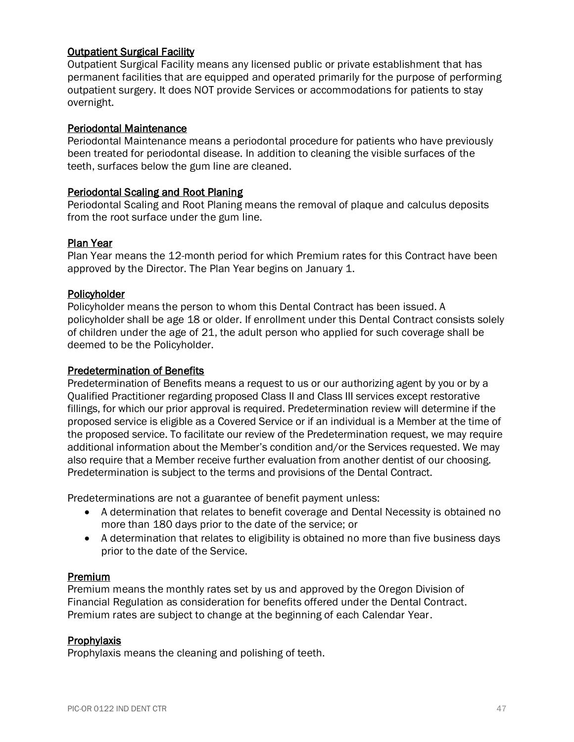### Outpatient Surgical Facility

Outpatient Surgical Facility means any licensed public or private establishment that has permanent facilities that are equipped and operated primarily for the purpose of performing outpatient surgery. It does NOT provide Services or accommodations for patients to stay overnight.

### Periodontal Maintenance

Periodontal Maintenance means a periodontal procedure for patients who have previously been treated for periodontal disease. In addition to cleaning the visible surfaces of the teeth, surfaces below the gum line are cleaned.

### Periodontal Scaling and Root Planing

Periodontal Scaling and Root Planing means the removal of plaque and calculus deposits from the root surface under the gum line.

### Plan Year

Plan Year means the 12-month period for which Premium rates for this Contract have been approved by the Director. The Plan Year begins on January 1.

### Policyholder

Policyholder means the person to whom this Dental Contract has been issued. A policyholder shall be age 18 or older. If enrollment under this Dental Contract consists solely of children under the age of 21, the adult person who applied for such coverage shall be deemed to be the Policyholder.

### Predetermination of Benefits

Predetermination of Benefits means a request to us or our authorizing agent by you or by a Qualified Practitioner regarding proposed Class II and Class III services except restorative fillings, for which our prior approval is required. Predetermination review will determine if the proposed service is eligible as a Covered Service or if an individual is a Member at the time of the proposed service. To facilitate our review of the Predetermination request, we may require additional information about the Member's condition and/or the Services requested. We may also require that a Member receive further evaluation from another dentist of our choosing. Predetermination is subject to the terms and provisions of the Dental Contract.

Predeterminations are not a guarantee of benefit payment unless:

- A determination that relates to benefit coverage and Dental Necessity is obtained no more than 180 days prior to the date of the service; or
- A determination that relates to eligibility is obtained no more than five business days prior to the date of the Service.

### Premium

Premium means the monthly rates set by us and approved by the Oregon Division of Financial Regulation as consideration for benefits offered under the Dental Contract. Premium rates are subject to change at the beginning of each Calendar Year.

### Prophylaxis

Prophylaxis means the cleaning and polishing of teeth.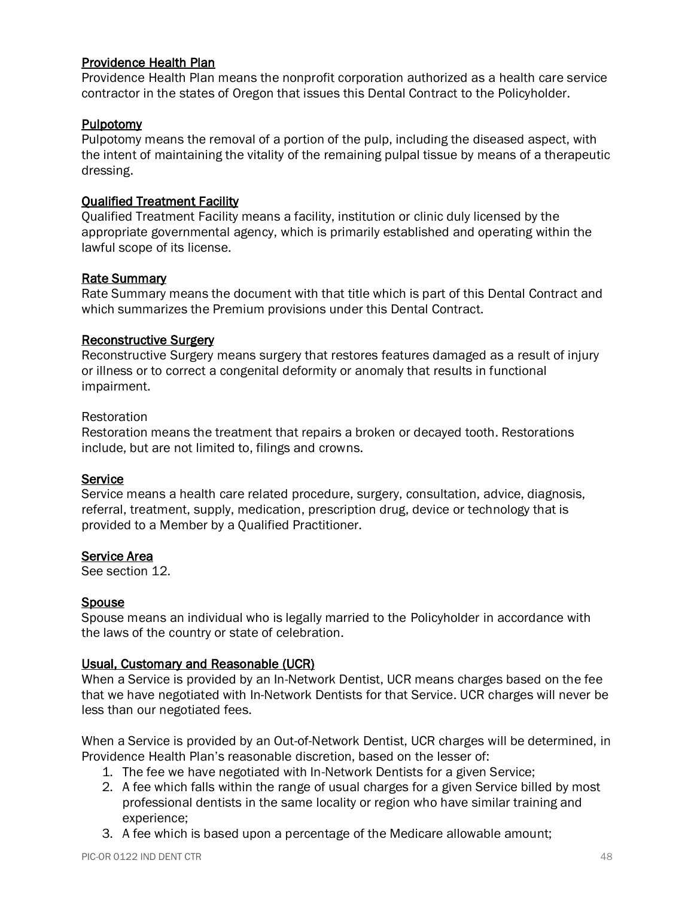**Providence Health Plan**
Providence Health Plan means the nonprofit corporation authorized as a health care service contractor in the states of Oregon that issues this Dental Contract to the Policyholder.

**Pulpotomy**
Pulpotomy means the removal of a portion of the pulp, including the diseased aspect, with the intent of maintaining the vitality of the remaining pulpal tissue by means of a therapeutic dressing.

**Qualified Treatment Facility**
Qualified Treatment Facility means a facility, institution or clinic duly licensed by the appropriate governmental agency, which is primarily established and operating within the lawful scope of its license.

**Rate Summary**
Rate Summary means the document with that title which is part of this Dental Contract and which summarizes the Premium provisions under this Dental Contract.

**Reconstructive Surgery**
Reconstructive Surgery means surgery that restores features damaged as a result of injury or illness or to correct a congenital deformity or anomaly that results in functional impairment.

Restoration
Restoration means the treatment that repairs a broken or decayed tooth. Restorations include, but are not limited to, filings and crowns.

**Service**
Service means a health care related procedure, surgery, consultation, advice, diagnosis, referral, treatment, supply, medication, prescription drug, device or technology that is provided to a Member by a Qualified Practitioner.

**Service Area**
See section 12.

**Spouse**
Spouse means an individual who is legally married to the Policyholder in accordance with the laws of the country or state of celebration.

**Usual, Customary and Reasonable (UCR)**
When a Service is provided by an In-Network Dentist, UCR means charges based on the fee that we have negotiated with In-Network Dentists for that Service. UCR charges will never be less than our negotiated fees.

When a Service is provided by an Out-of-Network Dentist, UCR charges will be determined, in Providence Health Plan's reasonable discretion, based on the lesser of:

1. The fee we have negotiated with In-Network Dentists for a given Service;
2. A fee which falls within the range of usual charges for a given Service billed by most professional dentists in the same locality or region who have similar training and experience;
3. A fee which is based upon a percentage of the Medicare allowable amount;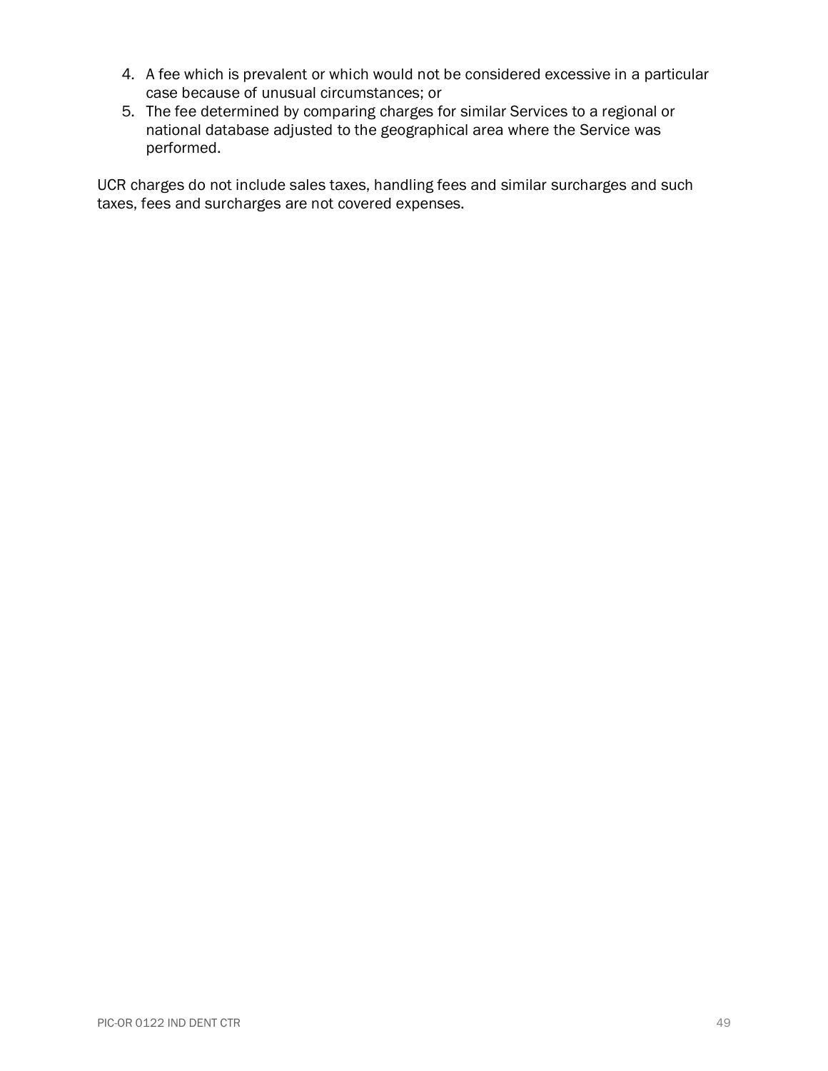4. A fee which is prevalent or which would not be considered excessive in a particular case because of unusual circumstances; or
5. The fee determined by comparing charges for similar Services to a regional or national database adjusted to the geographical area where the Service was performed.

UCR charges do not include sales taxes, handling fees and similar surcharges and such taxes, fees and surcharges are not covered expenses.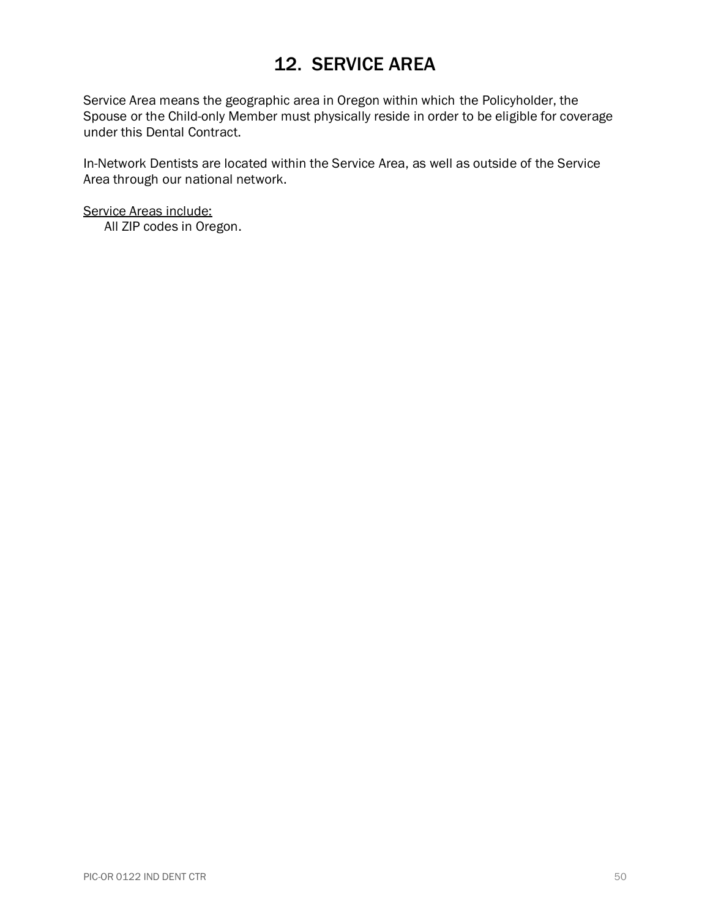# 12. SERVICE AREA

Service Area means the geographic area in Oregon within which the Policyholder, the Spouse or the Child-only Member must physically reside in order to be eligible for coverage under this Dental Contract.

In-Network Dentists are located within the Service Area, as well as outside of the Service Area through our national network.

<u>Service Areas include:</u>

All ZIP codes in Oregon.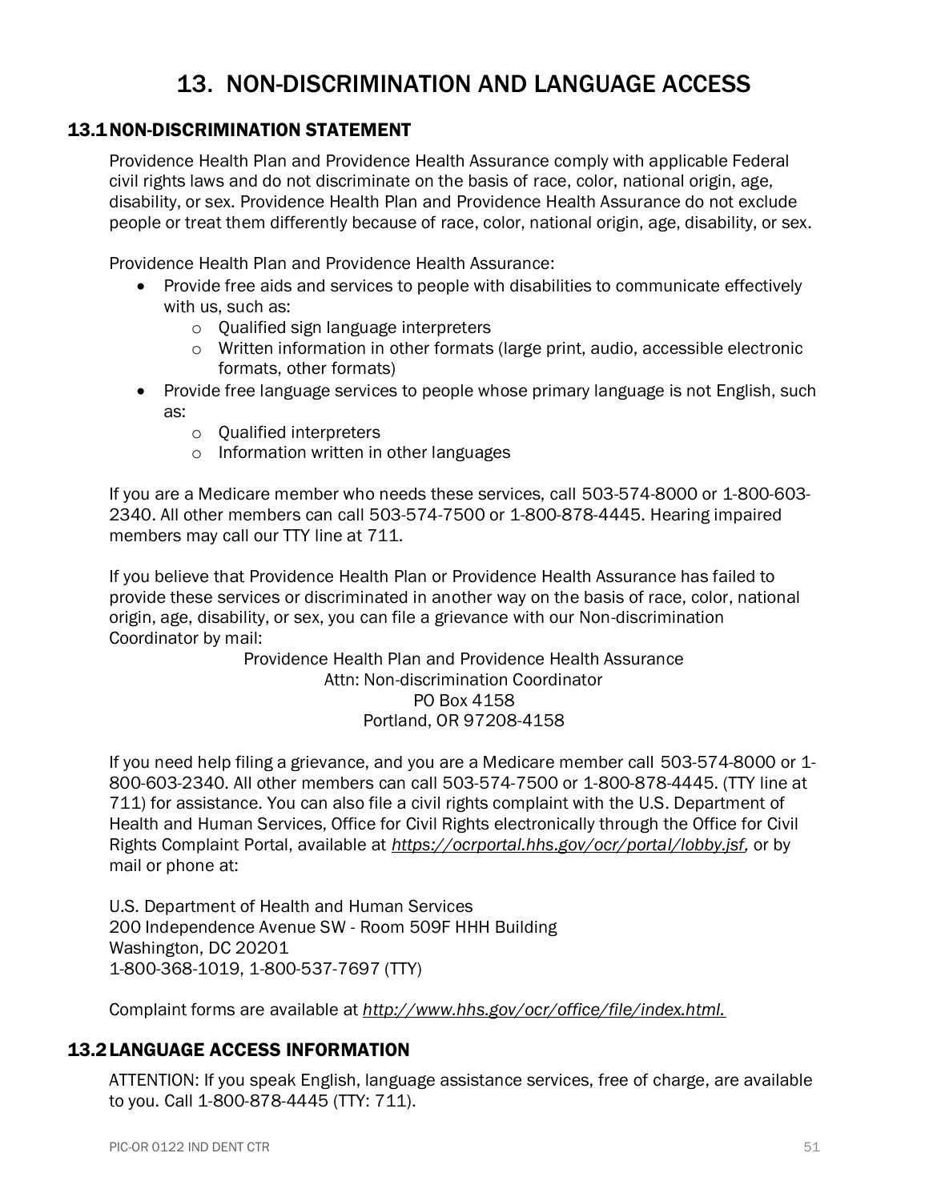# 13. NON-DISCRIMINATION AND LANGUAGE ACCESS

## 13.1 NON-DISCRIMINATION STATEMENT

Providence Health Plan and Providence Health Assurance comply with applicable Federal civil rights laws and do not discriminate on the basis of race, color, national origin, age, disability, or sex. Providence Health Plan and Providence Health Assurance do not exclude people or treat them differently because of race, color, national origin, age, disability, or sex.

Providence Health Plan and Providence Health Assurance:

- Provide free aids and services to people with disabilities to communicate effectively with us, such as:
  - Qualified sign language interpreters
  - Written information in other formats (large print, audio, accessible electronic formats, other formats)
- Provide free language services to people whose primary language is not English, such as:
  - Qualified interpreters
  - Information written in other languages

If you are a Medicare member who needs these services, call 503-574-8000 or 1-800-603-2340. All other members can call 503-574-7500 or 1-800-878-4445. Hearing impaired members may call our TTY line at 711.

If you believe that Providence Health Plan or Providence Health Assurance has failed to provide these services or discriminated in another way on the basis of race, color, national origin, age, disability, or sex, you can file a grievance with our Non-discrimination Coordinator by mail:

Providence Health Plan and Providence Health Assurance
Attn: Non-discrimination Coordinator
PO Box 4158
Portland, OR 97208-4158

If you need help filing a grievance, and you are a Medicare member call 503-574-8000 or 1-800-603-2340. All other members can call 503-574-7500 or 1-800-878-4445. (TTY line at 711) for assistance. You can also file a civil rights complaint with the U.S. Department of Health and Human Services, Office for Civil Rights electronically through the Office for Civil Rights Complaint Portal, available at *https://ocrportal.hhs.gov/ocr/portal/lobby.jsf,* or by mail or phone at:

U.S. Department of Health and Human Services
200 Independence Avenue SW - Room 509F HHH Building
Washington, DC 20201
1-800-368-1019, 1-800-537-7697 (TTY)

Complaint forms are available at *http://www.hhs.gov/ocr/office/file/index.html.*

## 13.2 LANGUAGE ACCESS INFORMATION

ATTENTION: If you speak English, language assistance services, free of charge, are available to you. Call 1-800-878-4445 (TTY: 711).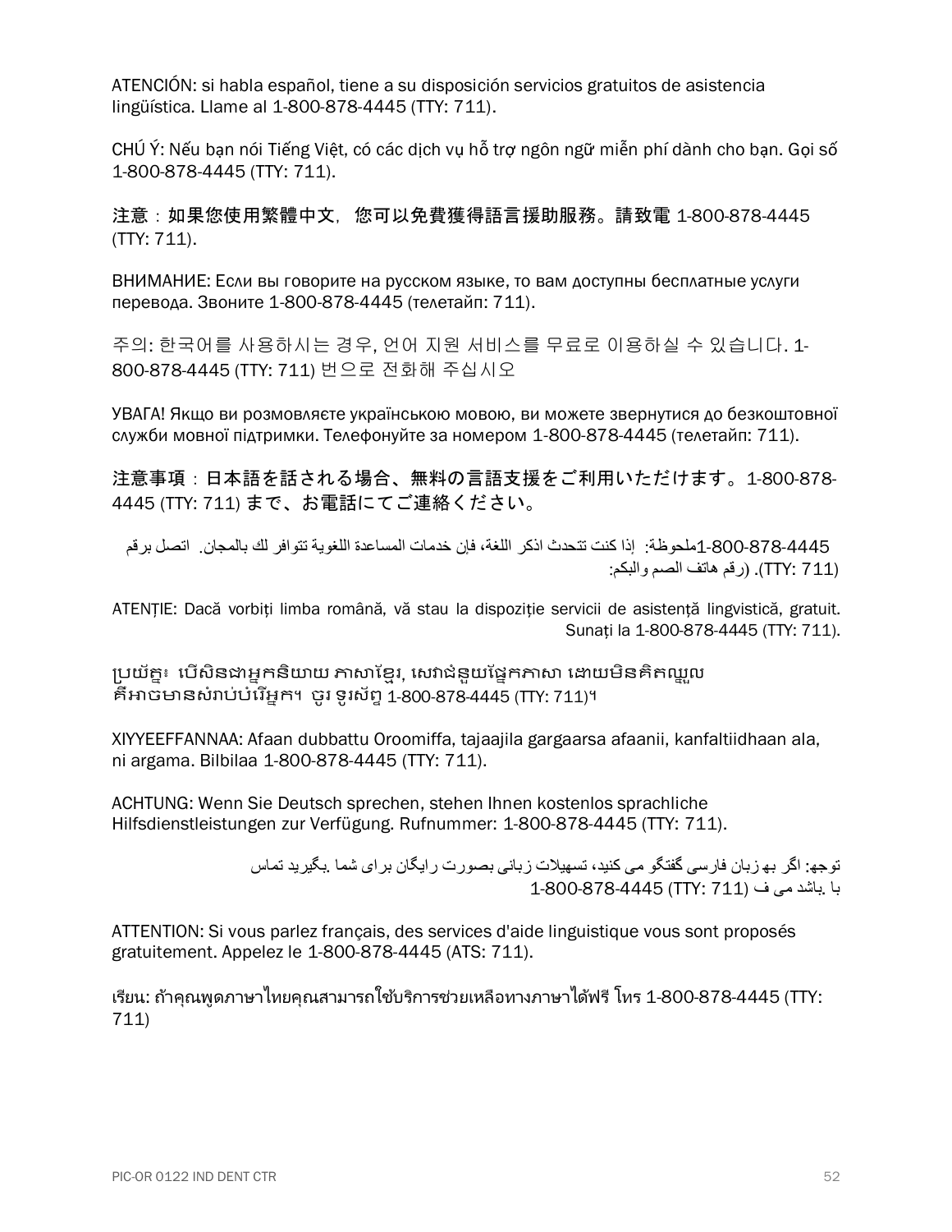ATENCIÓN: si habla español, tiene a su disposición servicios gratuitos de asistencia lingüística. Llame al 1-800-878-4445 (TTY: 711).

CHÚ Ý: Nếu bạn nói Tiếng Việt, có các dịch vụ hỗ trợ ngôn ngữ miễn phí dành cho bạn. Gọi số 1-800-878-4445 (TTY: 711).

注意：如果您使用繁體中文，您可以免費獲得語言援助服務。請致電 1-800-878-4445 (TTY: 711).

ВНИМАНИЕ: Если вы говорите на русском языке, то вам доступны бесплатные услуги перевода. Звоните 1-800-878-4445 (телетайп: 711).

주의: 한국어를 사용하시는 경우, 언어 지원 서비스를 무료로 이용하실 수 있습니다. 1-800-878-4445 (TTY: 711) 번으로 전화해 주십시오

УВАГА! Якщо ви розмовляєте українською мовою, ви можете звернутися до безкоштовної служби мовної підтримки. Телефонуйте за номером 1-800-878-4445 (телетайп: 711).

注意事項：日本語を話される場合、無料の言語支援をご利用いただけます。1-800-878-4445 (TTY: 711) まで、お電話にてご連絡ください。

ملحوظة: إذا كنت تتحدث اذكر اللغة، فإن خدمات المساعدة اللغوية تتوافر لك بالمجان. اتصل برقم 1-800-878-4445 (رقم هاتف الصم والبكم: 711).

ATENȚIE: Dacă vorbiți limba română, vă stau la dispoziție servicii de asistență lingvistică, gratuit. Sunați la 1-800-878-4445 (TTY: 711).

ប្រយ័ត្ន៖ បើសិនជាអ្នកនិយាយ ភាសាខ្មែរ, សេវាជំនួយផ្នែកភាសា ដោយមិនគិតឈ្នួល គឺអាចមានសំរាប់បំរើអ្នក។ ចូរ ទូរស័ព្ទ 1-800-878-4445 (TTY: 711)។

XIYYEEFFANNAA: Afaan dubbattu Oroomiffa, tajaajila gargaarsa afaanii, kanfaltiidhaan ala, ni argama. Bilbilaa 1-800-878-4445 (TTY: 711).

ACHTUNG: Wenn Sie Deutsch sprechen, stehen Ihnen kostenlos sprachliche Hilfsdienstleistungen zur Verfügung. Rufnummer: 1-800-878-4445 (TTY: 711).

توجه: اگر به زبان فارسی گفتگو می کنید، تسهیلات زبانی بصورت رایگان برای شما فراهم می باشد. با 1-800-878-4445 (TTY: 711) تماس بگیرید.

ATTENTION: Si vous parlez français, des services d'aide linguistique vous sont proposés gratuitement. Appelez le 1-800-878-4445 (ATS: 711).

เรียน: ถ้าคุณพูดภาษาไทยคุณสามารถใช้บริการช่วยเหลือทางภาษาได้ฟรี โทร 1-800-878-4445 (TTY: 711)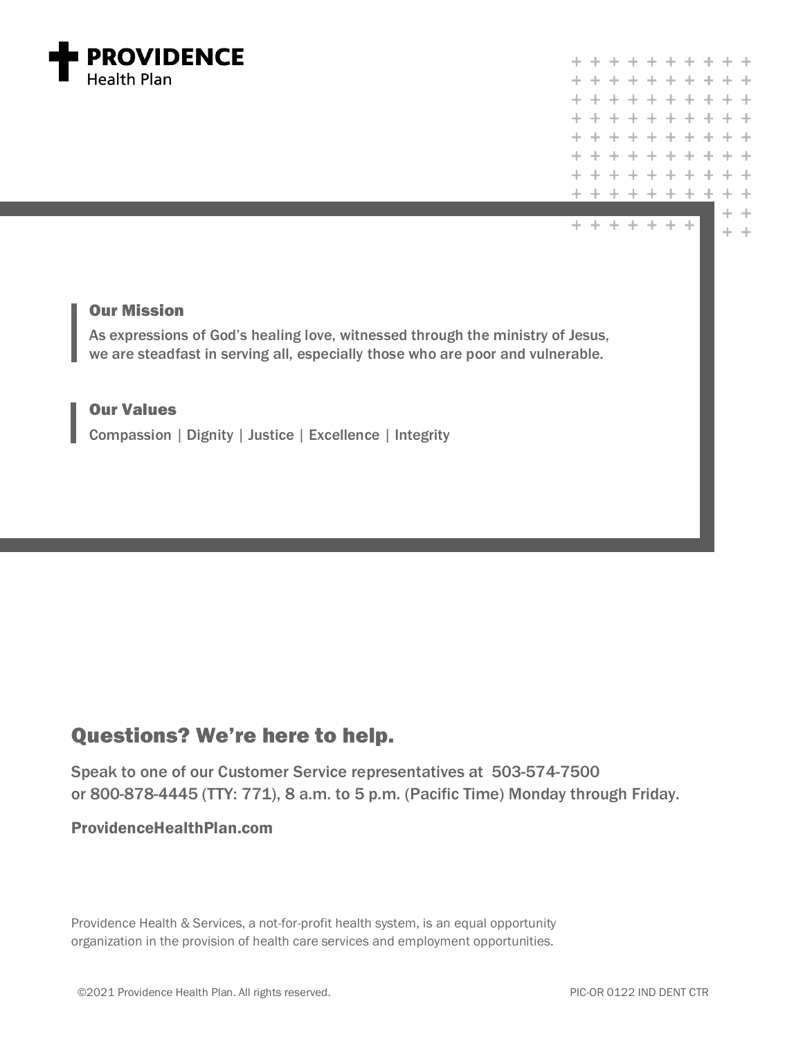**PROVIDENCE**
Health Plan

### Our Mission

As expressions of God's healing love, witnessed through the ministry of Jesus, we are steadfast in serving all, especially those who are poor and vulnerable.

### Our Values

Compassion | Dignity | Justice | Excellence | Integrity

## Questions? We're here to help.

Speak to one of our Customer Service representatives at 503-574-7500 or 800-878-4445 (TTY: 771), 8 a.m. to 5 p.m. (Pacific Time) Monday through Friday.

**ProvidenceHealthPlan.com**

Providence Health & Services, a not-for-profit health system, is an equal opportunity organization in the provision of health care services and employment opportunities.

©2021 Providence Health Plan. All rights reserved.

PIC-OR 0122 IND DENT CTR